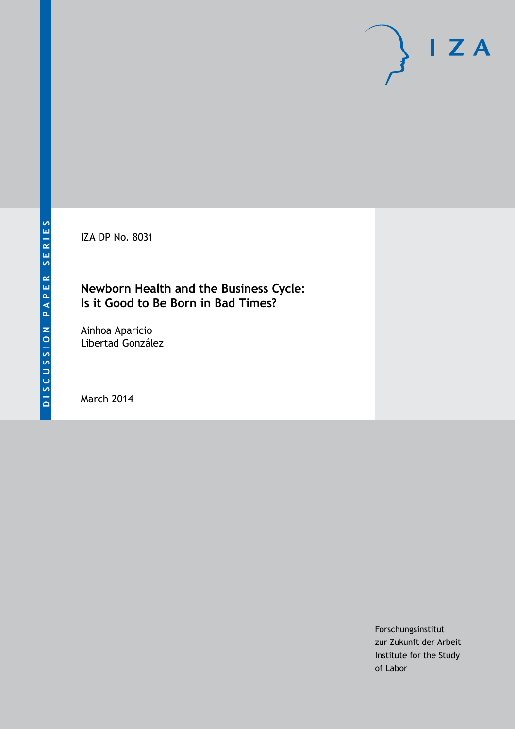DISCUSSION PAPER SERIES

IZA DP No. 8031

# Newborn Health and the Business Cycle: Is it Good to Be Born in Bad Times?

Ainhoa Aparicio
Libertad González

March 2014

Forschungsinstitut
zur Zukunft der Arbeit
Institute for the Study
of Labor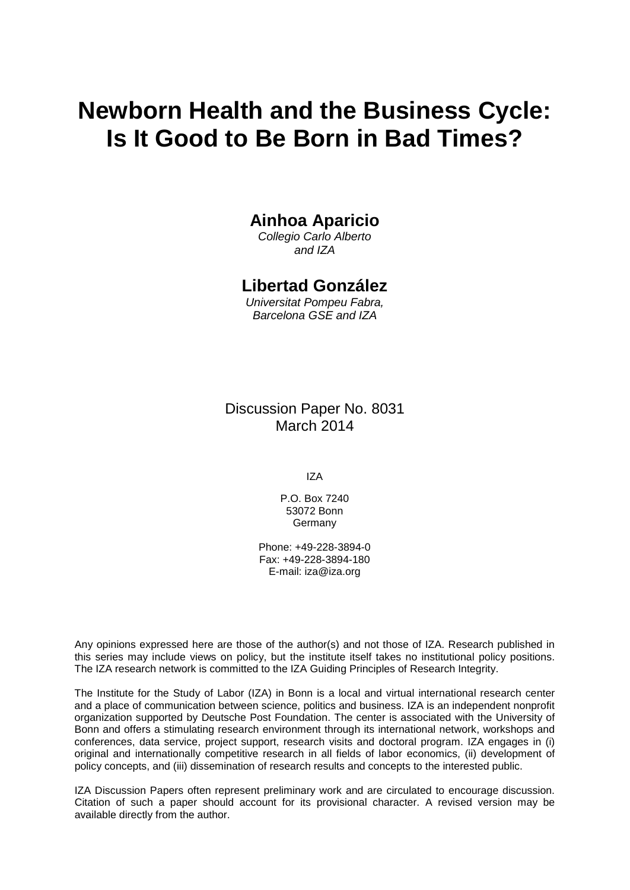# Newborn Health and the Business Cycle: Is It Good to Be Born in Bad Times?

**Ainhoa Aparicio**
*Collegio Carlo Alberto*
*and IZA*

**Libertad González**
*Universitat Pompeu Fabra,*
*Barcelona GSE and IZA*

Discussion Paper No. 8031
March 2014

IZA

P.O. Box 7240
53072 Bonn
Germany

Phone: +49-228-3894-0
Fax: +49-228-3894-180
E-mail: iza@iza.org

Any opinions expressed here are those of the author(s) and not those of IZA. Research published in this series may include views on policy, but the institute itself takes no institutional policy positions. The IZA research network is committed to the IZA Guiding Principles of Research Integrity.

The Institute for the Study of Labor (IZA) in Bonn is a local and virtual international research center and a place of communication between science, politics and business. IZA is an independent nonprofit organization supported by Deutsche Post Foundation. The center is associated with the University of Bonn and offers a stimulating research environment through its international network, workshops and conferences, data service, project support, research visits and doctoral program. IZA engages in (i) original and internationally competitive research in all fields of labor economics, (ii) development of policy concepts, and (iii) dissemination of research results and concepts to the interested public.

IZA Discussion Papers often represent preliminary work and are circulated to encourage discussion. Citation of such a paper should account for its provisional character. A revised version may be available directly from the author.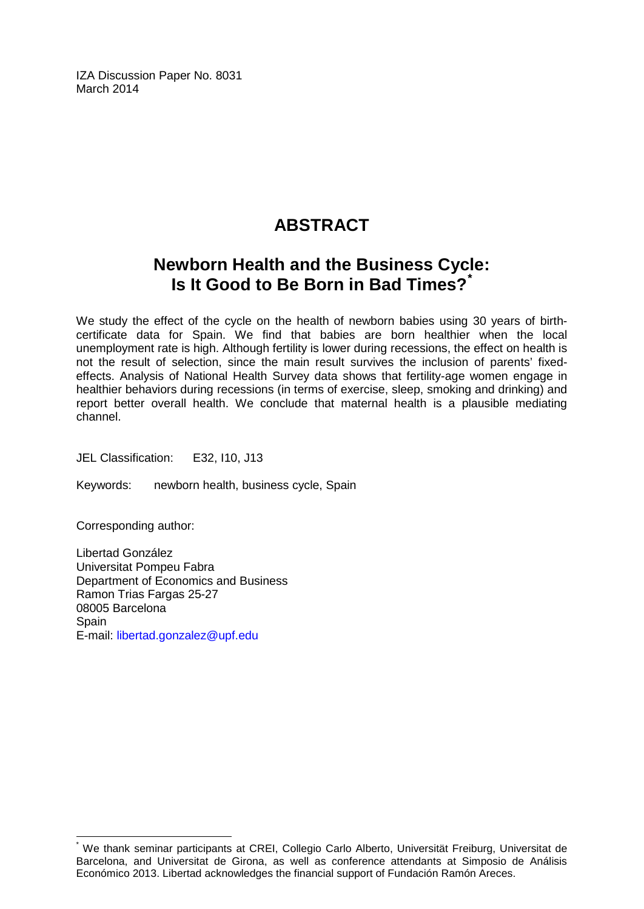IZA Discussion Paper No. 8031
March 2014

# ABSTRACT

## Newborn Health and the Business Cycle: Is It Good to Be Born in Bad Times?[*]

We study the effect of the cycle on the health of newborn babies using 30 years of birth-certificate data for Spain. We find that babies are born healthier when the local unemployment rate is high. Although fertility is lower during recessions, the effect on health is not the result of selection, since the main result survives the inclusion of parents' fixed-effects. Analysis of National Health Survey data shows that fertility-age women engage in healthier behaviors during recessions (in terms of exercise, sleep, smoking and drinking) and report better overall health. We conclude that maternal health is a plausible mediating channel.

JEL Classification: E32, I10, J13

Keywords: newborn health, business cycle, Spain

Corresponding author:

Libertad González
Universitat Pompeu Fabra
Department of Economics and Business
Ramon Trias Fargas 25-27
08005 Barcelona
Spain
E-mail: libertad.gonzalez@upf.edu

[*] We thank seminar participants at CREI, Collegio Carlo Alberto, Universität Freiburg, Universitat de Barcelona, and Universitat de Girona, as well as conference attendants at Simposio de Análisis Económico 2013. Libertad acknowledges the financial support of Fundación Ramón Areces.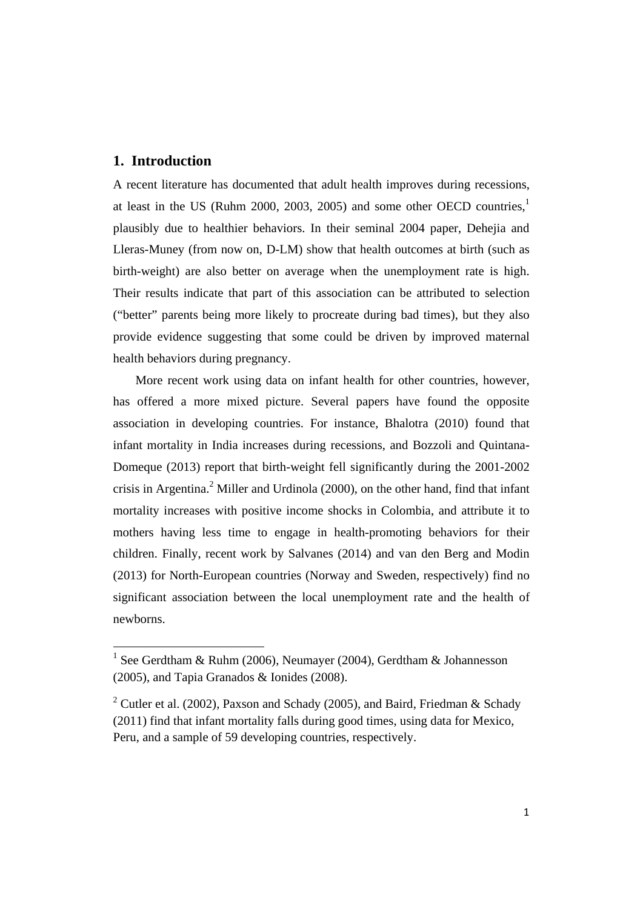## 1. Introduction

A recent literature has documented that adult health improves during recessions, at least in the US (Ruhm 2000, 2003, 2005) and some other OECD countries,[1] plausibly due to healthier behaviors. In their seminal 2004 paper, Dehejia and Lleras-Muney (from now on, D-LM) show that health outcomes at birth (such as birth-weight) are also better on average when the unemployment rate is high. Their results indicate that part of this association can be attributed to selection ("better" parents being more likely to procreate during bad times), but they also provide evidence suggesting that some could be driven by improved maternal health behaviors during pregnancy.

More recent work using data on infant health for other countries, however, has offered a more mixed picture. Several papers have found the opposite association in developing countries. For instance, Bhalotra (2010) found that infant mortality in India increases during recessions, and Bozzoli and Quintana-Domeque (2013) report that birth-weight fell significantly during the 2001-2002 crisis in Argentina.[2] Miller and Urdinola (2000), on the other hand, find that infant mortality increases with positive income shocks in Colombia, and attribute it to mothers having less time to engage in health-promoting behaviors for their children. Finally, recent work by Salvanes (2014) and van den Berg and Modin (2013) for North-European countries (Norway and Sweden, respectively) find no significant association between the local unemployment rate and the health of newborns.

[1] See Gerdtham & Ruhm (2006), Neumayer (2004), Gerdtham & Johannesson (2005), and Tapia Granados & Ionides (2008).

[2] Cutler et al. (2002), Paxson and Schady (2005), and Baird, Friedman & Schady (2011) find that infant mortality falls during good times, using data for Mexico, Peru, and a sample of 59 developing countries, respectively.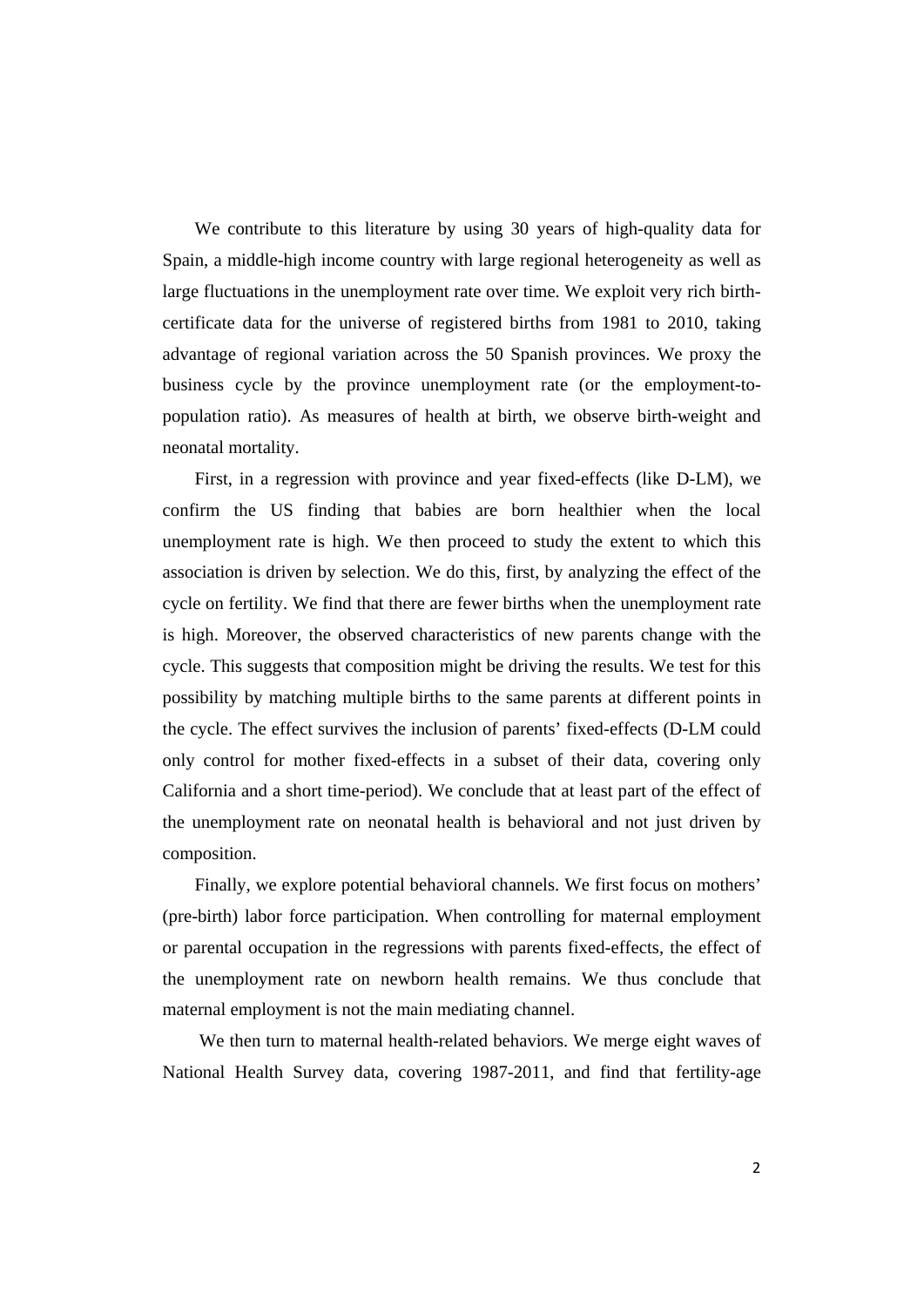We contribute to this literature by using 30 years of high-quality data for Spain, a middle-high income country with large regional heterogeneity as well as large fluctuations in the unemployment rate over time. We exploit very rich birth-certificate data for the universe of registered births from 1981 to 2010, taking advantage of regional variation across the 50 Spanish provinces. We proxy the business cycle by the province unemployment rate (or the employment-to-population ratio). As measures of health at birth, we observe birth-weight and neonatal mortality.

First, in a regression with province and year fixed-effects (like D-LM), we confirm the US finding that babies are born healthier when the local unemployment rate is high. We then proceed to study the extent to which this association is driven by selection. We do this, first, by analyzing the effect of the cycle on fertility. We find that there are fewer births when the unemployment rate is high. Moreover, the observed characteristics of new parents change with the cycle. This suggests that composition might be driving the results. We test for this possibility by matching multiple births to the same parents at different points in the cycle. The effect survives the inclusion of parents' fixed-effects (D-LM could only control for mother fixed-effects in a subset of their data, covering only California and a short time-period). We conclude that at least part of the effect of the unemployment rate on neonatal health is behavioral and not just driven by composition.

Finally, we explore potential behavioral channels. We first focus on mothers' (pre-birth) labor force participation. When controlling for maternal employment or parental occupation in the regressions with parents fixed-effects, the effect of the unemployment rate on newborn health remains. We thus conclude that maternal employment is not the main mediating channel.

We then turn to maternal health-related behaviors. We merge eight waves of National Health Survey data, covering 1987-2011, and find that fertility-age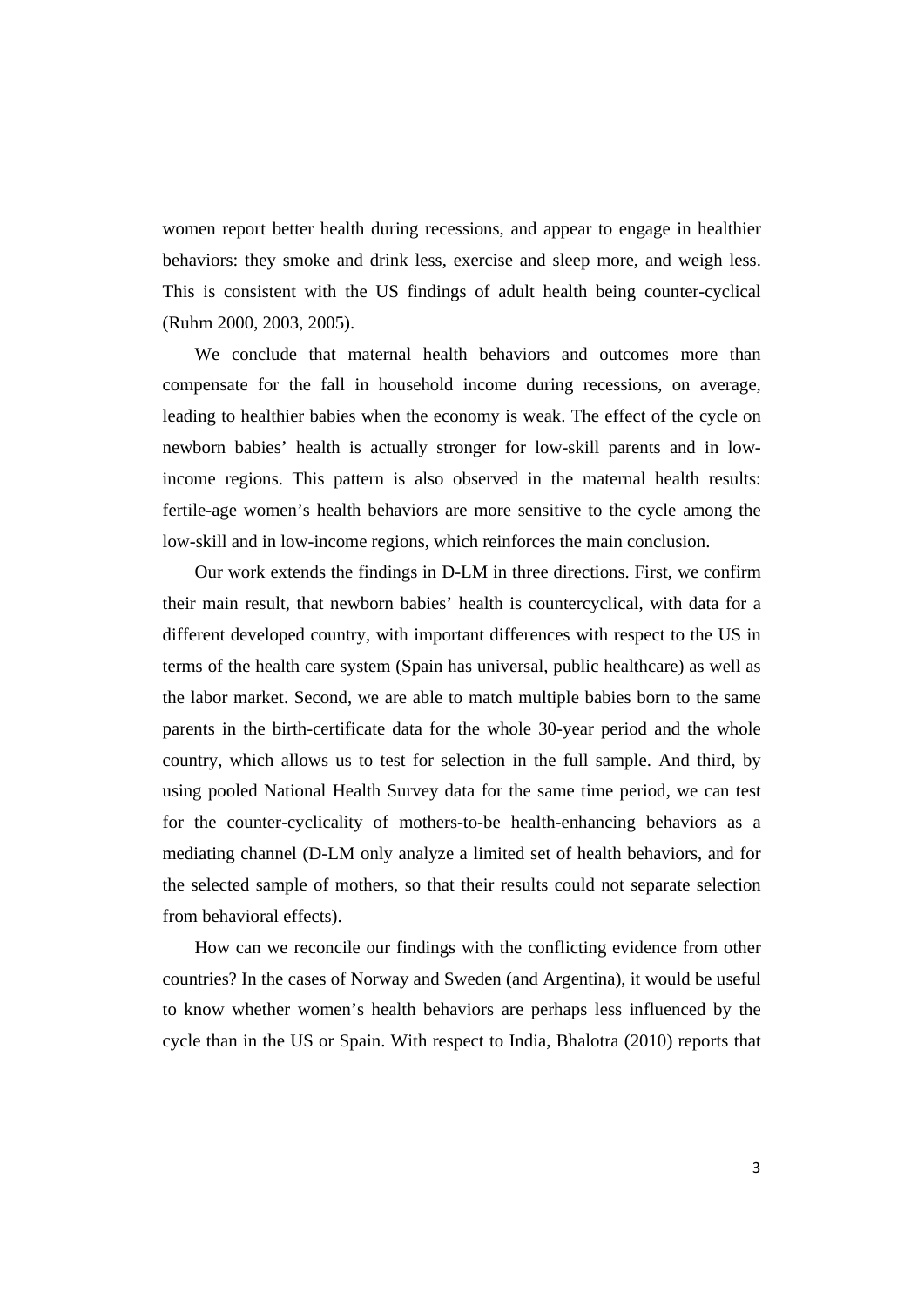women report better health during recessions, and appear to engage in healthier behaviors: they smoke and drink less, exercise and sleep more, and weigh less. This is consistent with the US findings of adult health being counter-cyclical (Ruhm 2000, 2003, 2005).

We conclude that maternal health behaviors and outcomes more than compensate for the fall in household income during recessions, on average, leading to healthier babies when the economy is weak. The effect of the cycle on newborn babies' health is actually stronger for low-skill parents and in low-income regions. This pattern is also observed in the maternal health results: fertile-age women's health behaviors are more sensitive to the cycle among the low-skill and in low-income regions, which reinforces the main conclusion.

Our work extends the findings in D-LM in three directions. First, we confirm their main result, that newborn babies' health is countercyclical, with data for a different developed country, with important differences with respect to the US in terms of the health care system (Spain has universal, public healthcare) as well as the labor market. Second, we are able to match multiple babies born to the same parents in the birth-certificate data for the whole 30-year period and the whole country, which allows us to test for selection in the full sample. And third, by using pooled National Health Survey data for the same time period, we can test for the counter-cyclicality of mothers-to-be health-enhancing behaviors as a mediating channel (D-LM only analyze a limited set of health behaviors, and for the selected sample of mothers, so that their results could not separate selection from behavioral effects).

How can we reconcile our findings with the conflicting evidence from other countries? In the cases of Norway and Sweden (and Argentina), it would be useful to know whether women's health behaviors are perhaps less influenced by the cycle than in the US or Spain. With respect to India, Bhalotra (2010) reports that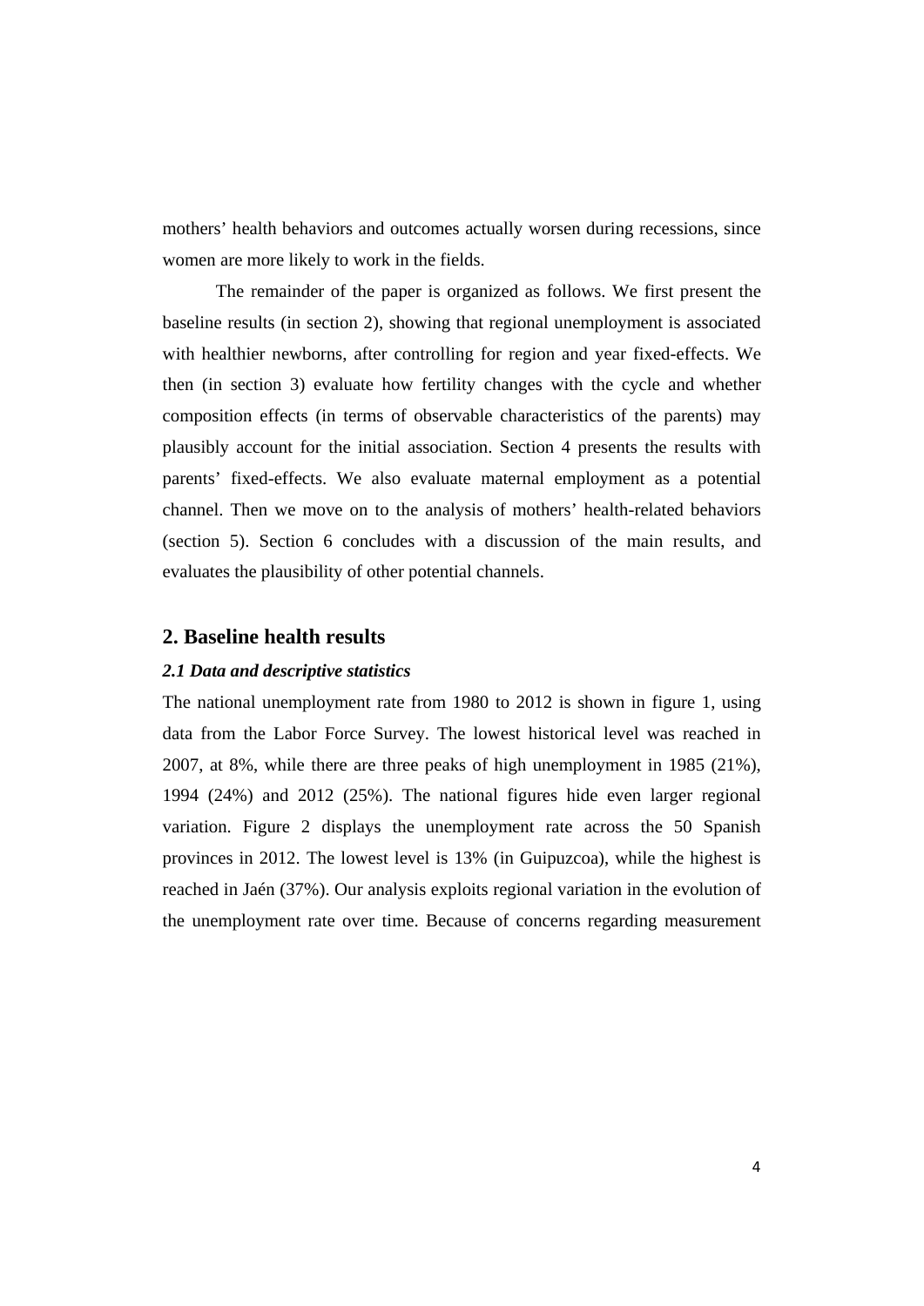mothers' health behaviors and outcomes actually worsen during recessions, since women are more likely to work in the fields.

The remainder of the paper is organized as follows. We first present the baseline results (in section 2), showing that regional unemployment is associated with healthier newborns, after controlling for region and year fixed-effects. We then (in section 3) evaluate how fertility changes with the cycle and whether composition effects (in terms of observable characteristics of the parents) may plausibly account for the initial association. Section 4 presents the results with parents' fixed-effects. We also evaluate maternal employment as a potential channel. Then we move on to the analysis of mothers' health-related behaviors (section 5). Section 6 concludes with a discussion of the main results, and evaluates the plausibility of other potential channels.

## 2. Baseline health results

### *2.1 Data and descriptive statistics*

The national unemployment rate from 1980 to 2012 is shown in figure 1, using data from the Labor Force Survey. The lowest historical level was reached in 2007, at 8%, while there are three peaks of high unemployment in 1985 (21%), 1994 (24%) and 2012 (25%). The national figures hide even larger regional variation. Figure 2 displays the unemployment rate across the 50 Spanish provinces in 2012. The lowest level is 13% (in Guipuzcoa), while the highest is reached in Jaén (37%). Our analysis exploits regional variation in the evolution of the unemployment rate over time. Because of concerns regarding measurement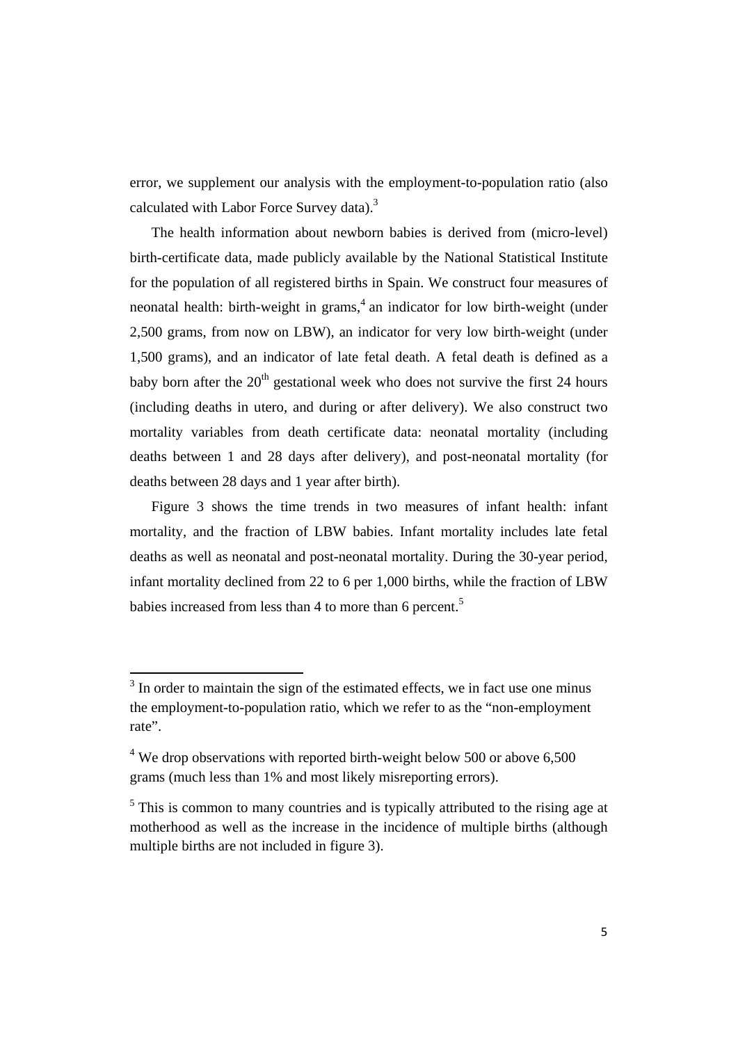error, we supplement our analysis with the employment-to-population ratio (also calculated with Labor Force Survey data).[3]

The health information about newborn babies is derived from (micro-level) birth-certificate data, made publicly available by the National Statistical Institute for the population of all registered births in Spain. We construct four measures of neonatal health: birth-weight in grams,[4] an indicator for low birth-weight (under 2,500 grams, from now on LBW), an indicator for very low birth-weight (under 1,500 grams), and an indicator of late fetal death. A fetal death is defined as a baby born after the 20$^{th}$ gestational week who does not survive the first 24 hours (including deaths in utero, and during or after delivery). We also construct two mortality variables from death certificate data: neonatal mortality (including deaths between 1 and 28 days after delivery), and post-neonatal mortality (for deaths between 28 days and 1 year after birth).

Figure 3 shows the time trends in two measures of infant health: infant mortality, and the fraction of LBW babies. Infant mortality includes late fetal deaths as well as neonatal and post-neonatal mortality. During the 30-year period, infant mortality declined from 22 to 6 per 1,000 births, while the fraction of LBW babies increased from less than 4 to more than 6 percent.[5]

---

[3] In order to maintain the sign of the estimated effects, we in fact use one minus the employment-to-population ratio, which we refer to as the "non-employment rate".

[4] We drop observations with reported birth-weight below 500 or above 6,500 grams (much less than 1% and most likely misreporting errors).

[5] This is common to many countries and is typically attributed to the rising age at motherhood as well as the increase in the incidence of multiple births (although multiple births are not included in figure 3).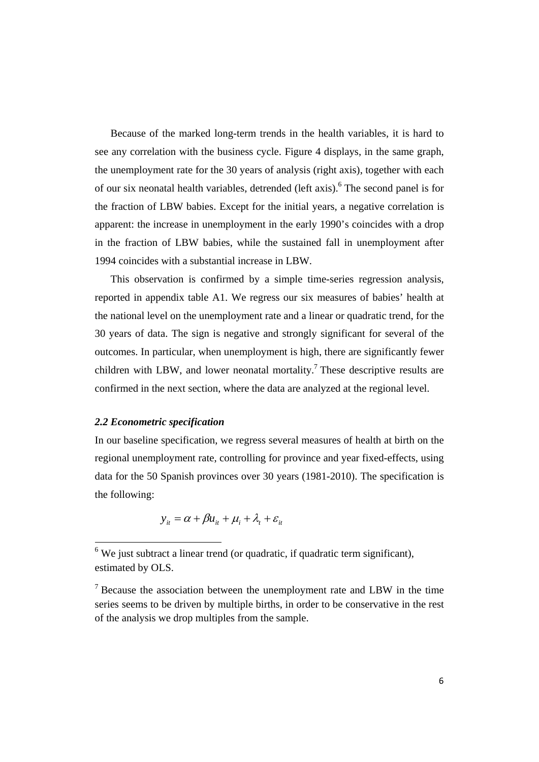Because of the marked long-term trends in the health variables, it is hard to see any correlation with the business cycle. Figure 4 displays, in the same graph, the unemployment rate for the 30 years of analysis (right axis), together with each of our six neonatal health variables, detrended (left axis).[6] The second panel is for the fraction of LBW babies. Except for the initial years, a negative correlation is apparent: the increase in unemployment in the early 1990's coincides with a drop in the fraction of LBW babies, while the sustained fall in unemployment after 1994 coincides with a substantial increase in LBW.

This observation is confirmed by a simple time-series regression analysis, reported in appendix table A1. We regress our six measures of babies' health at the national level on the unemployment rate and a linear or quadratic trend, for the 30 years of data. The sign is negative and strongly significant for several of the outcomes. In particular, when unemployment is high, there are significantly fewer children with LBW, and lower neonatal mortality.[7] These descriptive results are confirmed in the next section, where the data are analyzed at the regional level.

### *2.2 Econometric specification*

In our baseline specification, we regress several measures of health at birth on the regional unemployment rate, controlling for province and year fixed-effects, using data for the 50 Spanish provinces over 30 years (1981-2010). The specification is the following:

$$y_{it} = \alpha + \beta u_{it} + \mu_i + \lambda_t + \varepsilon_{it}$$

---

[6] We just subtract a linear trend (or quadratic, if quadratic term significant), estimated by OLS.

[7] Because the association between the unemployment rate and LBW in the time series seems to be driven by multiple births, in order to be conservative in the rest of the analysis we drop multiples from the sample.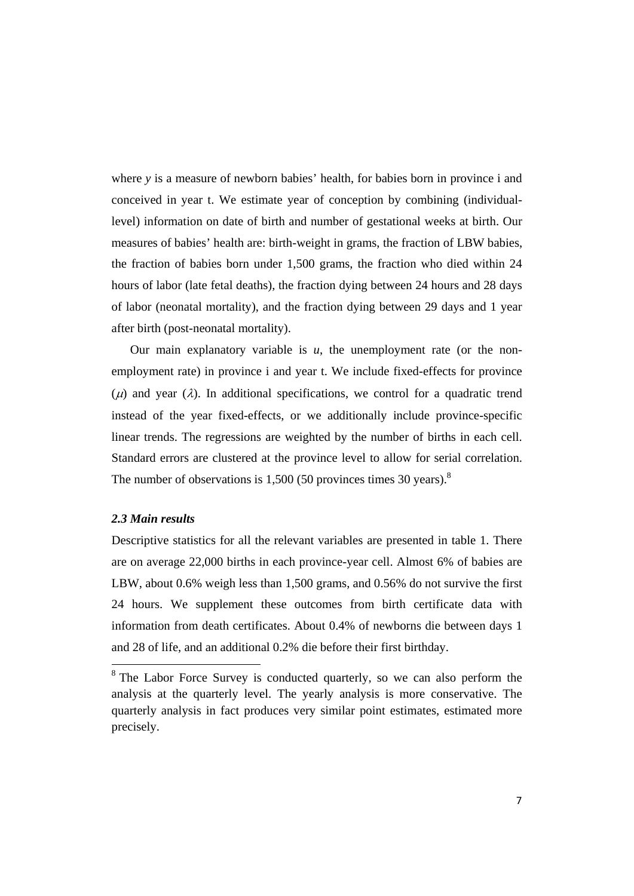where $y$ is a measure of newborn babies' health, for babies born in province i and conceived in year t. We estimate year of conception by combining (individual-level) information on date of birth and number of gestational weeks at birth. Our measures of babies' health are: birth-weight in grams, the fraction of LBW babies, the fraction of babies born under 1,500 grams, the fraction who died within 24 hours of labor (late fetal deaths), the fraction dying between 24 hours and 28 days of labor (neonatal mortality), and the fraction dying between 29 days and 1 year after birth (post-neonatal mortality).

Our main explanatory variable is $u$, the unemployment rate (or the non-employment rate) in province i and year t. We include fixed-effects for province ($\mu$) and year ($\lambda$). In additional specifications, we control for a quadratic trend instead of the year fixed-effects, or we additionally include province-specific linear trends. The regressions are weighted by the number of births in each cell. Standard errors are clustered at the province level to allow for serial correlation. The number of observations is 1,500 (50 provinces times 30 years).[8]

### *2.3 Main results*

Descriptive statistics for all the relevant variables are presented in table 1. There are on average 22,000 births in each province-year cell. Almost 6% of babies are LBW, about 0.6% weigh less than 1,500 grams, and 0.56% do not survive the first 24 hours. We supplement these outcomes from birth certificate data with information from death certificates. About 0.4% of newborns die between days 1 and 28 of life, and an additional 0.2% die before their first birthday.

[8] The Labor Force Survey is conducted quarterly, so we can also perform the analysis at the quarterly level. The yearly analysis is more conservative. The quarterly analysis in fact produces very similar point estimates, estimated more precisely.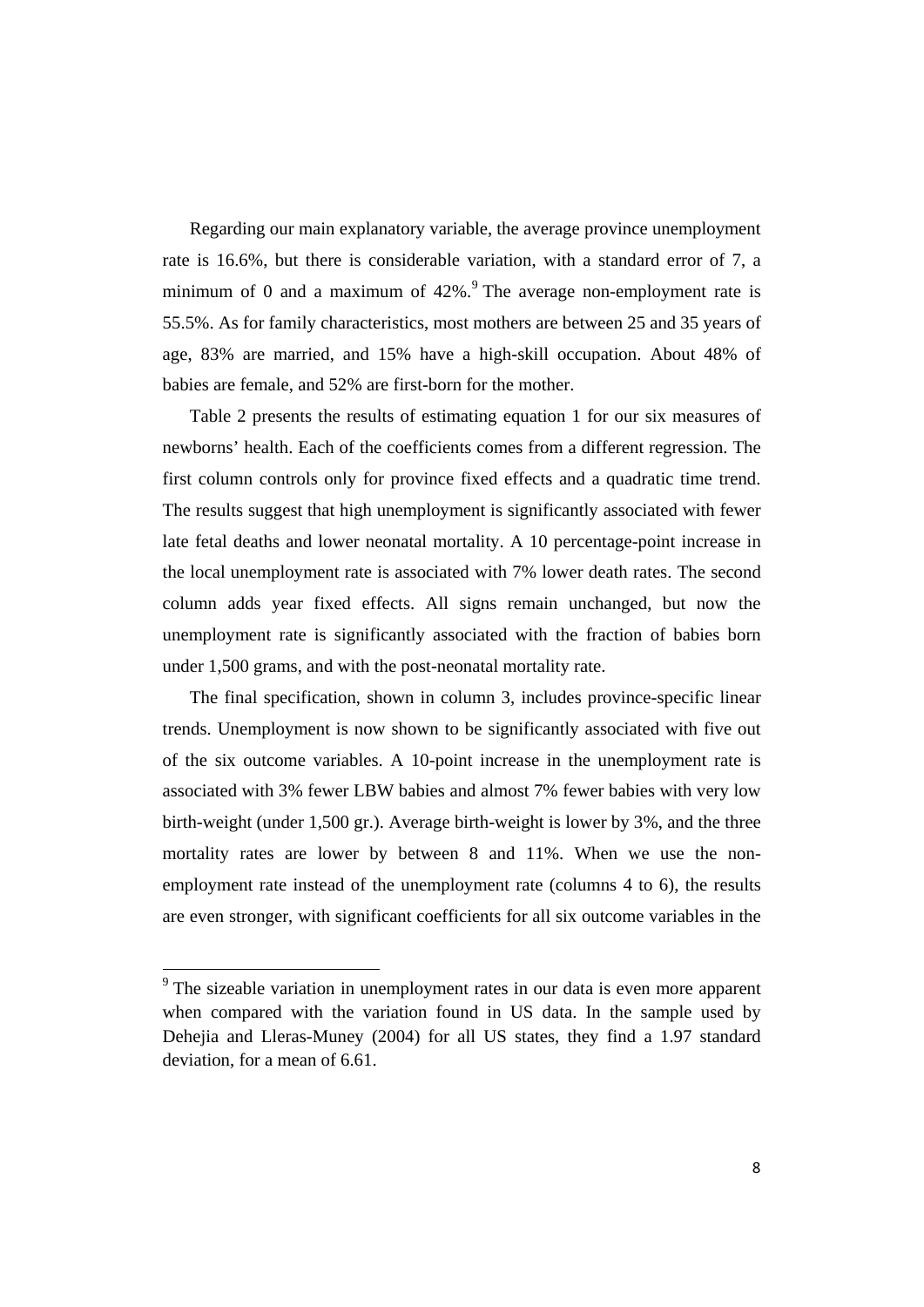Regarding our main explanatory variable, the average province unemployment rate is 16.6%, but there is considerable variation, with a standard error of 7, a minimum of 0 and a maximum of 42%.[9] The average non-employment rate is 55.5%. As for family characteristics, most mothers are between 25 and 35 years of age, 83% are married, and 15% have a high-skill occupation. About 48% of babies are female, and 52% are first-born for the mother.

Table 2 presents the results of estimating equation 1 for our six measures of newborns' health. Each of the coefficients comes from a different regression. The first column controls only for province fixed effects and a quadratic time trend. The results suggest that high unemployment is significantly associated with fewer late fetal deaths and lower neonatal mortality. A 10 percentage-point increase in the local unemployment rate is associated with 7% lower death rates. The second column adds year fixed effects. All signs remain unchanged, but now the unemployment rate is significantly associated with the fraction of babies born under 1,500 grams, and with the post-neonatal mortality rate.

The final specification, shown in column 3, includes province-specific linear trends. Unemployment is now shown to be significantly associated with five out of the six outcome variables. A 10-point increase in the unemployment rate is associated with 3% fewer LBW babies and almost 7% fewer babies with very low birth-weight (under 1,500 gr.). Average birth-weight is lower by 3%, and the three mortality rates are lower by between 8 and 11%. When we use the non-employment rate instead of the unemployment rate (columns 4 to 6), the results are even stronger, with significant coefficients for all six outcome variables in the

[9] The sizeable variation in unemployment rates in our data is even more apparent when compared with the variation found in US data. In the sample used by Dehejia and Lleras-Muney (2004) for all US states, they find a 1.97 standard deviation, for a mean of 6.61.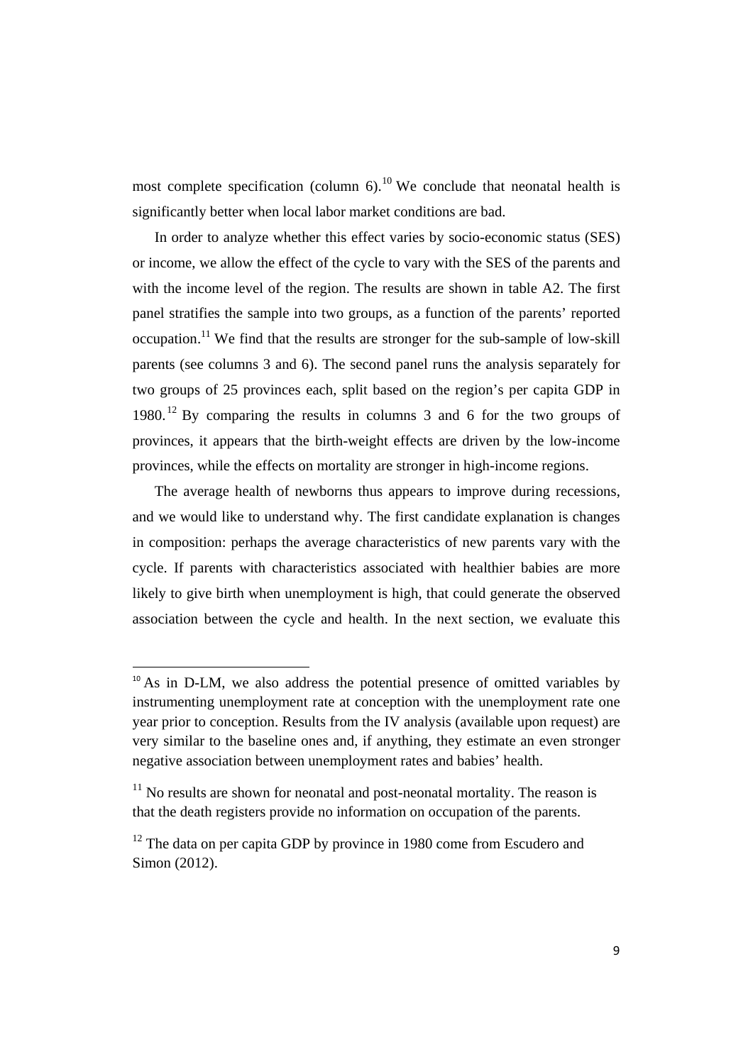most complete specification (column 6).[10] We conclude that neonatal health is significantly better when local labor market conditions are bad.

In order to analyze whether this effect varies by socio-economic status (SES) or income, we allow the effect of the cycle to vary with the SES of the parents and with the income level of the region. The results are shown in table A2. The first panel stratifies the sample into two groups, as a function of the parents' reported occupation.[11] We find that the results are stronger for the sub-sample of low-skill parents (see columns 3 and 6). The second panel runs the analysis separately for two groups of 25 provinces each, split based on the region's per capita GDP in 1980.[12] By comparing the results in columns 3 and 6 for the two groups of provinces, it appears that the birth-weight effects are driven by the low-income provinces, while the effects on mortality are stronger in high-income regions.

The average health of newborns thus appears to improve during recessions, and we would like to understand why. The first candidate explanation is changes in composition: perhaps the average characteristics of new parents vary with the cycle. If parents with characteristics associated with healthier babies are more likely to give birth when unemployment is high, that could generate the observed association between the cycle and health. In the next section, we evaluate this

---

[10] As in D-LM, we also address the potential presence of omitted variables by instrumenting unemployment rate at conception with the unemployment rate one year prior to conception. Results from the IV analysis (available upon request) are very similar to the baseline ones and, if anything, they estimate an even stronger negative association between unemployment rates and babies' health.

[11] No results are shown for neonatal and post-neonatal mortality. The reason is that the death registers provide no information on occupation of the parents.

[12] The data on per capita GDP by province in 1980 come from Escudero and Simon (2012).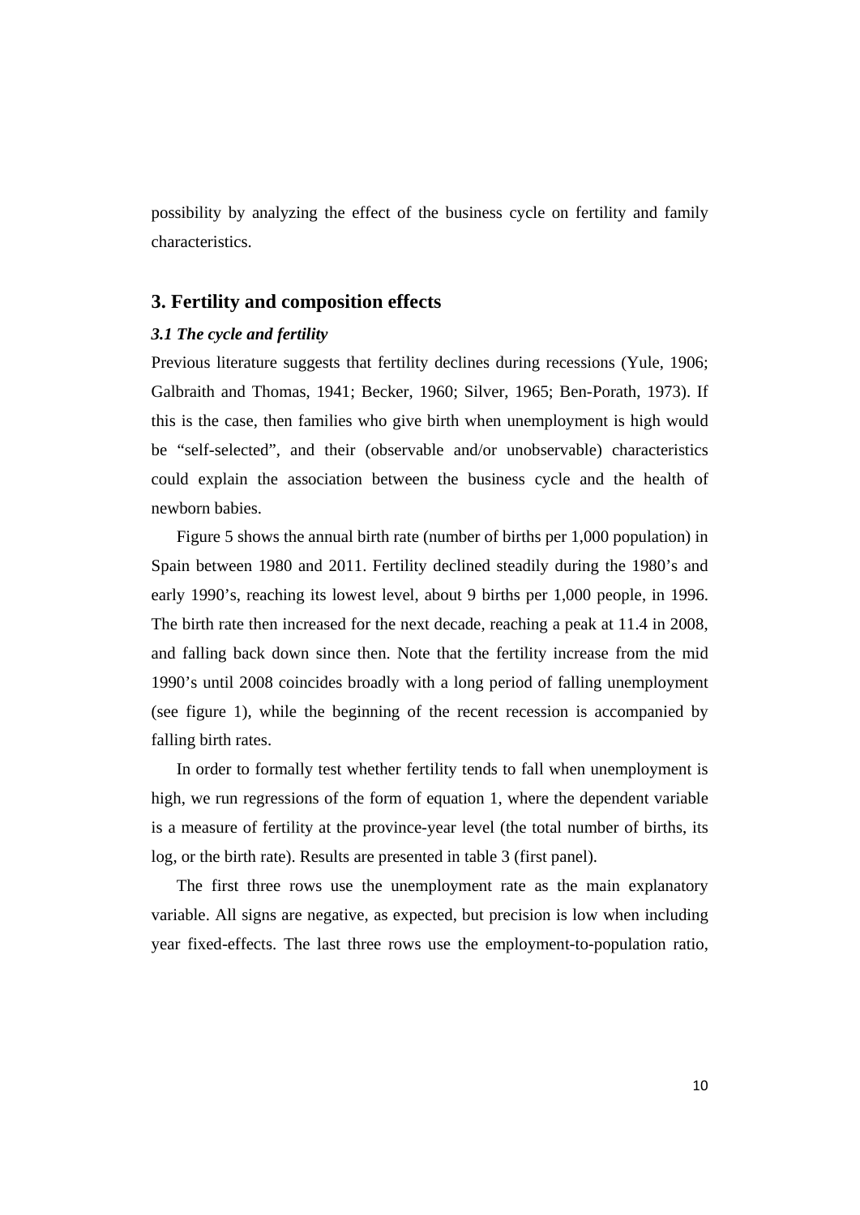possibility by analyzing the effect of the business cycle on fertility and family characteristics.

## 3. Fertility and composition effects

### *3.1 The cycle and fertility*

Previous literature suggests that fertility declines during recessions (Yule, 1906; Galbraith and Thomas, 1941; Becker, 1960; Silver, 1965; Ben-Porath, 1973). If this is the case, then families who give birth when unemployment is high would be "self-selected", and their (observable and/or unobservable) characteristics could explain the association between the business cycle and the health of newborn babies.

Figure 5 shows the annual birth rate (number of births per 1,000 population) in Spain between 1980 and 2011. Fertility declined steadily during the 1980's and early 1990's, reaching its lowest level, about 9 births per 1,000 people, in 1996. The birth rate then increased for the next decade, reaching a peak at 11.4 in 2008, and falling back down since then. Note that the fertility increase from the mid 1990's until 2008 coincides broadly with a long period of falling unemployment (see figure 1), while the beginning of the recent recession is accompanied by falling birth rates.

In order to formally test whether fertility tends to fall when unemployment is high, we run regressions of the form of equation 1, where the dependent variable is a measure of fertility at the province-year level (the total number of births, its log, or the birth rate). Results are presented in table 3 (first panel).

The first three rows use the unemployment rate as the main explanatory variable. All signs are negative, as expected, but precision is low when including year fixed-effects. The last three rows use the employment-to-population ratio,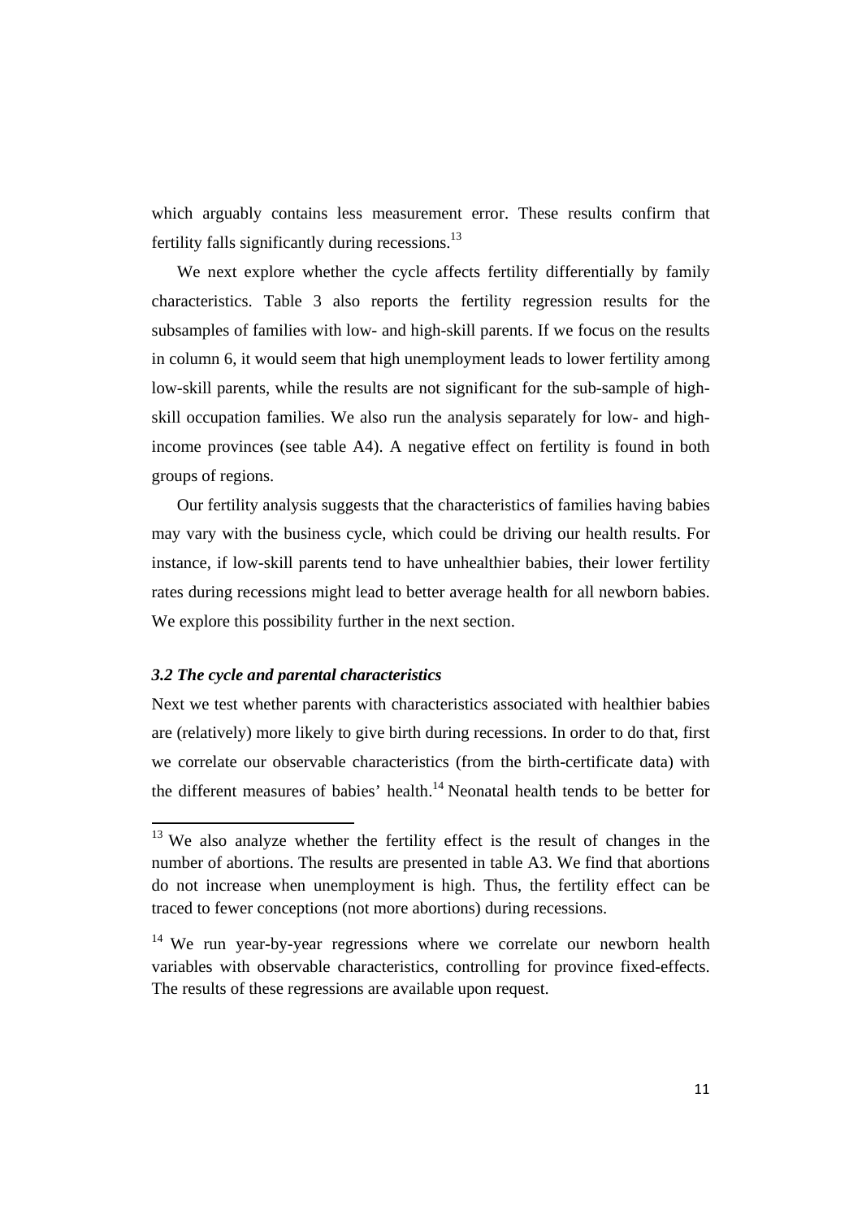which arguably contains less measurement error. These results confirm that fertility falls significantly during recessions.[13]

We next explore whether the cycle affects fertility differentially by family characteristics. Table 3 also reports the fertility regression results for the subsamples of families with low- and high-skill parents. If we focus on the results in column 6, it would seem that high unemployment leads to lower fertility among low-skill parents, while the results are not significant for the sub-sample of high-skill occupation families. We also run the analysis separately for low- and high-income provinces (see table A4). A negative effect on fertility is found in both groups of regions.

Our fertility analysis suggests that the characteristics of families having babies may vary with the business cycle, which could be driving our health results. For instance, if low-skill parents tend to have unhealthier babies, their lower fertility rates during recessions might lead to better average health for all newborn babies. We explore this possibility further in the next section.

### *3.2 The cycle and parental characteristics*

Next we test whether parents with characteristics associated with healthier babies are (relatively) more likely to give birth during recessions. In order to do that, first we correlate our observable characteristics (from the birth-certificate data) with the different measures of babies' health.[14] Neonatal health tends to be better for

---

[13] We also analyze whether the fertility effect is the result of changes in the number of abortions. The results are presented in table A3. We find that abortions do not increase when unemployment is high. Thus, the fertility effect can be traced to fewer conceptions (not more abortions) during recessions.

[14] We run year-by-year regressions where we correlate our newborn health variables with observable characteristics, controlling for province fixed-effects. The results of these regressions are available upon request.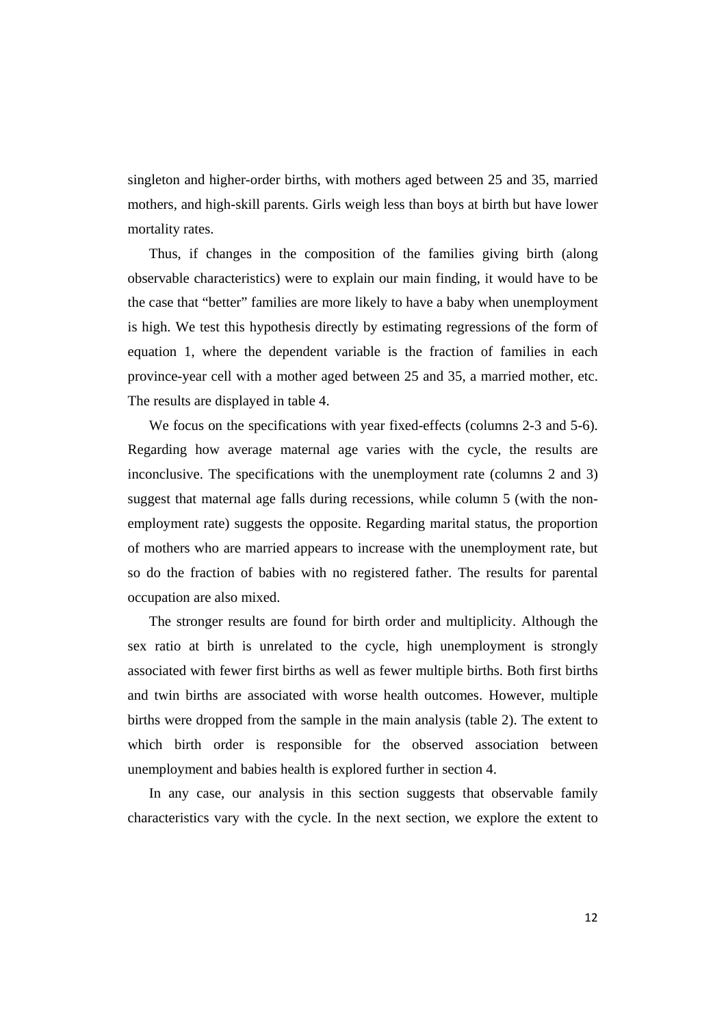singleton and higher-order births, with mothers aged between 25 and 35, married mothers, and high-skill parents. Girls weigh less than boys at birth but have lower mortality rates.

Thus, if changes in the composition of the families giving birth (along observable characteristics) were to explain our main finding, it would have to be the case that "better" families are more likely to have a baby when unemployment is high. We test this hypothesis directly by estimating regressions of the form of equation 1, where the dependent variable is the fraction of families in each province-year cell with a mother aged between 25 and 35, a married mother, etc. The results are displayed in table 4.

We focus on the specifications with year fixed-effects (columns 2-3 and 5-6). Regarding how average maternal age varies with the cycle, the results are inconclusive. The specifications with the unemployment rate (columns 2 and 3) suggest that maternal age falls during recessions, while column 5 (with the non-employment rate) suggests the opposite. Regarding marital status, the proportion of mothers who are married appears to increase with the unemployment rate, but so do the fraction of babies with no registered father. The results for parental occupation are also mixed.

The stronger results are found for birth order and multiplicity. Although the sex ratio at birth is unrelated to the cycle, high unemployment is strongly associated with fewer first births as well as fewer multiple births. Both first births and twin births are associated with worse health outcomes. However, multiple births were dropped from the sample in the main analysis (table 2). The extent to which birth order is responsible for the observed association between unemployment and babies health is explored further in section 4.

In any case, our analysis in this section suggests that observable family characteristics vary with the cycle. In the next section, we explore the extent to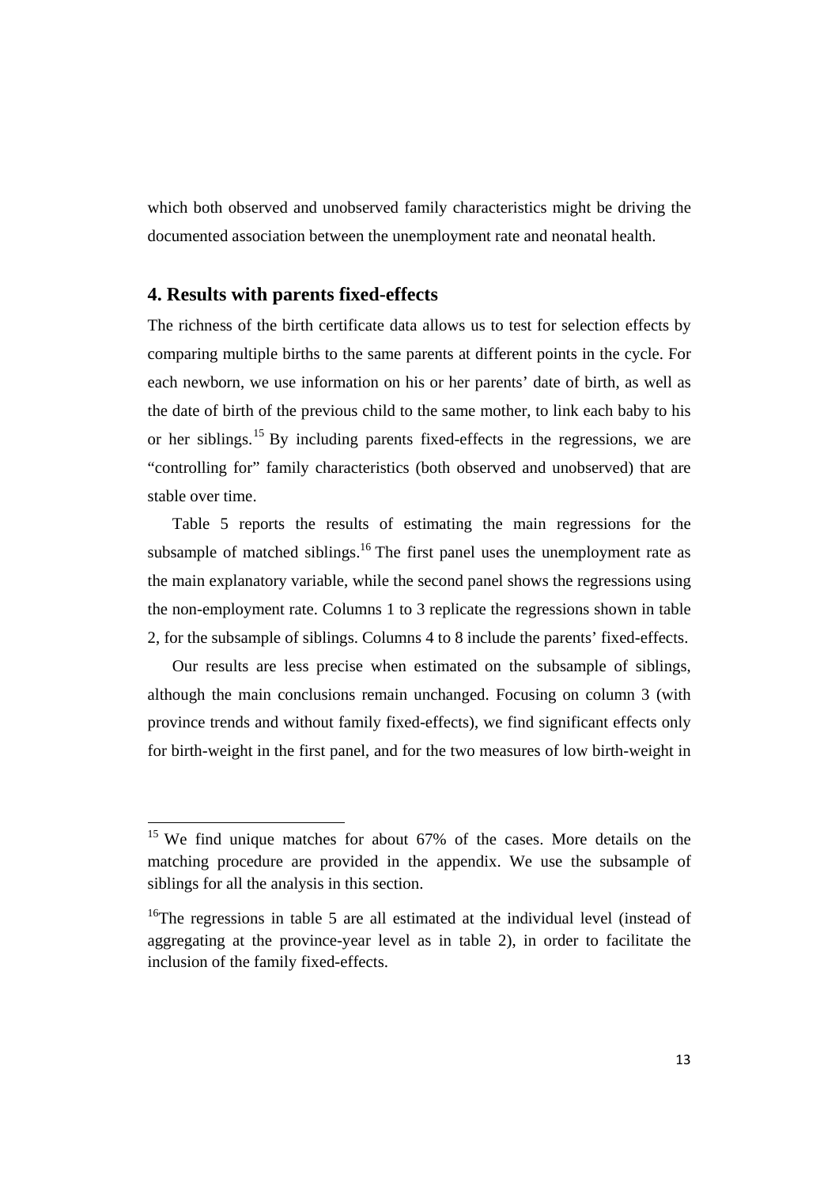which both observed and unobserved family characteristics might be driving the documented association between the unemployment rate and neonatal health.

## 4. Results with parents fixed-effects

The richness of the birth certificate data allows us to test for selection effects by comparing multiple births to the same parents at different points in the cycle. For each newborn, we use information on his or her parents' date of birth, as well as the date of birth of the previous child to the same mother, to link each baby to his or her siblings.[15] By including parents fixed-effects in the regressions, we are "controlling for" family characteristics (both observed and unobserved) that are stable over time.

Table 5 reports the results of estimating the main regressions for the subsample of matched siblings.[16] The first panel uses the unemployment rate as the main explanatory variable, while the second panel shows the regressions using the non-employment rate. Columns 1 to 3 replicate the regressions shown in table 2, for the subsample of siblings. Columns 4 to 8 include the parents' fixed-effects.

Our results are less precise when estimated on the subsample of siblings, although the main conclusions remain unchanged. Focusing on column 3 (with province trends and without family fixed-effects), we find significant effects only for birth-weight in the first panel, and for the two measures of low birth-weight in

---

[15] We find unique matches for about 67% of the cases. More details on the matching procedure are provided in the appendix. We use the subsample of siblings for all the analysis in this section.

[16] The regressions in table 5 are all estimated at the individual level (instead of aggregating at the province-year level as in table 2), in order to facilitate the inclusion of the family fixed-effects.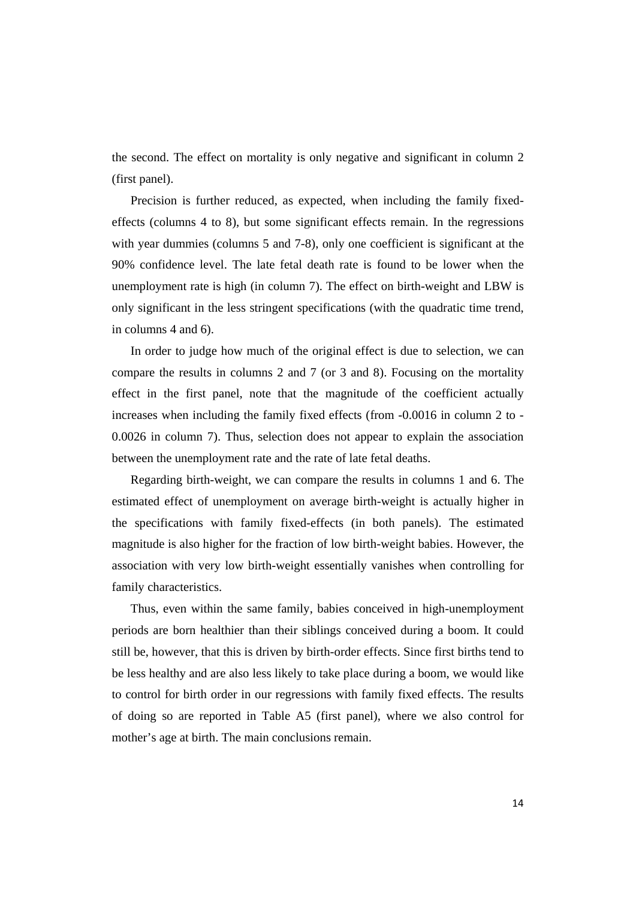the second. The effect on mortality is only negative and significant in column 2 (first panel).

Precision is further reduced, as expected, when including the family fixed-effects (columns 4 to 8), but some significant effects remain. In the regressions with year dummies (columns 5 and 7-8), only one coefficient is significant at the 90% confidence level. The late fetal death rate is found to be lower when the unemployment rate is high (in column 7). The effect on birth-weight and LBW is only significant in the less stringent specifications (with the quadratic time trend, in columns 4 and 6).

In order to judge how much of the original effect is due to selection, we can compare the results in columns 2 and 7 (or 3 and 8). Focusing on the mortality effect in the first panel, note that the magnitude of the coefficient actually increases when including the family fixed effects (from -0.0016 in column 2 to -0.0026 in column 7). Thus, selection does not appear to explain the association between the unemployment rate and the rate of late fetal deaths.

Regarding birth-weight, we can compare the results in columns 1 and 6. The estimated effect of unemployment on average birth-weight is actually higher in the specifications with family fixed-effects (in both panels). The estimated magnitude is also higher for the fraction of low birth-weight babies. However, the association with very low birth-weight essentially vanishes when controlling for family characteristics.

Thus, even within the same family, babies conceived in high-unemployment periods are born healthier than their siblings conceived during a boom. It could still be, however, that this is driven by birth-order effects. Since first births tend to be less healthy and are also less likely to take place during a boom, we would like to control for birth order in our regressions with family fixed effects. The results of doing so are reported in Table A5 (first panel), where we also control for mother's age at birth. The main conclusions remain.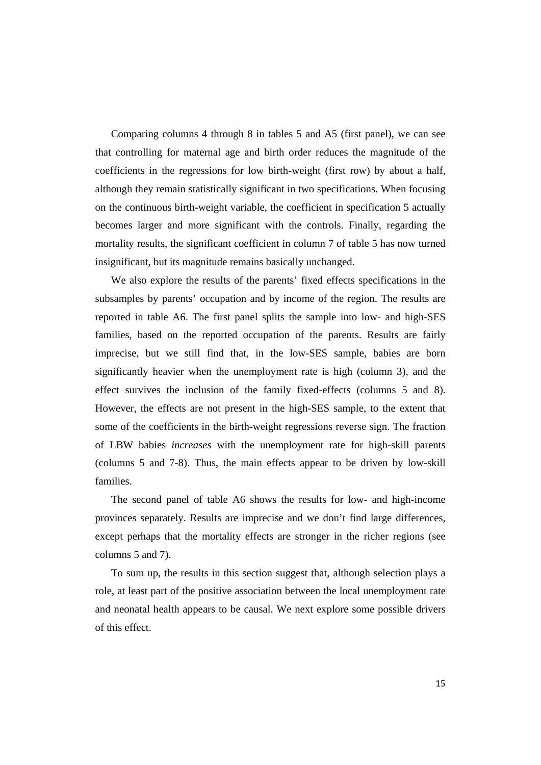Comparing columns 4 through 8 in tables 5 and A5 (first panel), we can see that controlling for maternal age and birth order reduces the magnitude of the coefficients in the regressions for low birth-weight (first row) by about a half, although they remain statistically significant in two specifications. When focusing on the continuous birth-weight variable, the coefficient in specification 5 actually becomes larger and more significant with the controls. Finally, regarding the mortality results, the significant coefficient in column 7 of table 5 has now turned insignificant, but its magnitude remains basically unchanged.

We also explore the results of the parents' fixed effects specifications in the subsamples by parents' occupation and by income of the region. The results are reported in table A6. The first panel splits the sample into low- and high-SES families, based on the reported occupation of the parents. Results are fairly imprecise, but we still find that, in the low-SES sample, babies are born significantly heavier when the unemployment rate is high (column 3), and the effect survives the inclusion of the family fixed-effects (columns 5 and 8). However, the effects are not present in the high-SES sample, to the extent that some of the coefficients in the birth-weight regressions reverse sign. The fraction of LBW babies *increases* with the unemployment rate for high-skill parents (columns 5 and 7-8). Thus, the main effects appear to be driven by low-skill families.

The second panel of table A6 shows the results for low- and high-income provinces separately. Results are imprecise and we don't find large differences, except perhaps that the mortality effects are stronger in the richer regions (see columns 5 and 7).

To sum up, the results in this section suggest that, although selection plays a role, at least part of the positive association between the local unemployment rate and neonatal health appears to be causal. We next explore some possible drivers of this effect.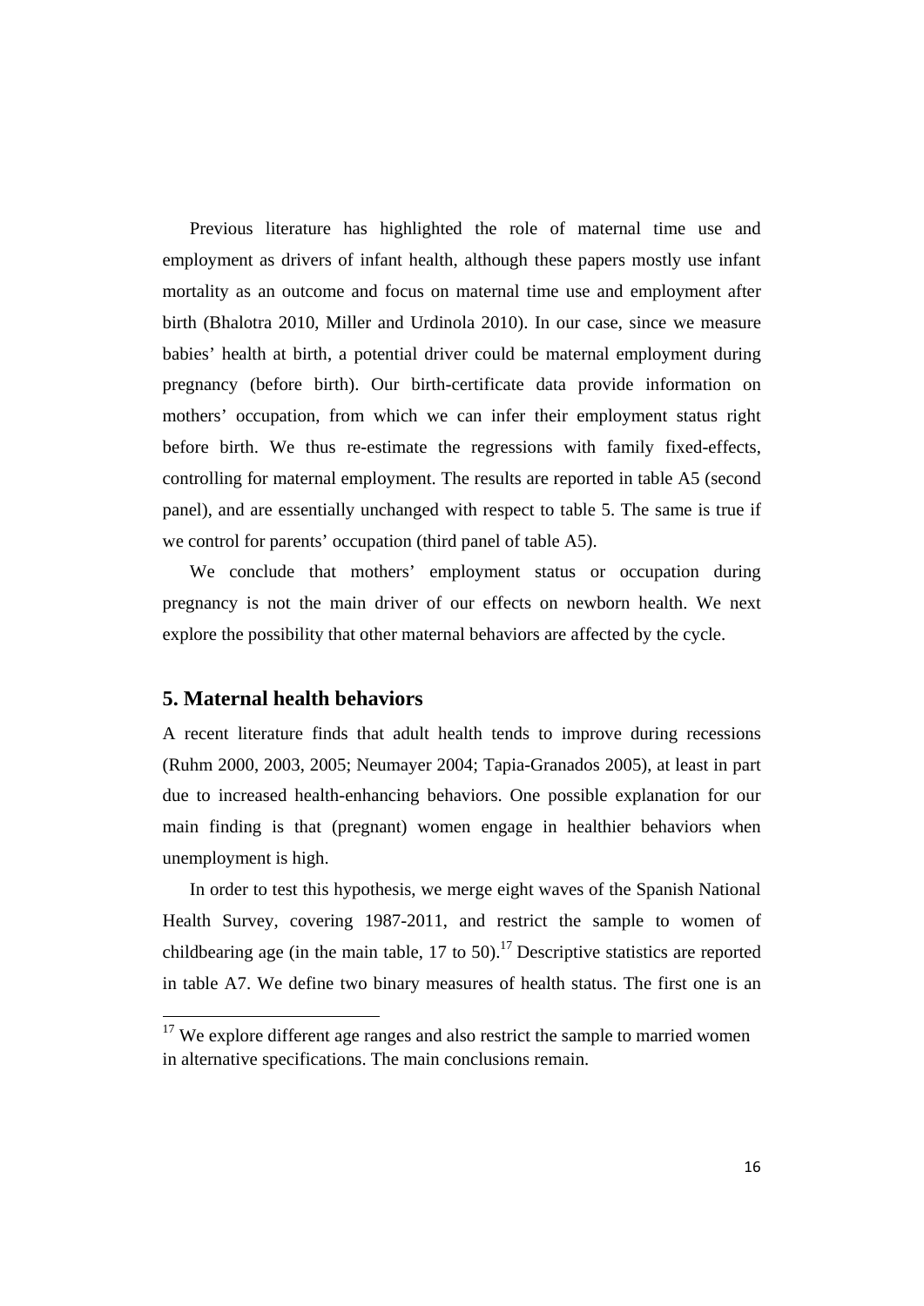Previous literature has highlighted the role of maternal time use and employment as drivers of infant health, although these papers mostly use infant mortality as an outcome and focus on maternal time use and employment after birth (Bhalotra 2010, Miller and Urdinola 2010). In our case, since we measure babies' health at birth, a potential driver could be maternal employment during pregnancy (before birth). Our birth-certificate data provide information on mothers' occupation, from which we can infer their employment status right before birth. We thus re-estimate the regressions with family fixed-effects, controlling for maternal employment. The results are reported in table A5 (second panel), and are essentially unchanged with respect to table 5. The same is true if we control for parents' occupation (third panel of table A5).

We conclude that mothers' employment status or occupation during pregnancy is not the main driver of our effects on newborn health. We next explore the possibility that other maternal behaviors are affected by the cycle.

## 5. Maternal health behaviors

A recent literature finds that adult health tends to improve during recessions (Ruhm 2000, 2003, 2005; Neumayer 2004; Tapia-Granados 2005), at least in part due to increased health-enhancing behaviors. One possible explanation for our main finding is that (pregnant) women engage in healthier behaviors when unemployment is high.

In order to test this hypothesis, we merge eight waves of the Spanish National Health Survey, covering 1987-2011, and restrict the sample to women of childbearing age (in the main table, 17 to 50).[17] Descriptive statistics are reported in table A7. We define two binary measures of health status. The first one is an

[17] We explore different age ranges and also restrict the sample to married women in alternative specifications. The main conclusions remain.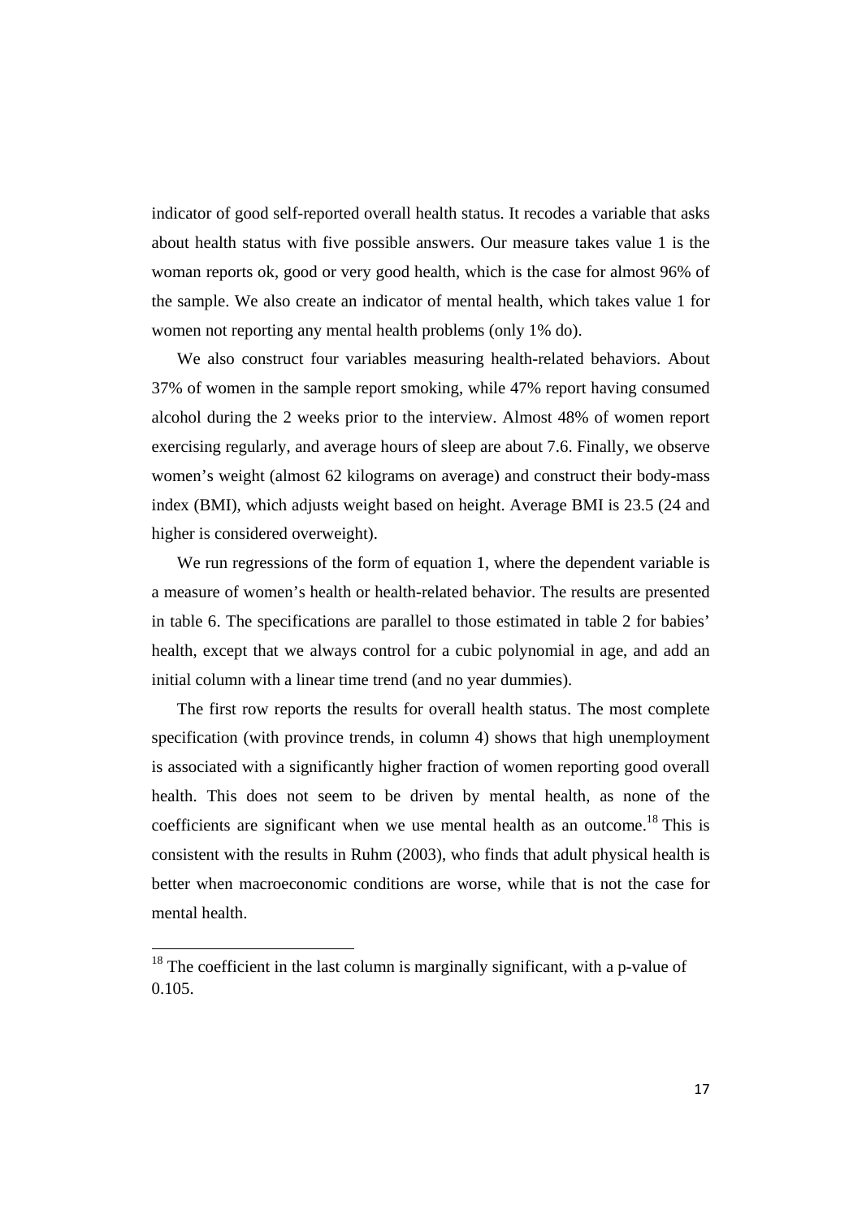indicator of good self-reported overall health status. It recodes a variable that asks about health status with five possible answers. Our measure takes value 1 is the woman reports ok, good or very good health, which is the case for almost 96% of the sample. We also create an indicator of mental health, which takes value 1 for women not reporting any mental health problems (only 1% do).

We also construct four variables measuring health-related behaviors. About 37% of women in the sample report smoking, while 47% report having consumed alcohol during the 2 weeks prior to the interview. Almost 48% of women report exercising regularly, and average hours of sleep are about 7.6. Finally, we observe women's weight (almost 62 kilograms on average) and construct their body-mass index (BMI), which adjusts weight based on height. Average BMI is 23.5 (24 and higher is considered overweight).

We run regressions of the form of equation 1, where the dependent variable is a measure of women's health or health-related behavior. The results are presented in table 6. The specifications are parallel to those estimated in table 2 for babies' health, except that we always control for a cubic polynomial in age, and add an initial column with a linear time trend (and no year dummies).

The first row reports the results for overall health status. The most complete specification (with province trends, in column 4) shows that high unemployment is associated with a significantly higher fraction of women reporting good overall health. This does not seem to be driven by mental health, as none of the coefficients are significant when we use mental health as an outcome.[18] This is consistent with the results in Ruhm (2003), who finds that adult physical health is better when macroeconomic conditions are worse, while that is not the case for mental health.

[18] The coefficient in the last column is marginally significant, with a p-value of 0.105.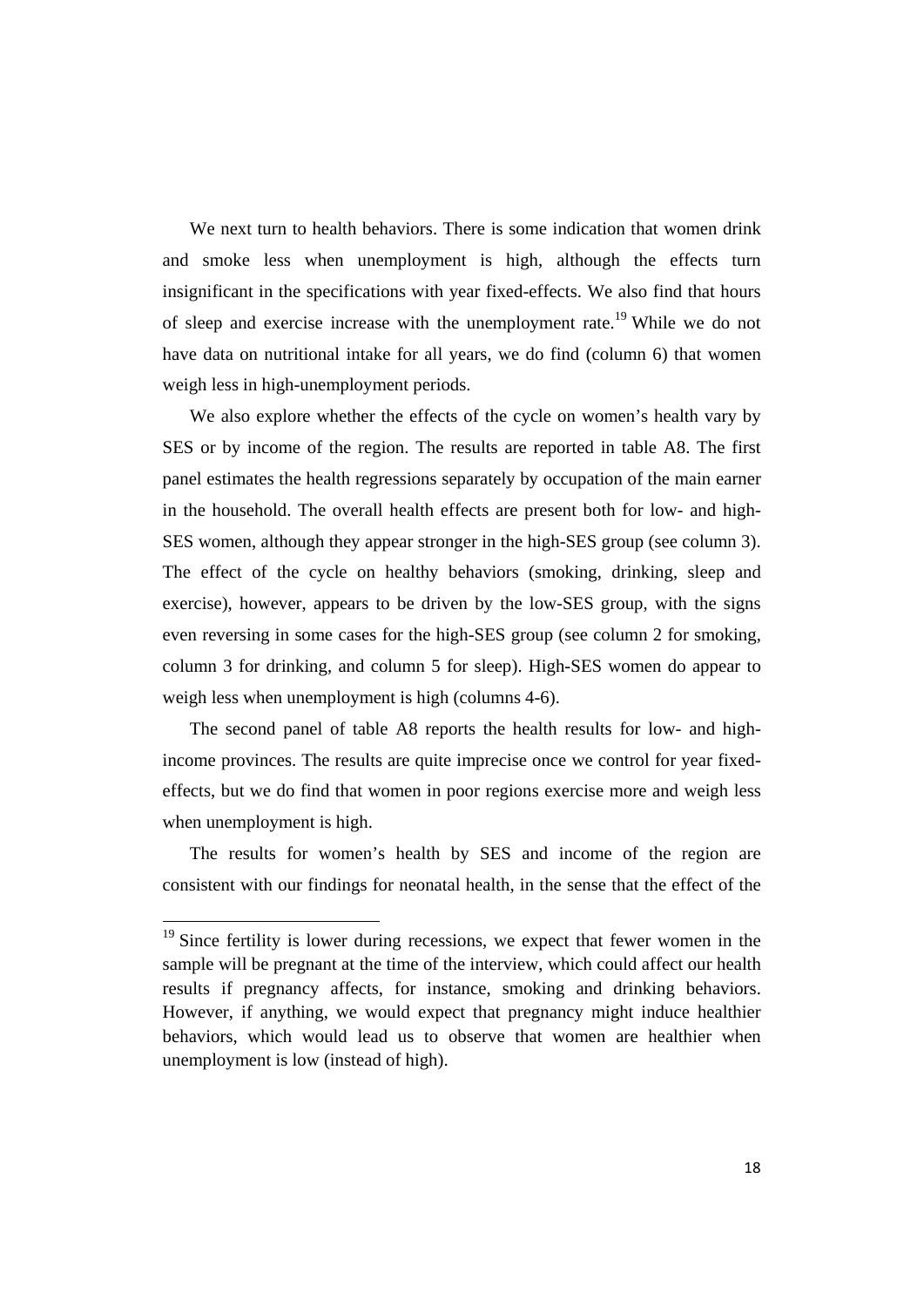We next turn to health behaviors. There is some indication that women drink and smoke less when unemployment is high, although the effects turn insignificant in the specifications with year fixed-effects. We also find that hours of sleep and exercise increase with the unemployment rate.[19] While we do not have data on nutritional intake for all years, we do find (column 6) that women weigh less in high-unemployment periods.

We also explore whether the effects of the cycle on women's health vary by SES or by income of the region. The results are reported in table A8. The first panel estimates the health regressions separately by occupation of the main earner in the household. The overall health effects are present both for low- and high-SES women, although they appear stronger in the high-SES group (see column 3). The effect of the cycle on healthy behaviors (smoking, drinking, sleep and exercise), however, appears to be driven by the low-SES group, with the signs even reversing in some cases for the high-SES group (see column 2 for smoking, column 3 for drinking, and column 5 for sleep). High-SES women do appear to weigh less when unemployment is high (columns 4-6).

The second panel of table A8 reports the health results for low- and high-income provinces. The results are quite imprecise once we control for year fixed-effects, but we do find that women in poor regions exercise more and weigh less when unemployment is high.

The results for women's health by SES and income of the region are consistent with our findings for neonatal health, in the sense that the effect of the

[19] Since fertility is lower during recessions, we expect that fewer women in the sample will be pregnant at the time of the interview, which could affect our health results if pregnancy affects, for instance, smoking and drinking behaviors. However, if anything, we would expect that pregnancy might induce healthier behaviors, which would lead us to observe that women are healthier when unemployment is low (instead of high).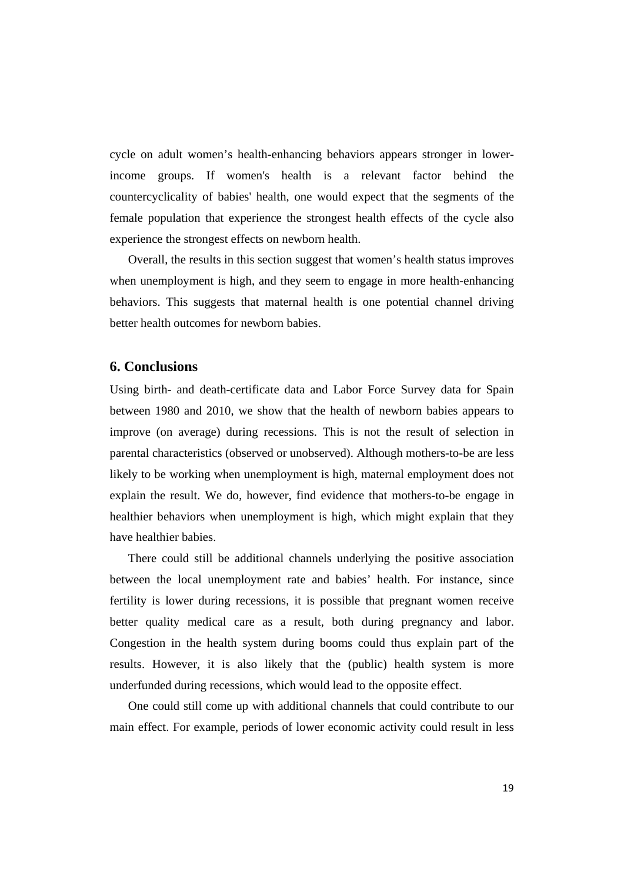cycle on adult women's health-enhancing behaviors appears stronger in lower-income groups. If women's health is a relevant factor behind the countercyclicality of babies' health, one would expect that the segments of the female population that experience the strongest health effects of the cycle also experience the strongest effects on newborn health.

Overall, the results in this section suggest that women's health status improves when unemployment is high, and they seem to engage in more health-enhancing behaviors. This suggests that maternal health is one potential channel driving better health outcomes for newborn babies.

## 6. Conclusions

Using birth- and death-certificate data and Labor Force Survey data for Spain between 1980 and 2010, we show that the health of newborn babies appears to improve (on average) during recessions. This is not the result of selection in parental characteristics (observed or unobserved). Although mothers-to-be are less likely to be working when unemployment is high, maternal employment does not explain the result. We do, however, find evidence that mothers-to-be engage in healthier behaviors when unemployment is high, which might explain that they have healthier babies.

There could still be additional channels underlying the positive association between the local unemployment rate and babies' health. For instance, since fertility is lower during recessions, it is possible that pregnant women receive better quality medical care as a result, both during pregnancy and labor. Congestion in the health system during booms could thus explain part of the results. However, it is also likely that the (public) health system is more underfunded during recessions, which would lead to the opposite effect.

One could still come up with additional channels that could contribute to our main effect. For example, periods of lower economic activity could result in less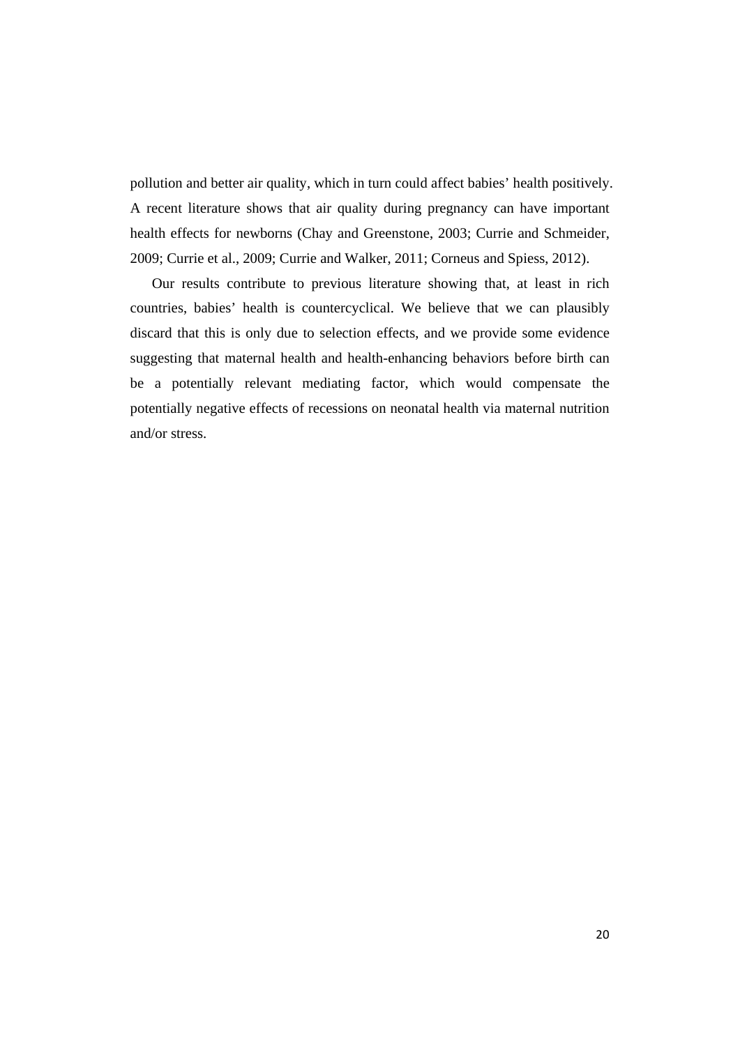pollution and better air quality, which in turn could affect babies' health positively. A recent literature shows that air quality during pregnancy can have important health effects for newborns (Chay and Greenstone, 2003; Currie and Schmeider, 2009; Currie et al., 2009; Currie and Walker, 2011; Corneus and Spiess, 2012).

Our results contribute to previous literature showing that, at least in rich countries, babies' health is countercyclical. We believe that we can plausibly discard that this is only due to selection effects, and we provide some evidence suggesting that maternal health and health-enhancing behaviors before birth can be a potentially relevant mediating factor, which would compensate the potentially negative effects of recessions on neonatal health via maternal nutrition and/or stress.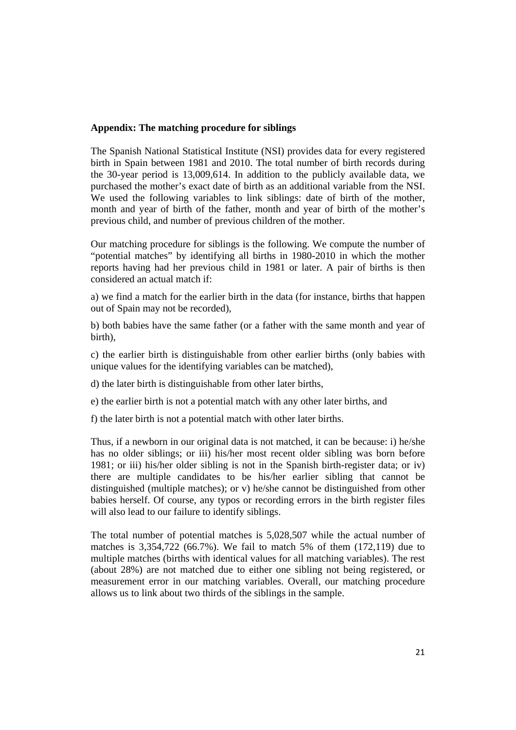**Appendix: The matching procedure for siblings**

The Spanish National Statistical Institute (NSI) provides data for every registered birth in Spain between 1981 and 2010. The total number of birth records during the 30-year period is 13,009,614. In addition to the publicly available data, we purchased the mother's exact date of birth as an additional variable from the NSI. We used the following variables to link siblings: date of birth of the mother, month and year of birth of the father, month and year of birth of the mother's previous child, and number of previous children of the mother.

Our matching procedure for siblings is the following. We compute the number of "potential matches" by identifying all births in 1980-2010 in which the mother reports having had her previous child in 1981 or later. A pair of births is then considered an actual match if:

a) we find a match for the earlier birth in the data (for instance, births that happen out of Spain may not be recorded),

b) both babies have the same father (or a father with the same month and year of birth),

c) the earlier birth is distinguishable from other earlier births (only babies with unique values for the identifying variables can be matched),

d) the later birth is distinguishable from other later births,

e) the earlier birth is not a potential match with any other later births, and

f) the later birth is not a potential match with other later births.

Thus, if a newborn in our original data is not matched, it can be because: i) he/she has no older siblings; or iii) his/her most recent older sibling was born before 1981; or iii) his/her older sibling is not in the Spanish birth-register data; or iv) there are multiple candidates to be his/her earlier sibling that cannot be distinguished (multiple matches); or v) he/she cannot be distinguished from other babies herself. Of course, any typos or recording errors in the birth register files will also lead to our failure to identify siblings.

The total number of potential matches is 5,028,507 while the actual number of matches is 3,354,722 (66.7%). We fail to match 5% of them (172,119) due to multiple matches (births with identical values for all matching variables). The rest (about 28%) are not matched due to either one sibling not being registered, or measurement error in our matching variables. Overall, our matching procedure allows us to link about two thirds of the siblings in the sample.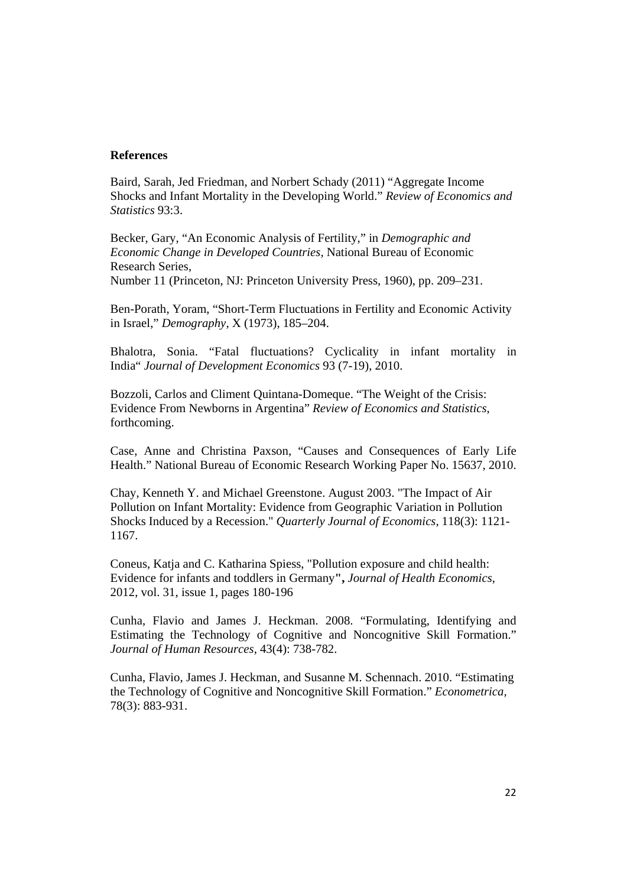**References**

Baird, Sarah, Jed Friedman, and Norbert Schady (2011) "Aggregate Income Shocks and Infant Mortality in the Developing World." *Review of Economics and Statistics* 93:3.

Becker, Gary, "An Economic Analysis of Fertility," in *Demographic and Economic Change in Developed Countries*, National Bureau of Economic Research Series,
Number 11 (Princeton, NJ: Princeton University Press, 1960), pp. 209–231.

Ben-Porath, Yoram, "Short-Term Fluctuations in Fertility and Economic Activity in Israel," *Demography*, X (1973), 185–204.

Bhalotra, Sonia. "Fatal fluctuations? Cyclicality in infant mortality in India" *Journal of Development Economics* 93 (7-19), 2010.

Bozzoli, Carlos and Climent Quintana-Domeque. "The Weight of the Crisis: Evidence From Newborns in Argentina" *Review of Economics and Statistics*, forthcoming.

Case, Anne and Christina Paxson, "Causes and Consequences of Early Life Health." National Bureau of Economic Research Working Paper No. 15637, 2010.

Chay, Kenneth Y. and Michael Greenstone. August 2003. "The Impact of Air Pollution on Infant Mortality: Evidence from Geographic Variation in Pollution Shocks Induced by a Recession." *Quarterly Journal of Economics*, 118(3): 1121-1167.

Coneus, Katja and C. Katharina Spiess, "Pollution exposure and child health: Evidence for infants and toddlers in Germany**",** *Journal of Health Economics*, 2012, vol. 31, issue 1, pages 180-196

Cunha, Flavio and James J. Heckman. 2008. "Formulating, Identifying and Estimating the Technology of Cognitive and Noncognitive Skill Formation." *Journal of Human Resources*, 43(4): 738-782.

Cunha, Flavio, James J. Heckman, and Susanne M. Schennach. 2010. "Estimating the Technology of Cognitive and Noncognitive Skill Formation." *Econometrica*, 78(3): 883-931.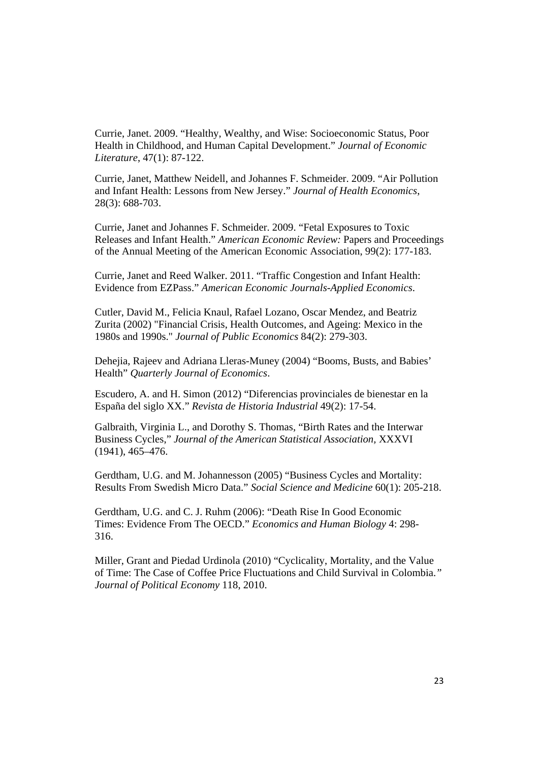Currie, Janet. 2009. “Healthy, Wealthy, and Wise: Socioeconomic Status, Poor Health in Childhood, and Human Capital Development.” *Journal of Economic Literature*, 47(1): 87-122.

Currie, Janet, Matthew Neidell, and Johannes F. Schmeider. 2009. “Air Pollution and Infant Health: Lessons from New Jersey.” *Journal of Health Economics*, 28(3): 688-703.

Currie, Janet and Johannes F. Schmeider. 2009. “Fetal Exposures to Toxic Releases and Infant Health.” *American Economic Review:* Papers and Proceedings of the Annual Meeting of the American Economic Association, 99(2): 177-183.

Currie, Janet and Reed Walker. 2011. “Traffic Congestion and Infant Health: Evidence from EZPass.” *American Economic Journals-Applied Economics*.

Cutler, David M., Felicia Knaul, Rafael Lozano, Oscar Mendez, and Beatriz Zurita (2002) "Financial Crisis, Health Outcomes, and Ageing: Mexico in the 1980s and 1990s." *Journal of Public Economics* 84(2): 279-303.

Dehejia, Rajeev and Adriana Lleras-Muney (2004) “Booms, Busts, and Babies’ Health” *Quarterly Journal of Economics*.

Escudero, A. and H. Simon (2012) “Diferencias provinciales de bienestar en la España del siglo XX.” *Revista de Historia Industrial* 49(2): 17-54.

Galbraith, Virginia L., and Dorothy S. Thomas, “Birth Rates and the Interwar Business Cycles,” *Journal of the American Statistical Association*, XXXVI (1941), 465–476.

Gerdtham, U.G. and M. Johannesson (2005) “Business Cycles and Mortality: Results From Swedish Micro Data.” *Social Science and Medicine* 60(1): 205-218.

Gerdtham, U.G. and C. J. Ruhm (2006): “Death Rise In Good Economic Times: Evidence From The OECD.” *Economics and Human Biology* 4: 298-316.

Miller, Grant and Piedad Urdinola (2010) “Cyclicality, Mortality, and the Value of Time: The Case of Coffee Price Fluctuations and Child Survival in Colombia.” *Journal of Political Economy* 118, 2010.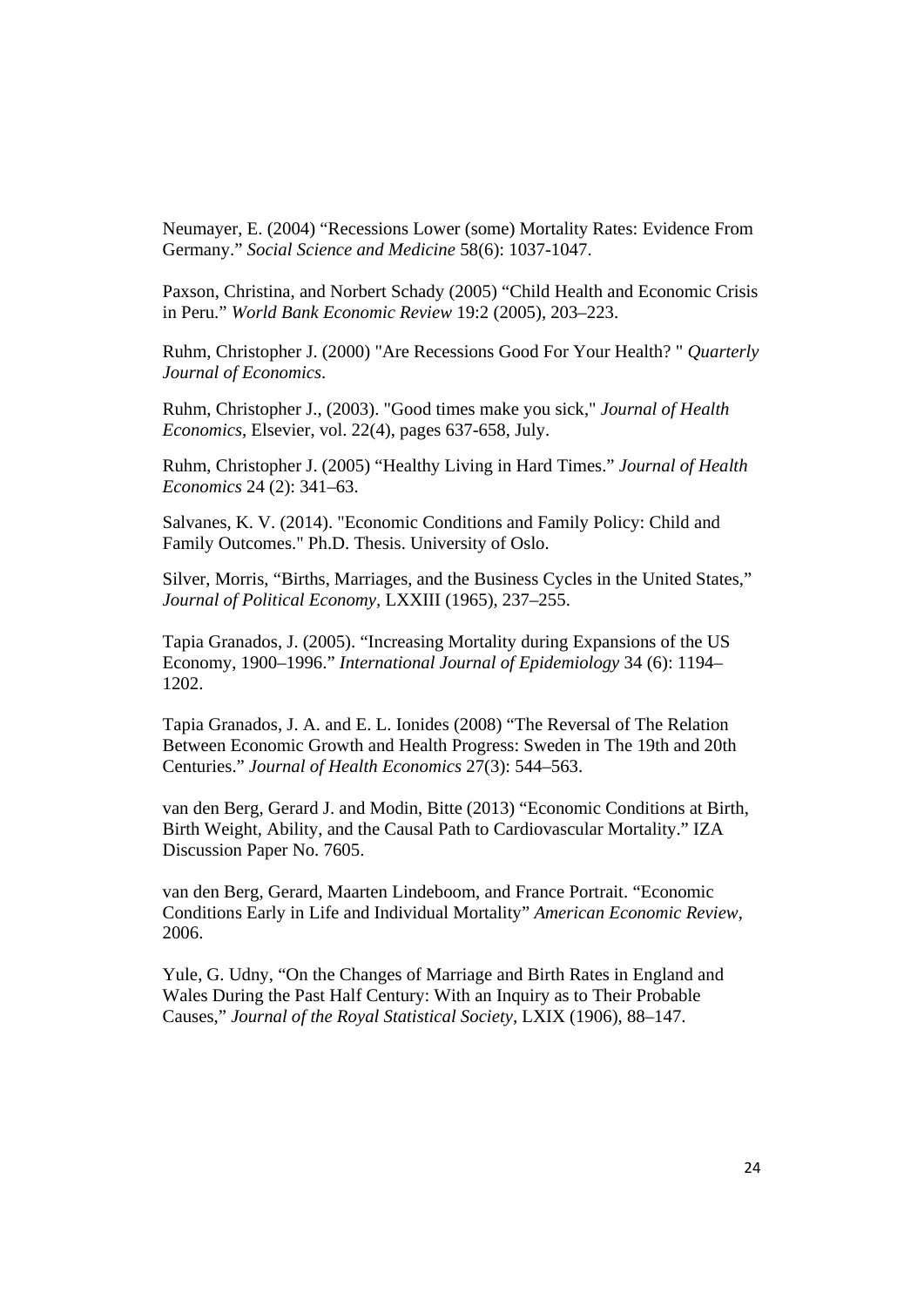Neumayer, E. (2004) “Recessions Lower (some) Mortality Rates: Evidence From Germany.” *Social Science and Medicine* 58(6): 1037-1047.

Paxson, Christina, and Norbert Schady (2005) “Child Health and Economic Crisis in Peru.” *World Bank Economic Review* 19:2 (2005), 203–223.

Ruhm, Christopher J. (2000) "Are Recessions Good For Your Health? " *Quarterly Journal of Economics*.

Ruhm, Christopher J., (2003). "Good times make you sick," *Journal of Health Economics*, Elsevier, vol. 22(4), pages 637-658, July.

Ruhm, Christopher J. (2005) “Healthy Living in Hard Times.” *Journal of Health Economics* 24 (2): 341–63.

Salvanes, K. V. (2014). "Economic Conditions and Family Policy: Child and Family Outcomes." Ph.D. Thesis. University of Oslo.

Silver, Morris, “Births, Marriages, and the Business Cycles in the United States,” *Journal of Political Economy*, LXXIII (1965), 237–255.

Tapia Granados, J. (2005). “Increasing Mortality during Expansions of the US Economy, 1900–1996.” *International Journal of Epidemiology* 34 (6): 1194–1202.

Tapia Granados, J. A. and E. L. Ionides (2008) “The Reversal of The Relation Between Economic Growth and Health Progress: Sweden in The 19th and 20th Centuries.” *Journal of Health Economics* 27(3): 544–563.

van den Berg, Gerard J. and Modin, Bitte (2013) “Economic Conditions at Birth, Birth Weight, Ability, and the Causal Path to Cardiovascular Mortality.” IZA Discussion Paper No. 7605.

van den Berg, Gerard, Maarten Lindeboom, and France Portrait. “Economic Conditions Early in Life and Individual Mortality” *American Economic Review*, 2006.

Yule, G. Udny, “On the Changes of Marriage and Birth Rates in England and Wales During the Past Half Century: With an Inquiry as to Their Probable Causes,” *Journal of the Royal Statistical Society*, LXIX (1906), 88–147.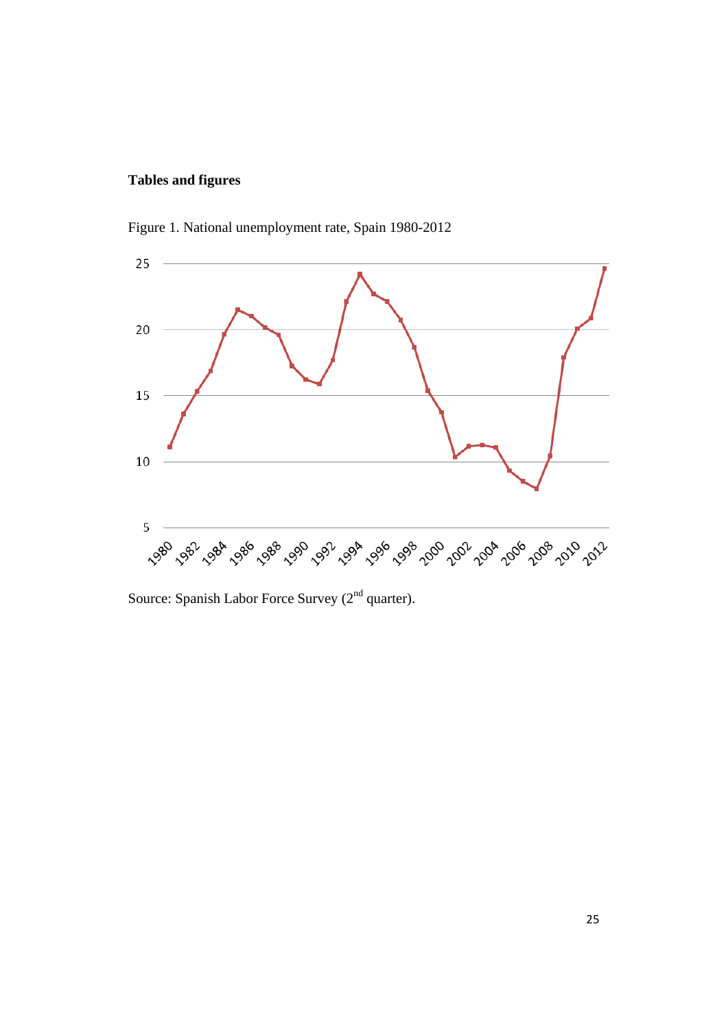**Tables and figures**

Figure 1. National unemployment rate, Spain 1980-2012

Source: Spanish Labor Force Survey (2nd quarter).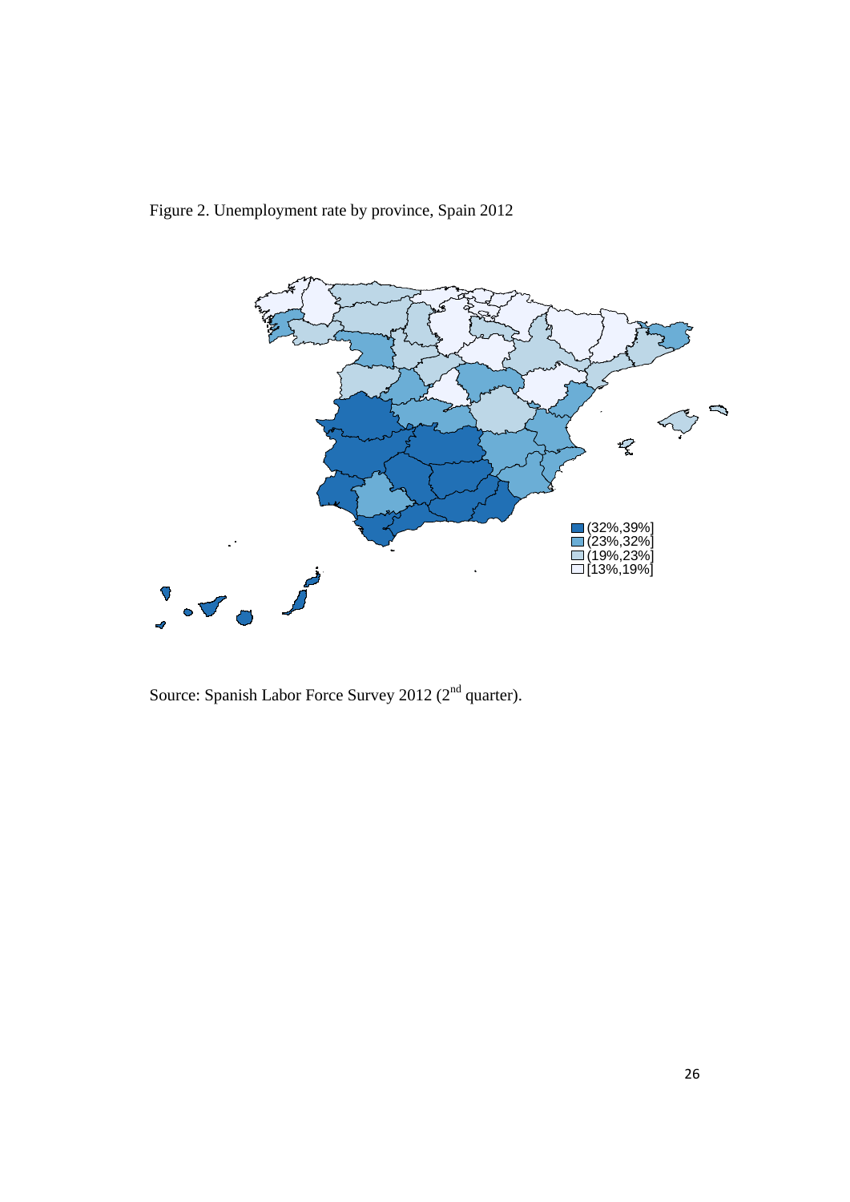Figure 2. Unemployment rate by province, Spain 2012

Source: Spanish Labor Force Survey 2012 (2[nd] quarter).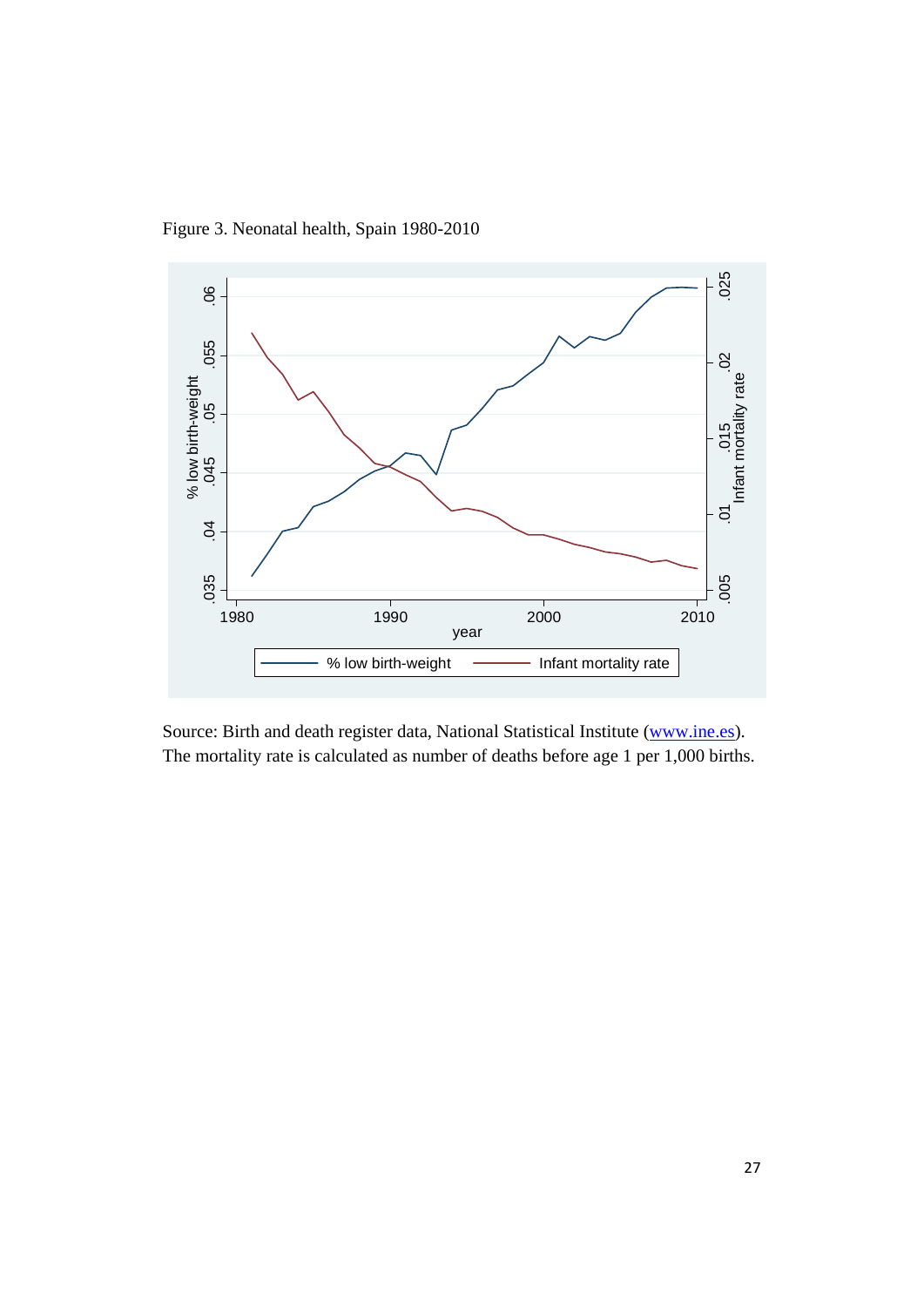Figure 3. Neonatal health, Spain 1980-2010

Source: Birth and death register data, National Statistical Institute (www.ine.es). The mortality rate is calculated as number of deaths before age 1 per 1,000 births.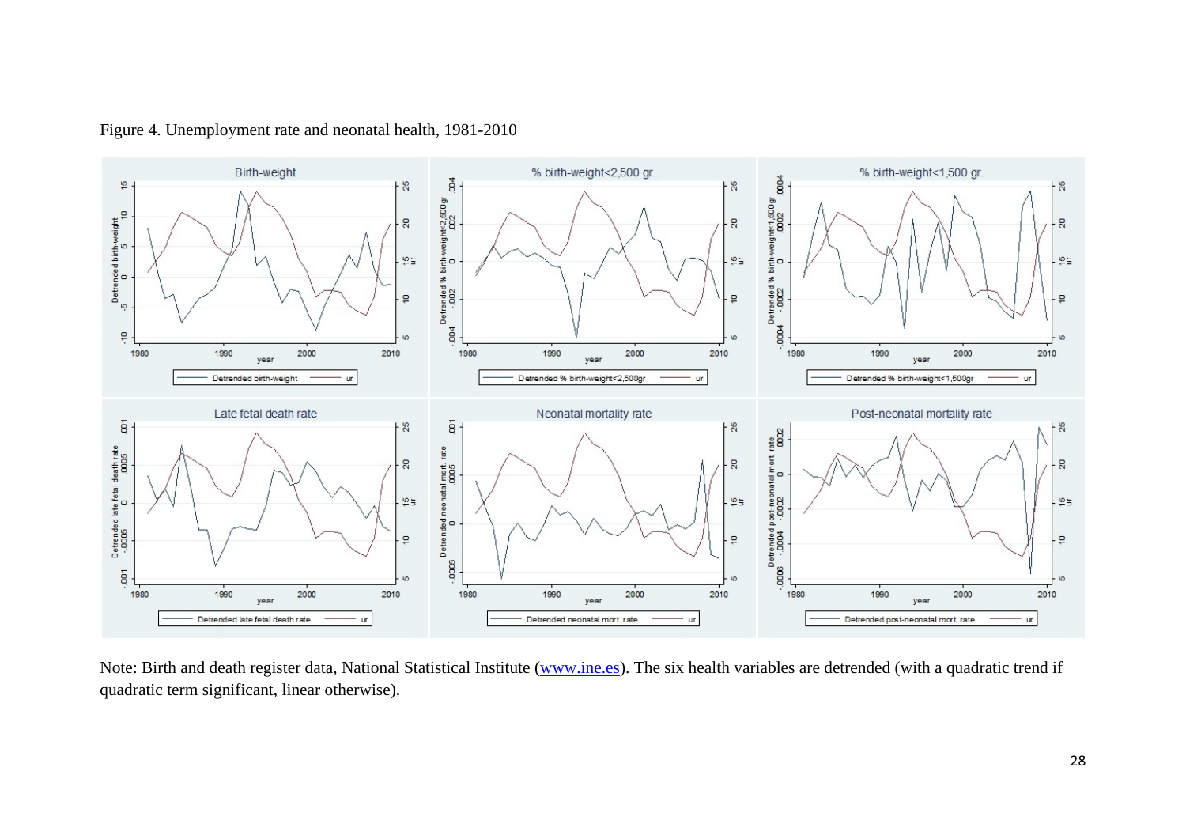Figure 4. Unemployment rate and neonatal health, 1981-2010

Note: Birth and death register data, National Statistical Institute ([www.ine.es](http://www.ine.es)). The six health variables are detrended (with a quadratic trend if quadratic term significant, linear otherwise).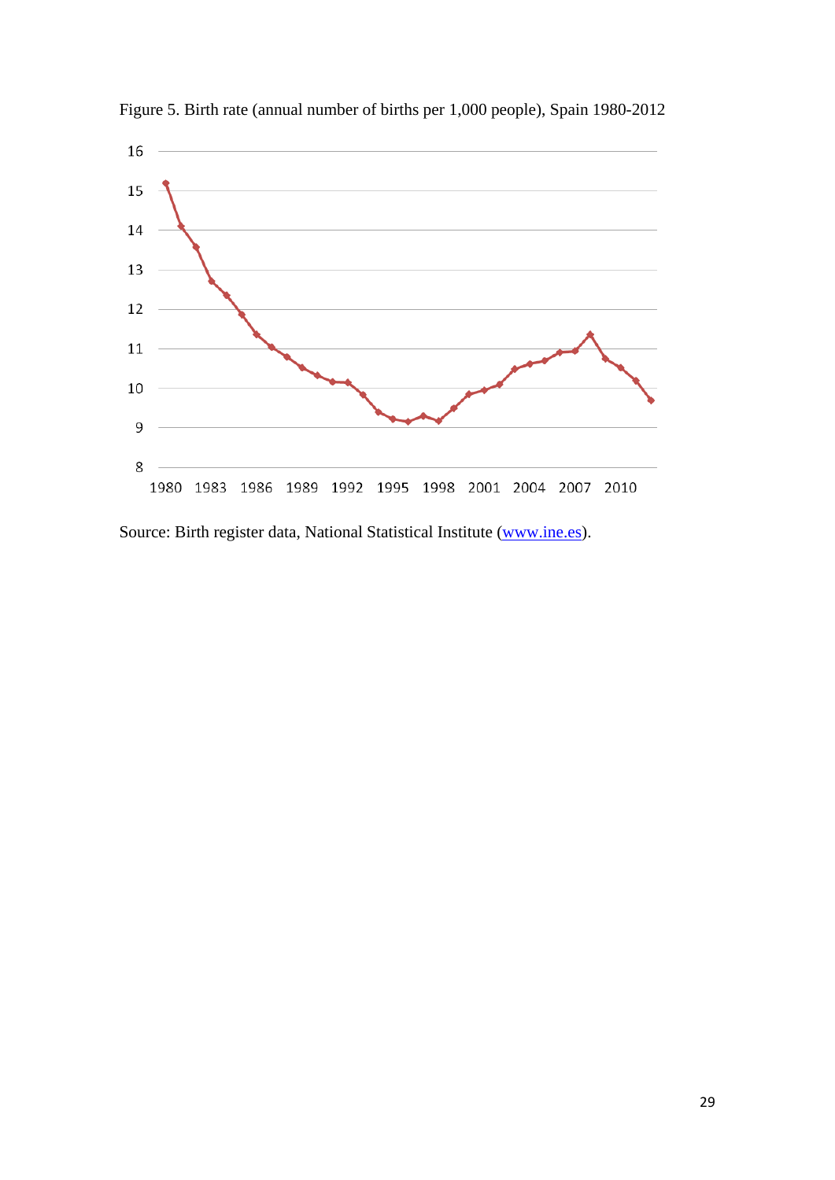Figure 5. Birth rate (annual number of births per 1,000 people), Spain 1980-2012

Source: Birth register data, National Statistical Institute (www.ine.es).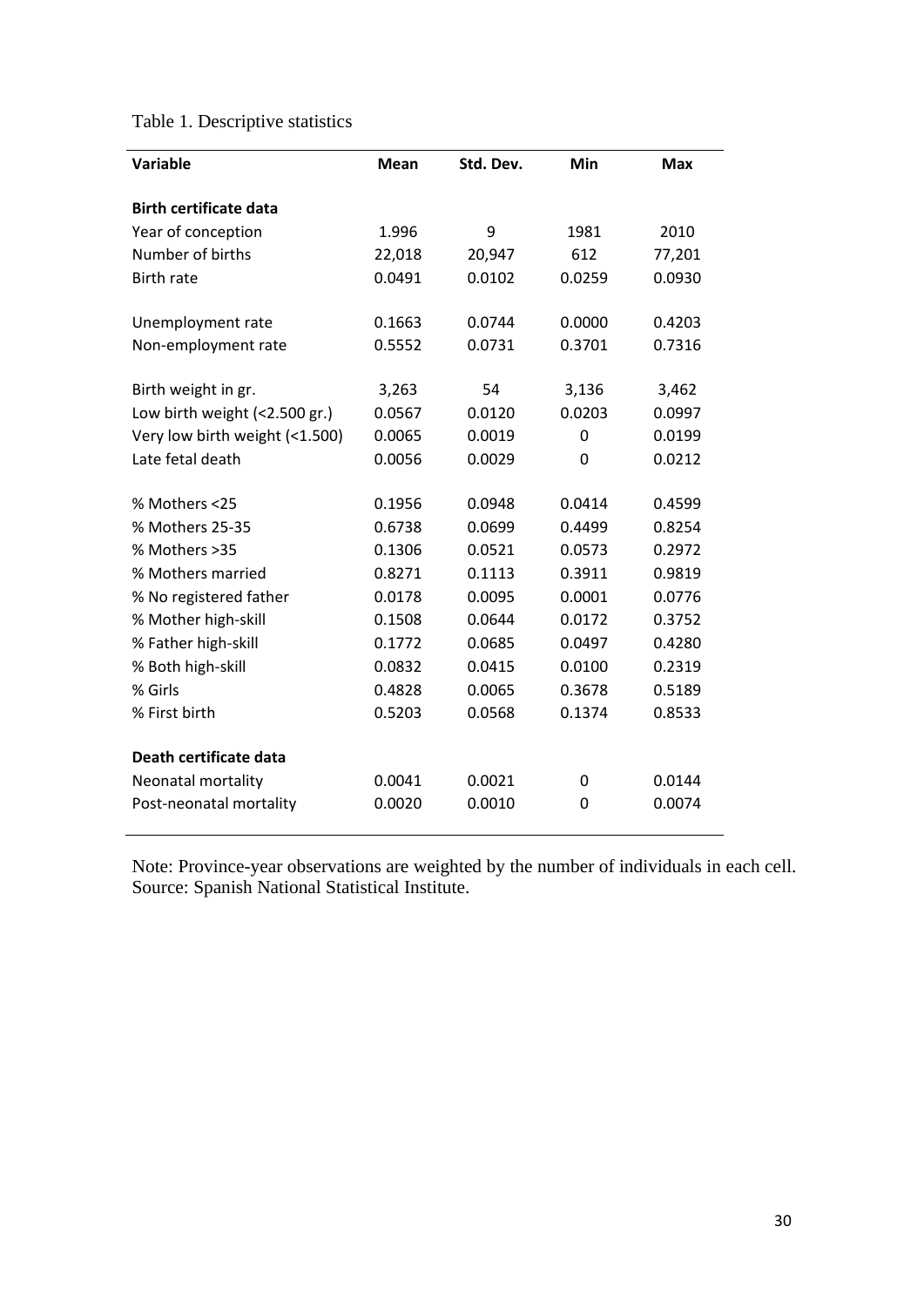Table 1. Descriptive statistics

| Variable | Mean | Std. Dev. | Min | Max |
|---|---|---|---|---|
| **Birth certificate data** | | | | |
| Year of conception | 1.996 | 9 | 1981 | 2010 |
| Number of births | 22,018 | 20,947 | 612 | 77,201 |
| Birth rate | 0.0491 | 0.0102 | 0.0259 | 0.0930 |
| | | | | |
| Unemployment rate | 0.1663 | 0.0744 | 0.0000 | 0.4203 |
| Non-employment rate | 0.5552 | 0.0731 | 0.3701 | 0.7316 |
| | | | | |
| Birth weight in gr. | 3,263 | 54 | 3,136 | 3,462 |
| Low birth weight (<2.500 gr.) | 0.0567 | 0.0120 | 0.0203 | 0.0997 |
| Very low birth weight (<1.500) | 0.0065 | 0.0019 | 0 | 0.0199 |
| Late fetal death | 0.0056 | 0.0029 | 0 | 0.0212 |
| | | | | |
| % Mothers <25 | 0.1956 | 0.0948 | 0.0414 | 0.4599 |
| % Mothers 25-35 | 0.6738 | 0.0699 | 0.4499 | 0.8254 |
| % Mothers >35 | 0.1306 | 0.0521 | 0.0573 | 0.2972 |
| % Mothers married | 0.8271 | 0.1113 | 0.3911 | 0.9819 |
| % No registered father | 0.0178 | 0.0095 | 0.0001 | 0.0776 |
| % Mother high-skill | 0.1508 | 0.0644 | 0.0172 | 0.3752 |
| % Father high-skill | 0.1772 | 0.0685 | 0.0497 | 0.4280 |
| % Both high-skill | 0.0832 | 0.0415 | 0.0100 | 0.2319 |
| % Girls | 0.4828 | 0.0065 | 0.3678 | 0.5189 |
| % First birth | 0.5203 | 0.0568 | 0.1374 | 0.8533 |
| | | | | |
| **Death certificate data** | | | | |
| Neonatal mortality | 0.0041 | 0.0021 | 0 | 0.0144 |
| Post-neonatal mortality | 0.0020 | 0.0010 | 0 | 0.0074 |

Note: Province-year observations are weighted by the number of individuals in each cell.
Source: Spanish National Statistical Institute.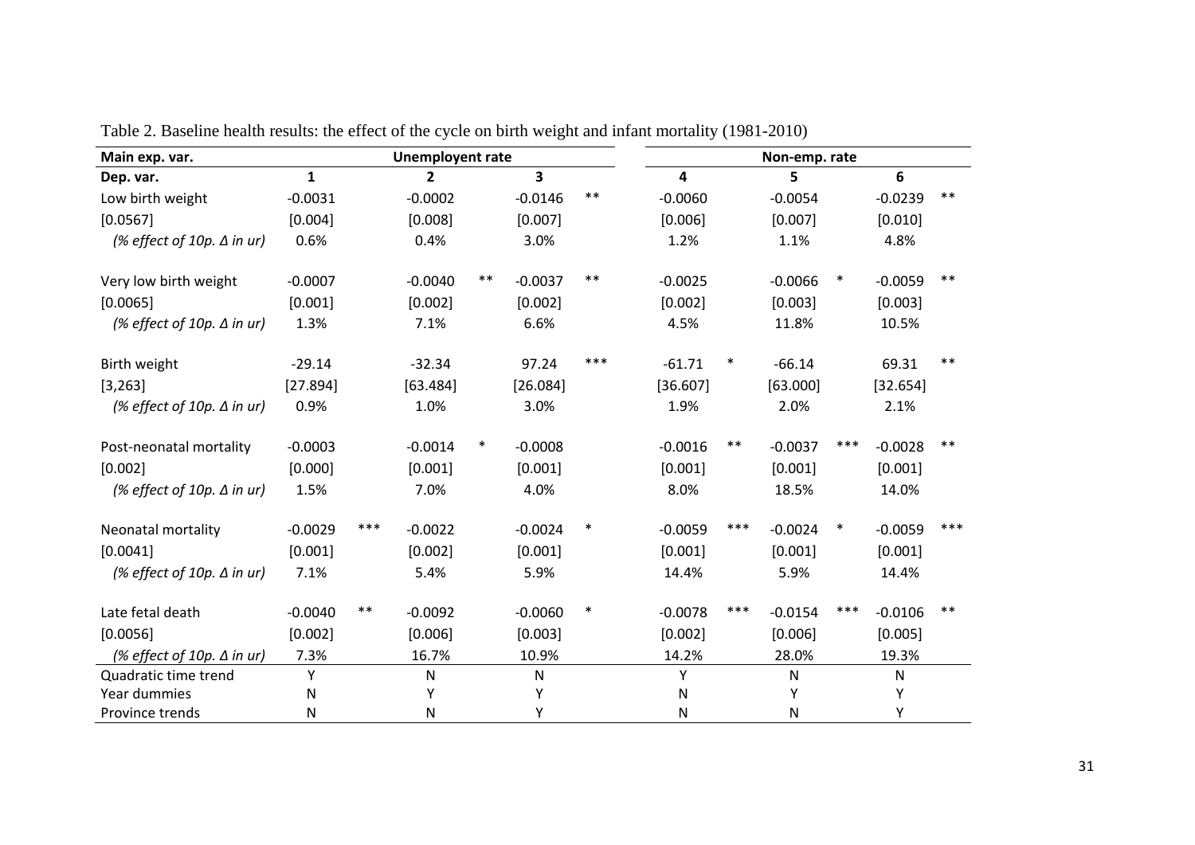Table 2. Baseline health results: the effect of the cycle on birth weight and infant mortality (1981-2010)

| Main exp. var. | Unemployent rate | | | | | | Non-emp. rate | | | | | |
|---|---|---|---|---|---|---|---|---|---|---|---|---|
| **Dep. var.** | **1** | | **2** | | **3** | | **4** | | **5** | | **6** | |
| Low birth weight | -0.0031 | | -0.0002 | | -0.0146 | ** | -0.0060 | | -0.0054 | | -0.0239 | ** |
| [0.0567] | [0.004] | | [0.008] | | [0.007] | | [0.006] | | [0.007] | | [0.010] | |
| *(% effect of 10p. Δ in ur)* | 0.6% | | 0.4% | | 3.0% | | 1.2% | | 1.1% | | 4.8% | |
| Very low birth weight | -0.0007 | | -0.0040 | ** | -0.0037 | ** | -0.0025 | | -0.0066 | * | -0.0059 | ** |
| [0.0065] | [0.001] | | [0.002] | | [0.002] | | [0.002] | | [0.003] | | [0.003] | |
| *(% effect of 10p. Δ in ur)* | 1.3% | | 7.1% | | 6.6% | | 4.5% | | 11.8% | | 10.5% | |
| Birth weight | -29.14 | | -32.34 | | 97.24 | *** | -61.71 | * | -66.14 | | 69.31 | ** |
| [3,263] | [27.894] | | [63.484] | | [26.084] | | [36.607] | | [63.000] | | [32.654] | |
| *(% effect of 10p. Δ in ur)* | 0.9% | | 1.0% | | 3.0% | | 1.9% | | 2.0% | | 2.1% | |
| Post-neonatal mortality | -0.0003 | | -0.0014 | * | -0.0008 | | -0.0016 | ** | -0.0037 | *** | -0.0028 | ** |
| [0.002] | [0.000] | | [0.001] | | [0.001] | | [0.001] | | [0.001] | | [0.001] | |
| *(% effect of 10p. Δ in ur)* | 1.5% | | 7.0% | | 4.0% | | 8.0% | | 18.5% | | 14.0% | |
| Neonatal mortality | -0.0029 | *** | -0.0022 | | -0.0024 | * | -0.0059 | *** | -0.0024 | * | -0.0059 | *** |
| [0.0041] | [0.001] | | [0.002] | | [0.001] | | [0.001] | | [0.001] | | [0.001] | |
| *(% effect of 10p. Δ in ur)* | 7.1% | | 5.4% | | 5.9% | | 14.4% | | 5.9% | | 14.4% | |
| Late fetal death | -0.0040 | ** | -0.0092 | | -0.0060 | * | -0.0078 | *** | -0.0154 | *** | -0.0106 | ** |
| [0.0056] | [0.002] | | [0.006] | | [0.003] | | [0.002] | | [0.006] | | [0.005] | |
| *(% effect of 10p. Δ in ur)* | 7.3% | | 16.7% | | 10.9% | | 14.2% | | 28.0% | | 19.3% | |
| Quadratic time trend | Y | | N | | N | | Y | | N | | N | |
| Year dummies | N | | Y | | Y | | N | | Y | | Y | |
| Province trends | N | | N | | Y | | N | | N | | Y | |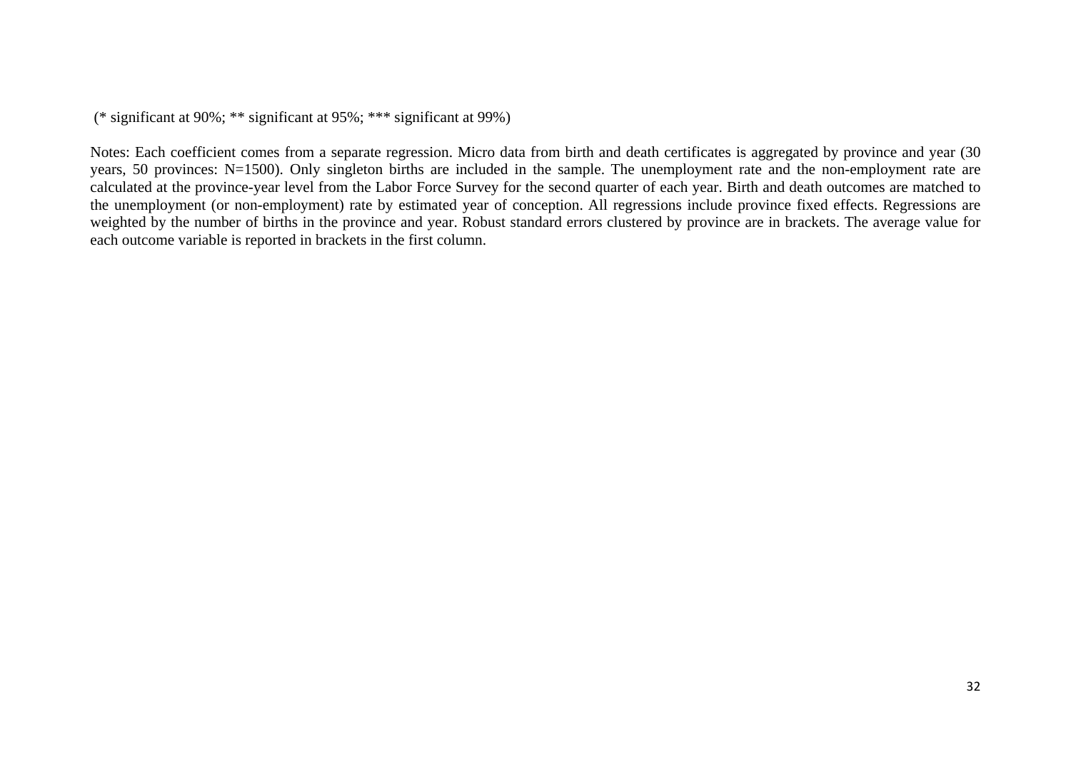(* significant at 90%; ** significant at 95%; *** significant at 99%)

Notes: Each coefficient comes from a separate regression. Micro data from birth and death certificates is aggregated by province and year (30 years, 50 provinces: N=1500). Only singleton births are included in the sample. The unemployment rate and the non-employment rate are calculated at the province-year level from the Labor Force Survey for the second quarter of each year. Birth and death outcomes are matched to the unemployment (or non-employment) rate by estimated year of conception. All regressions include province fixed effects. Regressions are weighted by the number of births in the province and year. Robust standard errors clustered by province are in brackets. The average value for each outcome variable is reported in brackets in the first column.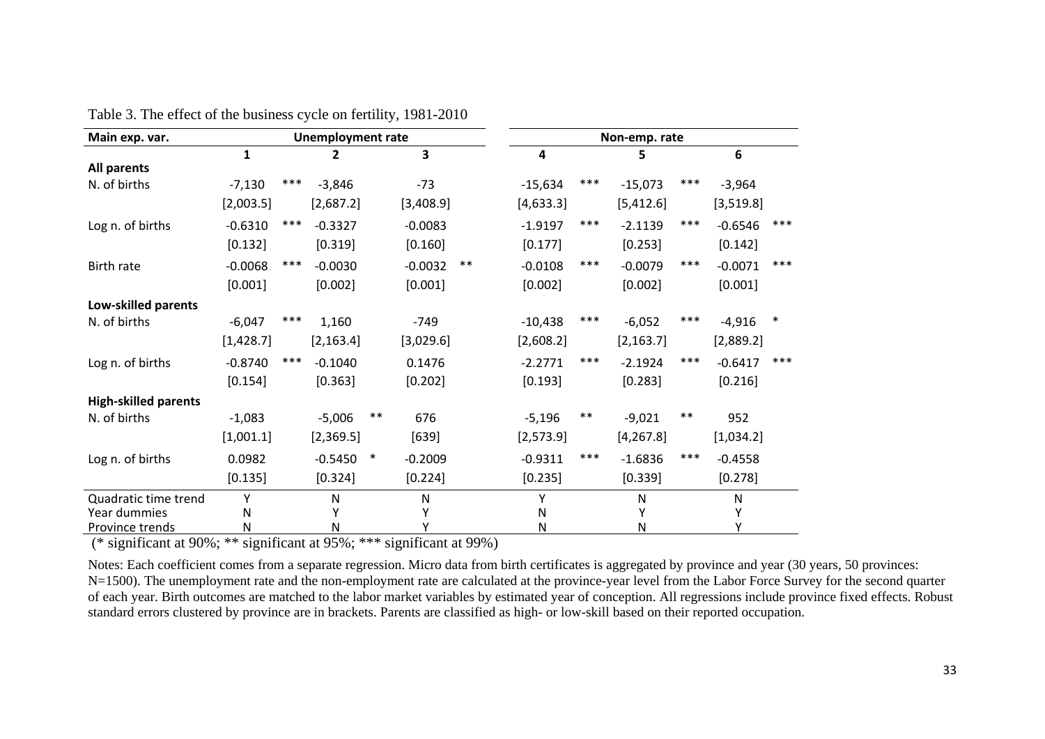Table 3. The effect of the business cycle on fertility, 1981-2010

| Main exp. var. | Unemployment rate | | | Non-emp. rate | | |
|---|---|---|---|---|---|---|
| | 1 | 2 | 3 | 4 | 5 | 6 |
| **All parents** | | | | | | |
| N. of births | -7,130 *** | -3,846 | -73 | -15,634 *** | -15,073 *** | -3,964 |
| | [2,003.5] | [2,687.2] | [3,408.9] | [4,633.3] | [5,412.6] | [3,519.8] |
| Log n. of births | -0.6310 *** | -0.3327 | -0.0083 | -1.9197 *** | -2.1139 *** | -0.6546 *** |
| | [0.132] | [0.319] | [0.160] | [0.177] | [0.253] | [0.142] |
| Birth rate | -0.0068 *** | -0.0030 | -0.0032 ** | -0.0108 *** | -0.0079 *** | -0.0071 *** |
| | [0.001] | [0.002] | [0.001] | [0.002] | [0.002] | [0.001] |
| **Low-skilled parents** | | | | | | |
| N. of births | -6,047 *** | 1,160 | -749 | -10,438 *** | -6,052 *** | -4,916 * |
| | [1,428.7] | [2,163.4] | [3,029.6] | [2,608.2] | [2,163.7] | [2,889.2] |
| Log n. of births | -0.8740 *** | -0.1040 | 0.1476 | -2.2771 *** | -2.1924 *** | -0.6417 *** |
| | [0.154] | [0.363] | [0.202] | [0.193] | [0.283] | [0.216] |
| **High-skilled parents** | | | | | | |
| N. of births | -1,083 | -5,006 ** | 676 | -5,196 ** | -9,021 ** | 952 |
| | [1,001.1] | [2,369.5] | [639] | [2,573.9] | [4,267.8] | [1,034.2] |
| Log n. of births | 0.0982 | -0.5450 * | -0.2009 | -0.9311 *** | -1.6836 *** | -0.4558 |
| | [0.135] | [0.324] | [0.224] | [0.235] | [0.339] | [0.278] |
| Quadratic time trend | Y | N | N | Y | N | N |
| Year dummies | N | Y | Y | N | Y | Y |
| Province trends | N | N | Y | N | N | Y |

(* significant at 90%; ** significant at 95%; *** significant at 99%)

Notes: Each coefficient comes from a separate regression. Micro data from birth certificates is aggregated by province and year (30 years, 50 provinces: N=1500). The unemployment rate and the non-employment rate are calculated at the province-year level from the Labor Force Survey for the second quarter of each year. Birth outcomes are matched to the labor market variables by estimated year of conception. All regressions include province fixed effects. Robust standard errors clustered by province are in brackets. Parents are classified as high- or low-skill based on their reported occupation.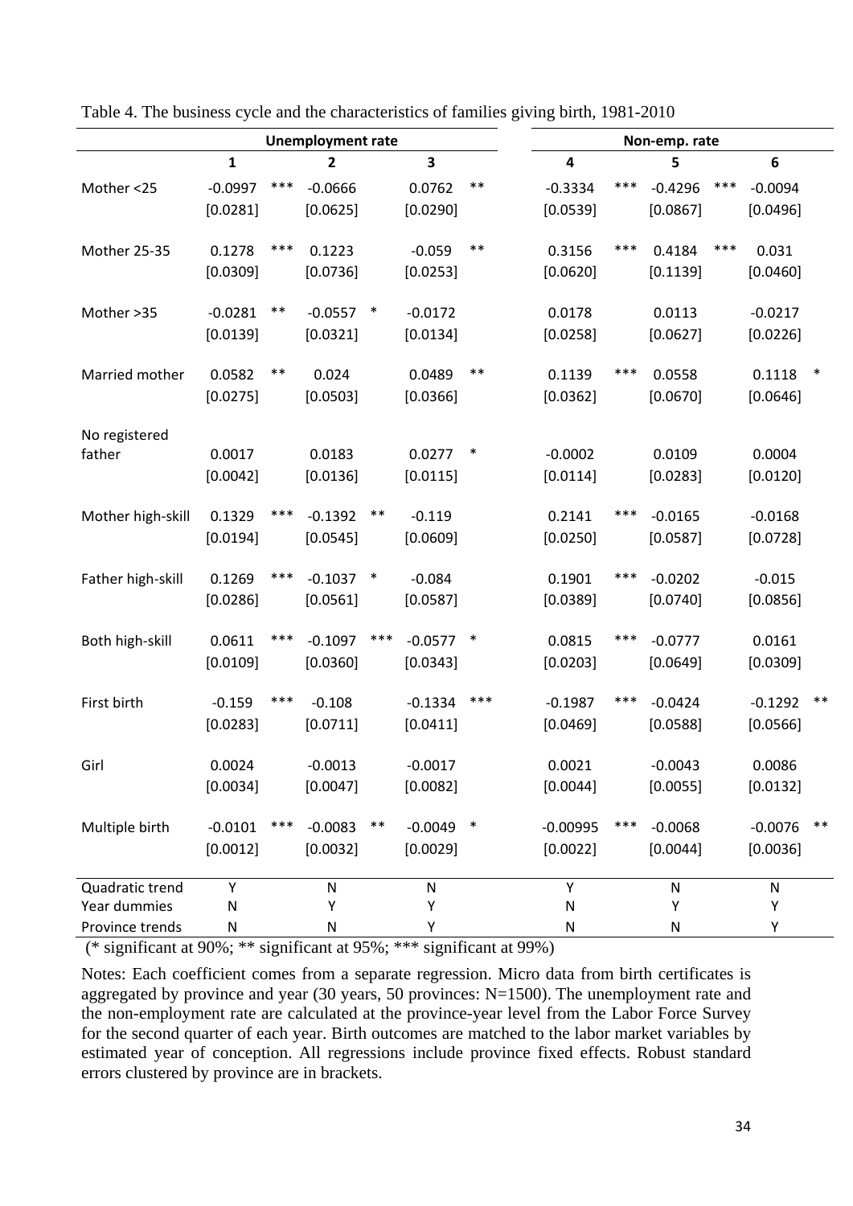Table 4. The business cycle and the characteristics of families giving birth, 1981-2010

| | Unemployment rate | | | Non-emp. rate | | |
|---|---|---|---|---|---|---|
| | 1 | 2 | 3 | 4 | 5 | 6 |
| Mother <25 | -0.0997 *** | -0.0666 | 0.0762 ** | -0.3334 *** | -0.4296 *** | -0.0094 |
| | [0.0281] | [0.0625] | [0.0290] | [0.0539] | [0.0867] | [0.0496] |
| Mother 25-35 | 0.1278 *** | 0.1223 | -0.059 ** | 0.3156 *** | 0.4184 *** | 0.031 |
| | [0.0309] | [0.0736] | [0.0253] | [0.0620] | [0.1139] | [0.0460] |
| Mother >35 | -0.0281 ** | -0.0557 * | -0.0172 | 0.0178 | 0.0113 | -0.0217 |
| | [0.0139] | [0.0321] | [0.0134] | [0.0258] | [0.0627] | [0.0226] |
| Married mother | 0.0582 ** | 0.024 | 0.0489 ** | 0.1139 *** | 0.0558 | 0.1118 * |
| | [0.0275] | [0.0503] | [0.0366] | [0.0362] | [0.0670] | [0.0646] |
| No registered father | 0.0017 | 0.0183 | 0.0277 * | -0.0002 | 0.0109 | 0.0004 |
| | [0.0042] | [0.0136] | [0.0115] | [0.0114] | [0.0283] | [0.0120] |
| Mother high-skill | 0.1329 *** | -0.1392 ** | -0.119 | 0.2141 *** | -0.0165 | -0.0168 |
| | [0.0194] | [0.0545] | [0.0609] | [0.0250] | [0.0587] | [0.0728] |
| Father high-skill | 0.1269 *** | -0.1037 * | -0.084 | 0.1901 *** | -0.0202 | -0.015 |
| | [0.0286] | [0.0561] | [0.0587] | [0.0389] | [0.0740] | [0.0856] |
| Both high-skill | 0.0611 *** | -0.1097 *** | -0.0577 * | 0.0815 *** | -0.0777 | 0.0161 |
| | [0.0109] | [0.0360] | [0.0343] | [0.0203] | [0.0649] | [0.0309] |
| First birth | -0.159 *** | -0.108 | -0.1334 *** | -0.1987 *** | -0.0424 | -0.1292 ** |
| | [0.0283] | [0.0711] | [0.0411] | [0.0469] | [0.0588] | [0.0566] |
| Girl | 0.0024 | -0.0013 | -0.0017 | 0.0021 | -0.0043 | 0.0086 |
| | [0.0034] | [0.0047] | [0.0082] | [0.0044] | [0.0055] | [0.0132] |
| Multiple birth | -0.0101 *** | -0.0083 ** | -0.0049 * | -0.00995 *** | -0.0068 | -0.0076 ** |
| | [0.0012] | [0.0032] | [0.0029] | [0.0022] | [0.0044] | [0.0036] |
| Quadratic trend | Y | N | N | Y | N | N |
| Year dummies | N | Y | Y | N | Y | Y |
| Province trends | N | N | Y | N | N | Y |

(* significant at 90%; ** significant at 95%; *** significant at 99%)

Notes: Each coefficient comes from a separate regression. Micro data from birth certificates is aggregated by province and year (30 years, 50 provinces: N=1500). The unemployment rate and the non-employment rate are calculated at the province-year level from the Labor Force Survey for the second quarter of each year. Birth outcomes are matched to the labor market variables by estimated year of conception. All regressions include province fixed effects. Robust standard errors clustered by province are in brackets.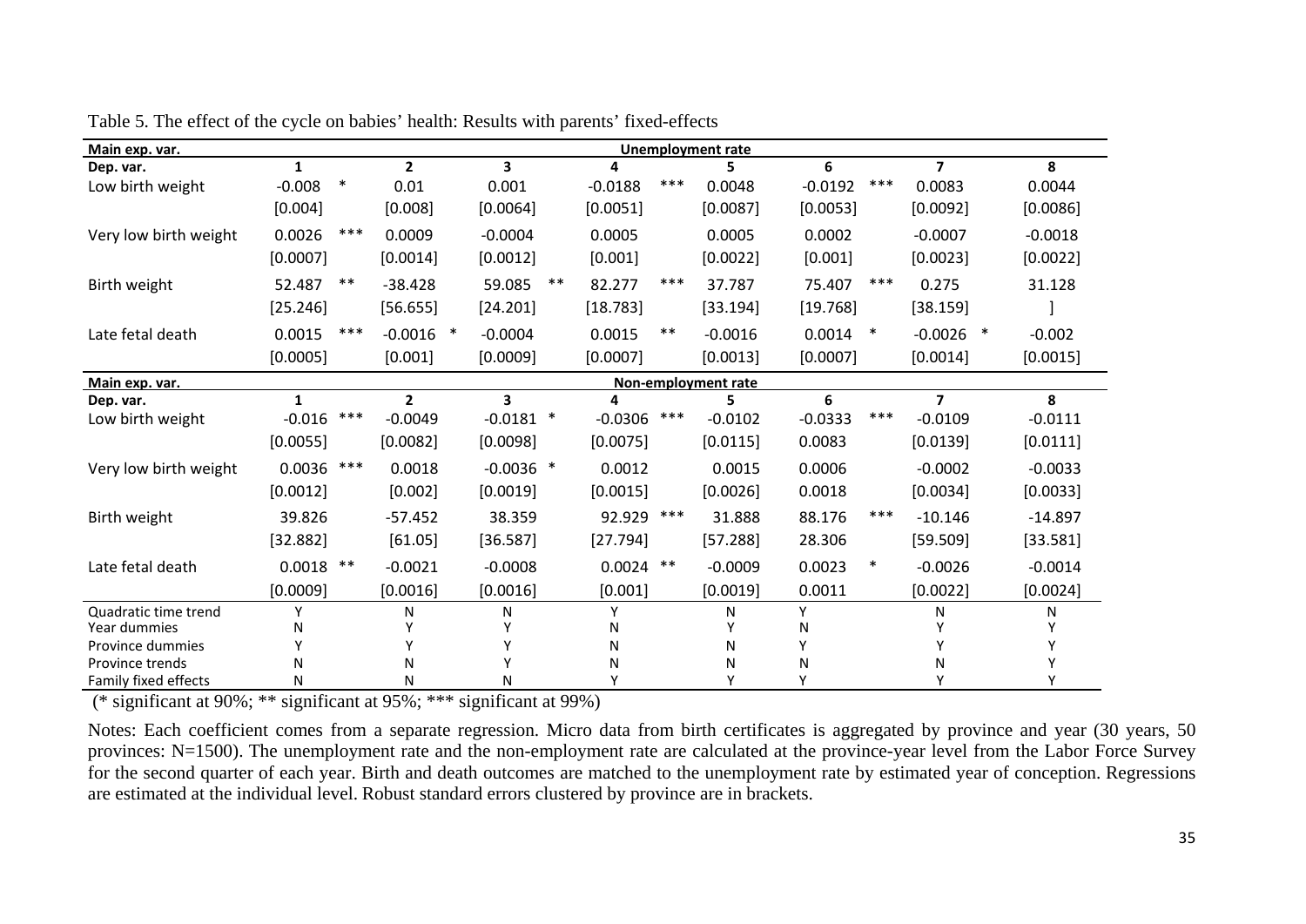Table 5. The effect of the cycle on babies' health: Results with parents' fixed-effects

| Main exp. var. | Unemployment rate | | | | | | | |
|---|---|---|---|---|---|---|---|---|
| Dep. var. | 1 | 2 | 3 | 4 | 5 | 6 | 7 | 8 |
| Low birth weight | -0.008 * | 0.01 | 0.001 | -0.0188 *** | 0.0048 | -0.0192 *** | 0.0083 | 0.0044 |
| | [0.004] | [0.008] | [0.0064] | [0.0051] | [0.0087] | [0.0053] | [0.0092] | [0.0086] |
| Very low birth weight | 0.0026 *** | 0.0009 | -0.0004 | 0.0005 | 0.0005 | 0.0002 | -0.0007 | -0.0018 |
| | [0.0007] | [0.0014] | [0.0012] | [0.001] | [0.0022] | [0.001] | [0.0023] | [0.0022] |
| Birth weight | 52.487 ** | -38.428 | 59.085 ** | 82.277 *** | 37.787 | 75.407 *** | 0.275 | 31.128 |
| | [25.246] | [56.655] | [24.201] | [18.783] | [33.194] | [19.768] | [38.159] | ] |
| Late fetal death | 0.0015 *** | -0.0016 * | -0.0004 | 0.0015 ** | -0.0016 | 0.0014 * | -0.0026 * | -0.002 |
| | [0.0005] | [0.001] | [0.0009] | [0.0007] | [0.0013] | [0.0007] | [0.0014] | [0.0015] |
| **Main exp. var.** | **Non-employment rate** | | | | | | | |
| **Dep. var.** | **1** | **2** | **3** | **4** | **5** | **6** | **7** | **8** |
| Low birth weight | -0.016 *** | -0.0049 | -0.0181 * | -0.0306 *** | -0.0102 | -0.0333 *** | -0.0109 | -0.0111 |
| | [0.0055] | [0.0082] | [0.0098] | [0.0075] | [0.0115] | 0.0083 | [0.0139] | [0.0111] |
| Very low birth weight | 0.0036 *** | 0.0018 | -0.0036 * | 0.0012 | 0.0015 | 0.0006 | -0.0002 | -0.0033 |
| | [0.0012] | [0.002] | [0.0019] | [0.0015] | [0.0026] | 0.0018 | [0.0034] | [0.0033] |
| Birth weight | 39.826 | -57.452 | 38.359 | 92.929 *** | 31.888 | 88.176 *** | -10.146 | -14.897 |
| | [32.882] | [61.05] | [36.587] | [27.794] | [57.288] | 28.306 | [59.509] | [33.581] |
| Late fetal death | 0.0018 ** | -0.0021 | -0.0008 | 0.0024 ** | -0.0009 | 0.0023 * | -0.0026 | -0.0014 |
| | [0.0009] | [0.0016] | [0.0016] | [0.001] | [0.0019] | 0.0011 | [0.0022] | [0.0024] |
| Quadratic time trend | Y | N | N | Y | N | Y | N | N |
| Year dummies | N | Y | Y | N | Y | N | Y | Y |
| Province dummies | Y | Y | Y | N | N | Y | Y | Y |
| Province trends | N | N | Y | N | N | N | N | Y |
| Family fixed effects | N | N | N | Y | Y | Y | Y | Y |

(* significant at 90%; ** significant at 95%; *** significant at 99%)

Notes: Each coefficient comes from a separate regression. Micro data from birth certificates is aggregated by province and year (30 years, 50 provinces: N=1500). The unemployment rate and the non-employment rate are calculated at the province-year level from the Labor Force Survey for the second quarter of each year. Birth and death outcomes are matched to the unemployment rate by estimated year of conception. Regressions are estimated at the individual level. Robust standard errors clustered by province are in brackets.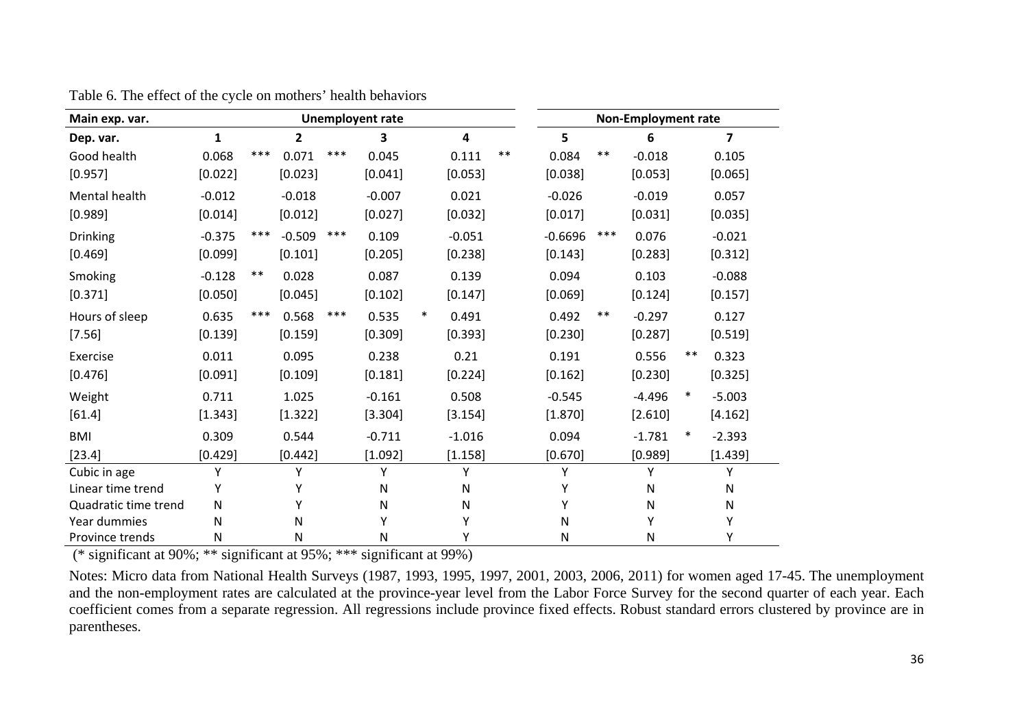Table 6. The effect of the cycle on mothers' health behaviors

| Main exp. var. | Unemployent rate | | | | | | | | Non-Employment rate | | | | | |
|---|---|---|---|---|---|---|---|---|---|---|---|---|---|---|
| Dep. var. | 1 | | 2 | | 3 | | 4 | | 5 | | 6 | | 7 | |
| Good health | 0.068 | *** | 0.071 | *** | 0.045 | | 0.111 | ** | 0.084 | ** | -0.018 | | 0.105 | |
| [0.957] | [0.022] | | [0.023] | | [0.041] | | [0.053] | | [0.038] | | [0.053] | | [0.065] | |
| Mental health | -0.012 | | -0.018 | | -0.007 | | 0.021 | | -0.026 | | -0.019 | | 0.057 | |
| [0.989] | [0.014] | | [0.012] | | [0.027] | | [0.032] | | [0.017] | | [0.031] | | [0.035] | |
| Drinking | -0.375 | *** | -0.509 | *** | 0.109 | | -0.051 | | -0.6696 | *** | 0.076 | | -0.021 | |
| [0.469] | [0.099] | | [0.101] | | [0.205] | | [0.238] | | [0.143] | | [0.283] | | [0.312] | |
| Smoking | -0.128 | ** | 0.028 | | 0.087 | | 0.139 | | 0.094 | | 0.103 | | -0.088 | |
| [0.371] | [0.050] | | [0.045] | | [0.102] | | [0.147] | | [0.069] | | [0.124] | | [0.157] | |
| Hours of sleep | 0.635 | *** | 0.568 | *** | 0.535 | * | 0.491 | | 0.492 | ** | -0.297 | | 0.127 | |
| [7.56] | [0.139] | | [0.159] | | [0.309] | | [0.393] | | [0.230] | | [0.287] | | [0.519] | |
| Exercise | 0.011 | | 0.095 | | 0.238 | | 0.21 | | 0.191 | | 0.556 | ** | 0.323 | |
| [0.476] | [0.091] | | [0.109] | | [0.181] | | [0.224] | | [0.162] | | [0.230] | | [0.325] | |
| Weight | 0.711 | | 1.025 | | -0.161 | | 0.508 | | -0.545 | | -4.496 | * | -5.003 | |
| [61.4] | [1.343] | | [1.322] | | [3.304] | | [3.154] | | [1.870] | | [2.610] | | [4.162] | |
| BMI | 0.309 | | 0.544 | | -0.711 | | -1.016 | | 0.094 | | -1.781 | * | -2.393 | |
| [23.4] | [0.429] | | [0.442] | | [1.092] | | [1.158] | | [0.670] | | [0.989] | | [1.439] | |
| Cubic in age | Y | | Y | | Y | | Y | | Y | | Y | | Y | |
| Linear time trend | Y | | Y | | N | | N | | Y | | N | | N | |
| Quadratic time trend | N | | Y | | N | | N | | Y | | N | | N | |
| Year dummies | N | | N | | Y | | Y | | N | | Y | | Y | |
| Province trends | N | | N | | N | | Y | | N | | N | | Y | |

(* significant at 90%; ** significant at 95%; *** significant at 99%)

Notes: Micro data from National Health Surveys (1987, 1993, 1995, 1997, 2001, 2003, 2006, 2011) for women aged 17-45. The unemployment and the non-employment rates are calculated at the province-year level from the Labor Force Survey for the second quarter of each year. Each coefficient comes from a separate regression. All regressions include province fixed effects. Robust standard errors clustered by province are in parentheses.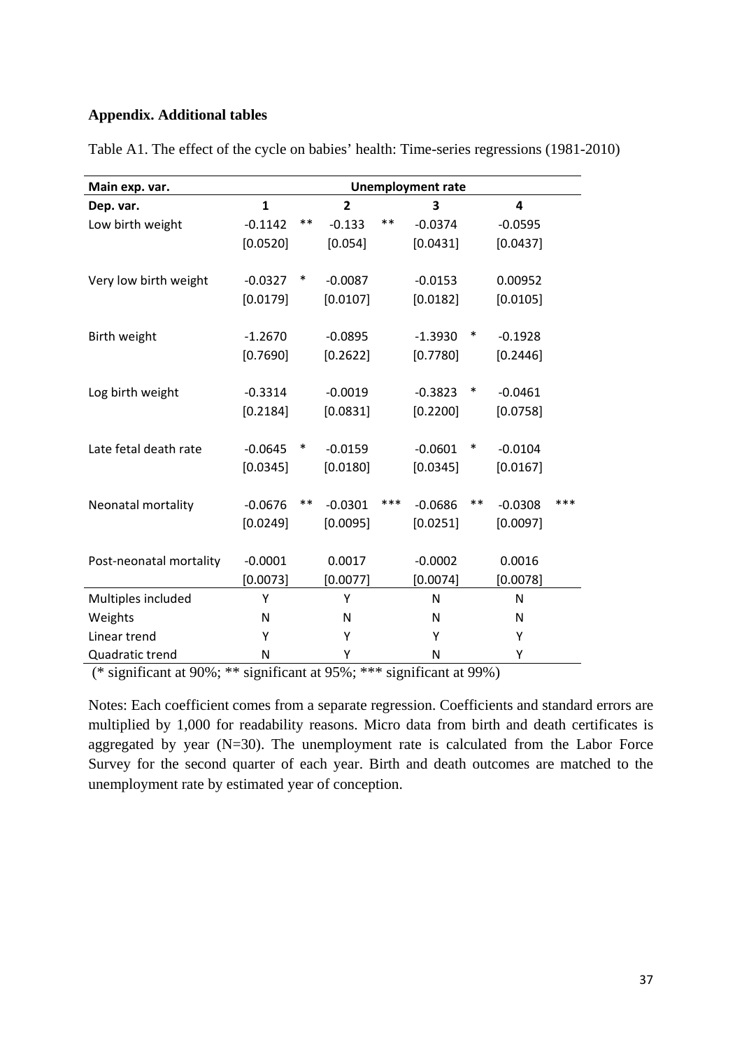**Appendix. Additional tables**

Table A1. The effect of the cycle on babies' health: Time-series regressions (1981-2010)

| **Main exp. var.** | **Unemployment rate** | | | | | | | |
|---|---|---|---|---|---|---|---|---|
| **Dep. var.** | **1** | | **2** | | **3** | | **4** | |
| Low birth weight | -0.1142 | ** | -0.133 | ** | -0.0374 | | -0.0595 | |
| | [0.0520] | | [0.054] | | [0.0431] | | [0.0437] | |
| Very low birth weight | -0.0327 | * | -0.0087 | | -0.0153 | | 0.00952 | |
| | [0.0179] | | [0.0107] | | [0.0182] | | [0.0105] | |
| Birth weight | -1.2670 | | -0.0895 | | -1.3930 | * | -0.1928 | |
| | [0.7690] | | [0.2622] | | [0.7780] | | [0.2446] | |
| Log birth weight | -0.3314 | | -0.0019 | | -0.3823 | * | -0.0461 | |
| | [0.2184] | | [0.0831] | | [0.2200] | | [0.0758] | |
| Late fetal death rate | -0.0645 | * | -0.0159 | | -0.0601 | * | -0.0104 | |
| | [0.0345] | | [0.0180] | | [0.0345] | | [0.0167] | |
| Neonatal mortality | -0.0676 | ** | -0.0301 | *** | -0.0686 | ** | -0.0308 | *** |
| | [0.0249] | | [0.0095] | | [0.0251] | | [0.0097] | |
| Post-neonatal mortality | -0.0001 | | 0.0017 | | -0.0002 | | 0.0016 | |
| | [0.0073] | | [0.0077] | | [0.0074] | | [0.0078] | |
| Multiples included | Y | | Y | | N | | N | |
| Weights | N | | N | | N | | N | |
| Linear trend | Y | | Y | | Y | | Y | |
| Quadratic trend | N | | Y | | N | | Y | |

(* significant at 90%; ** significant at 95%; *** significant at 99%)

Notes: Each coefficient comes from a separate regression. Coefficients and standard errors are multiplied by 1,000 for readability reasons. Micro data from birth and death certificates is aggregated by year (N=30). The unemployment rate is calculated from the Labor Force Survey for the second quarter of each year. Birth and death outcomes are matched to the unemployment rate by estimated year of conception.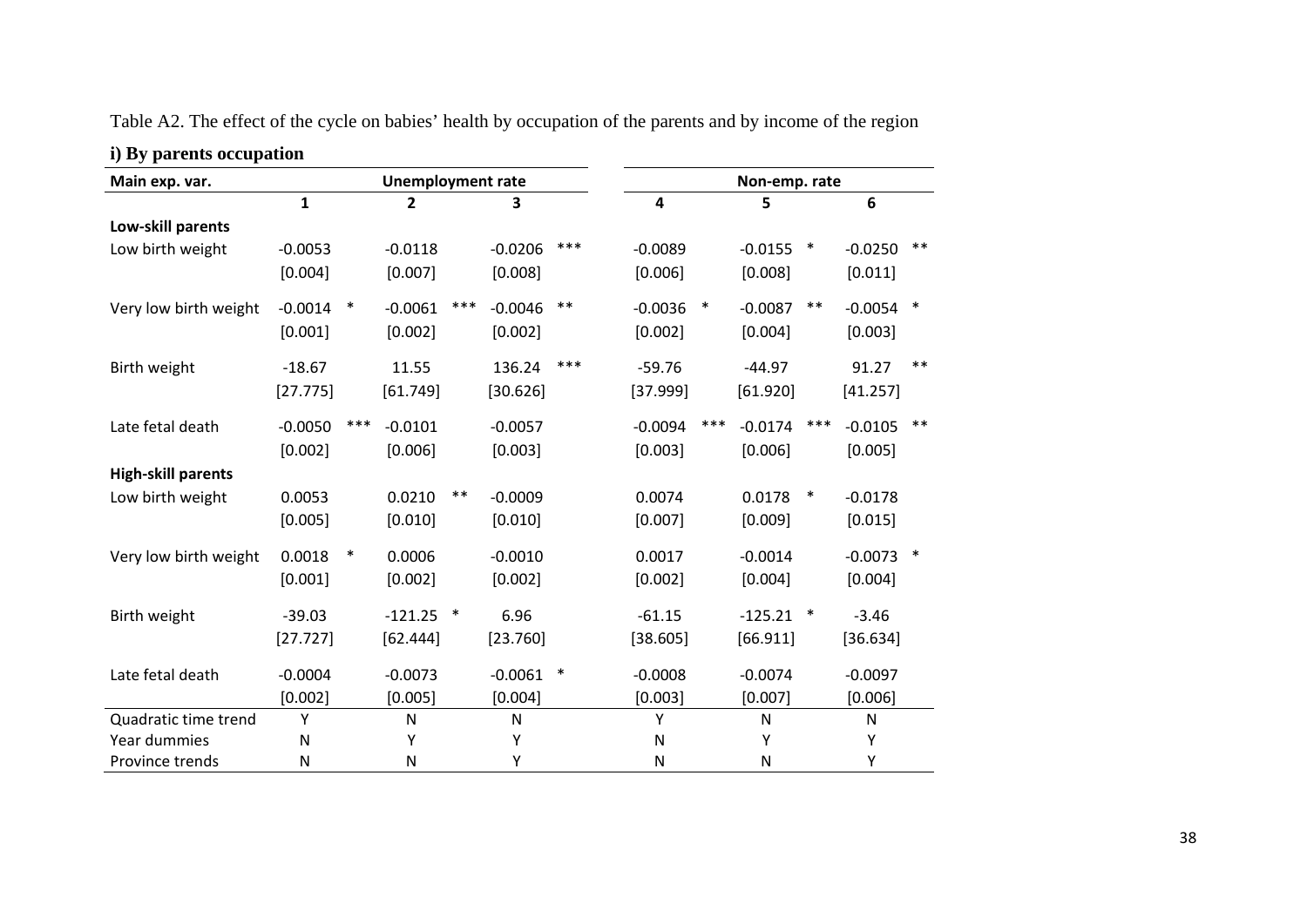Table A2. The effect of the cycle on babies' health by occupation of the parents and by income of the region

**i) By parents occupation**

| Main exp. var. | Unemployment rate | | | Non-emp. rate | | |
|---|---|---|---|---|---|---|
| | 1 | 2 | 3 | 4 | 5 | 6 |
| **Low-skill parents** | | | | | | |
| Low birth weight | -0.0053 | -0.0118 | -0.0206 *** | -0.0089 | -0.0155 * | -0.0250 ** |
| | [0.004] | [0.007] | [0.008] | [0.006] | [0.008] | [0.011] |
| Very low birth weight | -0.0014 * | -0.0061 *** | -0.0046 ** | -0.0036 * | -0.0087 ** | -0.0054 * |
| | [0.001] | [0.002] | [0.002] | [0.002] | [0.004] | [0.003] |
| Birth weight | -18.67 | 11.55 | 136.24 *** | -59.76 | -44.97 | 91.27 ** |
| | [27.775] | [61.749] | [30.626] | [37.999] | [61.920] | [41.257] |
| Late fetal death | -0.0050 *** | -0.0101 | -0.0057 | -0.0094 *** | -0.0174 *** | -0.0105 ** |
| | [0.002] | [0.006] | [0.003] | [0.003] | [0.006] | [0.005] |
| **High-skill parents** | | | | | | |
| Low birth weight | 0.0053 | 0.0210 ** | -0.0009 | 0.0074 | 0.0178 * | -0.0178 |
| | [0.005] | [0.010] | [0.010] | [0.007] | [0.009] | [0.015] |
| Very low birth weight | 0.0018 * | 0.0006 | -0.0010 | 0.0017 | -0.0014 | -0.0073 * |
| | [0.001] | [0.002] | [0.002] | [0.002] | [0.004] | [0.004] |
| Birth weight | -39.03 | -121.25 * | 6.96 | -61.15 | -125.21 * | -3.46 |
| | [27.727] | [62.444] | [23.760] | [38.605] | [66.911] | [36.634] |
| Late fetal death | -0.0004 | -0.0073 | -0.0061 * | -0.0008 | -0.0074 | -0.0097 |
| | [0.002] | [0.005] | [0.004] | [0.003] | [0.007] | [0.006] |
| Quadratic time trend | Y | N | N | Y | N | N |
| Year dummies | N | Y | Y | N | Y | Y |
| Province trends | N | N | Y | N | N | Y |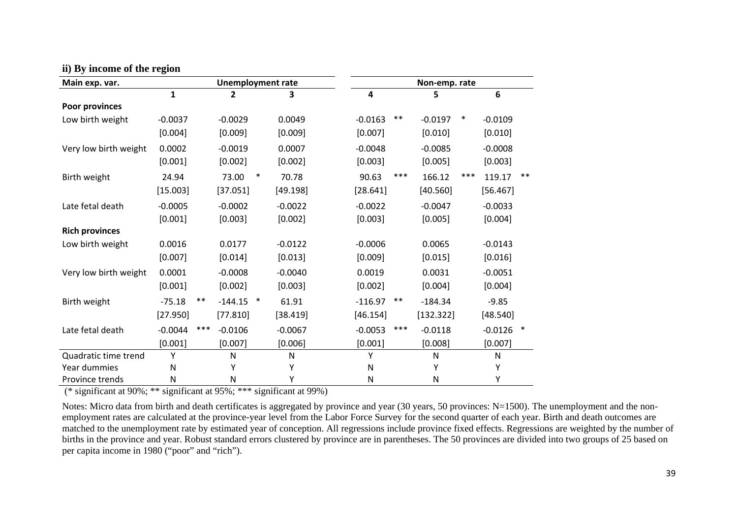### ii) By income of the region

| Main exp. var. | Unemployment rate | | | Non-emp. rate | | |
|---|---|---|---|---|---|---|
| | 1 | 2 | 3 | 4 | 5 | 6 |
| **Poor provinces** | | | | | | |
| Low birth weight | -0.0037 | -0.0029 | 0.0049 | -0.0163 ** | -0.0197 * | -0.0109 |
| | [0.004] | [0.009] | [0.009] | [0.007] | [0.010] | [0.010] |
| Very low birth weight | 0.0002 | -0.0019 | 0.0007 | -0.0048 | -0.0085 | -0.0008 |
| | [0.001] | [0.002] | [0.002] | [0.003] | [0.005] | [0.003] |
| Birth weight | 24.94 | 73.00 * | 70.78 | 90.63 *** | 166.12 *** | 119.17 ** |
| | [15.003] | [37.051] | [49.198] | [28.641] | [40.560] | [56.467] |
| Late fetal death | -0.0005 | -0.0002 | -0.0022 | -0.0022 | -0.0047 | -0.0033 |
| | [0.001] | [0.003] | [0.002] | [0.003] | [0.005] | [0.004] |
| **Rich provinces** | | | | | | |
| Low birth weight | 0.0016 | 0.0177 | -0.0122 | -0.0006 | 0.0065 | -0.0143 |
| | [0.007] | [0.014] | [0.013] | [0.009] | [0.015] | [0.016] |
| Very low birth weight | 0.0001 | -0.0008 | -0.0040 | 0.0019 | 0.0031 | -0.0051 |
| | [0.001] | [0.002] | [0.003] | [0.002] | [0.004] | [0.004] |
| Birth weight | -75.18 ** | -144.15 * | 61.91 | -116.97 ** | -184.34 | -9.85 |
| | [27.950] | [77.810] | [38.419] | [46.154] | [132.322] | [48.540] |
| Late fetal death | -0.0044 *** | -0.0106 | -0.0067 | -0.0053 *** | -0.0118 | -0.0126 * |
| | [0.001] | [0.007] | [0.006] | [0.001] | [0.008] | [0.007] |
| Quadratic time trend | Y | N | N | Y | N | N |
| Year dummies | N | Y | Y | N | Y | Y |
| Province trends | N | N | Y | N | N | Y |

(* significant at 90%; ** significant at 95%; *** significant at 99%)

Notes: Micro data from birth and death certificates is aggregated by province and year (30 years, 50 provinces: N=1500). The unemployment and the non-employment rates are calculated at the province-year level from the Labor Force Survey for the second quarter of each year. Birth and death outcomes are matched to the unemployment rate by estimated year of conception. All regressions include province fixed effects. Regressions are weighted by the number of births in the province and year. Robust standard errors clustered by province are in parentheses. The 50 provinces are divided into two groups of 25 based on per capita income in 1980 ("poor" and "rich").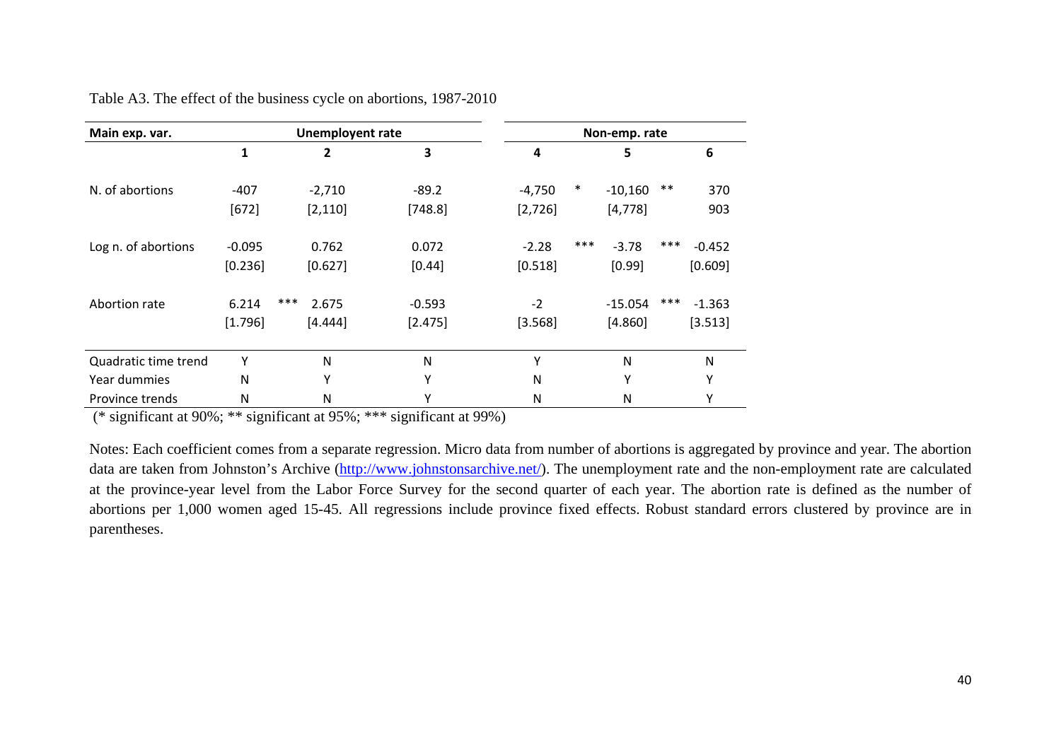Table A3. The effect of the business cycle on abortions, 1987-2010

| Main exp. var. | Unemployent rate | | | Non-emp. rate | | |
|---|---|---|---|---|---|---|
| | 1 | 2 | 3 | 4 | 5 | 6 |
| N. of abortions | -407 | -2,710 | -89.2 | -4,750 * | -10,160 ** | 370 |
| | [672] | [2,110] | [748.8] | [2,726] | [4,778] | 903 |
| Log n. of abortions | -0.095 | 0.762 | 0.072 | -2.28 *** | -3.78 *** | -0.452 |
| | [0.236] | [0.627] | [0.44] | [0.518] | [0.99] | [0.609] |
| Abortion rate | 6.214 *** | 2.675 | -0.593 | -2 | -15.054 *** | -1.363 |
| | [1.796] | [4.444] | [2.475] | [3.568] | [4.860] | [3.513] |
| Quadratic time trend | Y | N | N | Y | N | N |
| Year dummies | N | Y | Y | N | Y | Y |
| Province trends | N | N | Y | N | N | Y |

(* significant at 90%; ** significant at 95%; *** significant at 99%)

Notes: Each coefficient comes from a separate regression. Micro data from number of abortions is aggregated by province and year. The abortion data are taken from Johnston's Archive (http://www.johnstonsarchive.net/). The unemployment rate and the non-employment rate are calculated at the province-year level from the Labor Force Survey for the second quarter of each year. The abortion rate is defined as the number of abortions per 1,000 women aged 15-45. All regressions include province fixed effects. Robust standard errors clustered by province are in parentheses.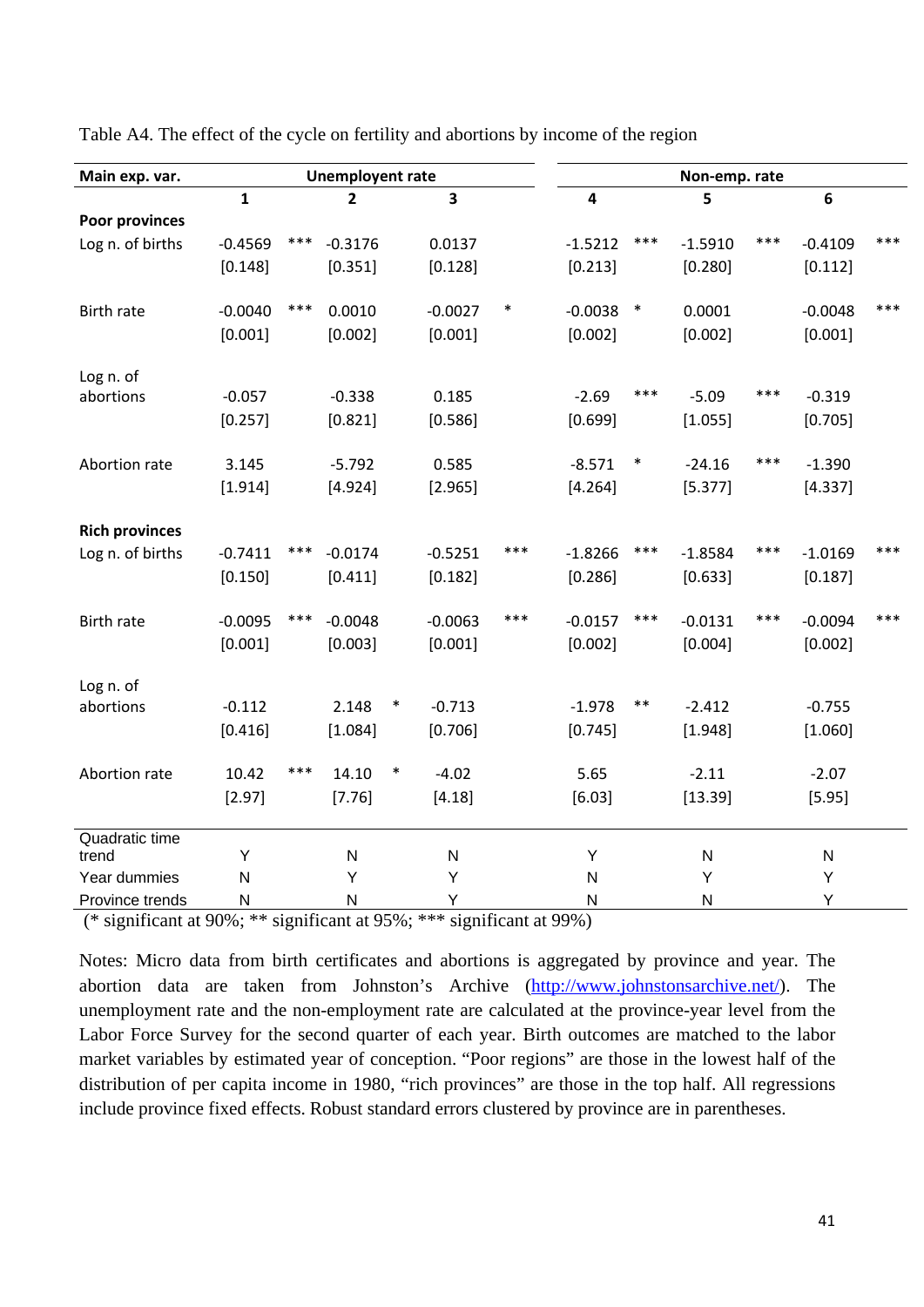Table A4. The effect of the cycle on fertility and abortions by income of the region

| Main exp. var. | Unemployent rate | | | Non-emp. rate | | |
|---|---|---|---|---|---|---|
| | 1 | 2 | 3 | 4 | 5 | 6 |
| **Poor provinces** | | | | | | |
| Log n. of births | -0.4569 *** | -0.3176 | 0.0137 | -1.5212 *** | -1.5910 *** | -0.4109 *** |
| | [0.148] | [0.351] | [0.128] | [0.213] | [0.280] | [0.112] |
| Birth rate | -0.0040 *** | 0.0010 | -0.0027 * | -0.0038 * | 0.0001 | -0.0048 *** |
| | [0.001] | [0.002] | [0.001] | [0.002] | [0.002] | [0.001] |
| Log n. of abortions | -0.057 | -0.338 | 0.185 | -2.69 *** | -5.09 *** | -0.319 |
| | [0.257] | [0.821] | [0.586] | [0.699] | [1.055] | [0.705] |
| Abortion rate | 3.145 | -5.792 | 0.585 | -8.571 * | -24.16 *** | -1.390 |
| | [1.914] | [4.924] | [2.965] | [4.264] | [5.377] | [4.337] |
| **Rich provinces** | | | | | | |
| Log n. of births | -0.7411 *** | -0.0174 | -0.5251 *** | -1.8266 *** | -1.8584 *** | -1.0169 *** |
| | [0.150] | [0.411] | [0.182] | [0.286] | [0.633] | [0.187] |
| Birth rate | -0.0095 *** | -0.0048 | -0.0063 *** | -0.0157 *** | -0.0131 *** | -0.0094 *** |
| | [0.001] | [0.003] | [0.001] | [0.002] | [0.004] | [0.002] |
| Log n. of abortions | -0.112 | 2.148 * | -0.713 | -1.978 ** | -2.412 | -0.755 |
| | [0.416] | [1.084] | [0.706] | [0.745] | [1.948] | [1.060] |
| Abortion rate | 10.42 *** | 14.10 * | -4.02 | 5.65 | -2.11 | -2.07 |
| | [2.97] | [7.76] | [4.18] | [6.03] | [13.39] | [5.95] |
| Quadratic time trend | Y | N | N | Y | N | N |
| Year dummies | N | Y | Y | N | Y | Y |
| Province trends | N | N | Y | N | N | Y |

(* significant at 90%; ** significant at 95%; *** significant at 99%)

Notes: Micro data from birth certificates and abortions is aggregated by province and year. The abortion data are taken from Johnston's Archive (http://www.johnstonsarchive.net/). The unemployment rate and the non-employment rate are calculated at the province-year level from the Labor Force Survey for the second quarter of each year. Birth outcomes are matched to the labor market variables by estimated year of conception. "Poor regions" are those in the lowest half of the distribution of per capita income in 1980, "rich provinces" are those in the top half. All regressions include province fixed effects. Robust standard errors clustered by province are in parentheses.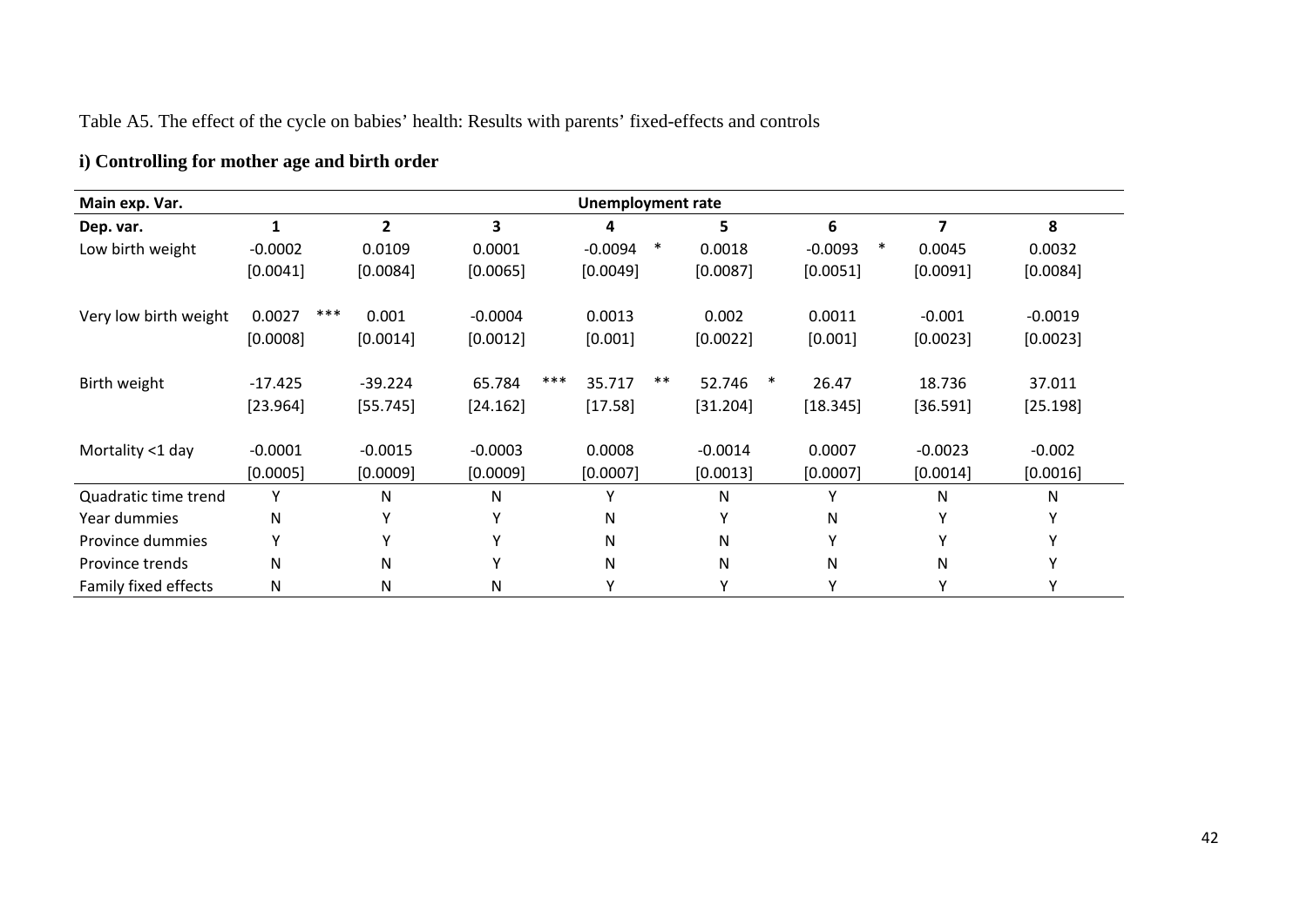Table A5. The effect of the cycle on babies' health: Results with parents' fixed-effects and controls

**i) Controlling for mother age and birth order**

| Main exp. Var. | Unemployment rate | | | | | | | |
|---|---|---|---|---|---|---|---|---|
| **Dep. var.** | **1** | **2** | **3** | **4** | **5** | **6** | **7** | **8** |
| Low birth weight | -0.0002 | 0.0109 | 0.0001 | -0.0094 * | 0.0018 | -0.0093 * | 0.0045 | 0.0032 |
| | [0.0041] | [0.0084] | [0.0065] | [0.0049] | [0.0087] | [0.0051] | [0.0091] | [0.0084] |
| Very low birth weight | 0.0027 *** | 0.001 | -0.0004 | 0.0013 | 0.002 | 0.0011 | -0.001 | -0.0019 |
| | [0.0008] | [0.0014] | [0.0012] | [0.001] | [0.0022] | [0.001] | [0.0023] | [0.0023] |
| Birth weight | -17.425 | -39.224 | 65.784 *** | 35.717 ** | 52.746 * | 26.47 | 18.736 | 37.011 |
| | [23.964] | [55.745] | [24.162] | [17.58] | [31.204] | [18.345] | [36.591] | [25.198] |
| Mortality <1 day | -0.0001 | -0.0015 | -0.0003 | 0.0008 | -0.0014 | 0.0007 | -0.0023 | -0.002 |
| | [0.0005] | [0.0009] | [0.0009] | [0.0007] | [0.0013] | [0.0007] | [0.0014] | [0.0016] |
| Quadratic time trend | Y | N | N | Y | N | Y | N | N |
| Year dummies | N | Y | Y | N | Y | N | Y | Y |
| Province dummies | Y | Y | Y | N | N | Y | Y | Y |
| Province trends | N | N | Y | N | N | N | N | Y |
| Family fixed effects | N | N | N | Y | Y | Y | Y | Y |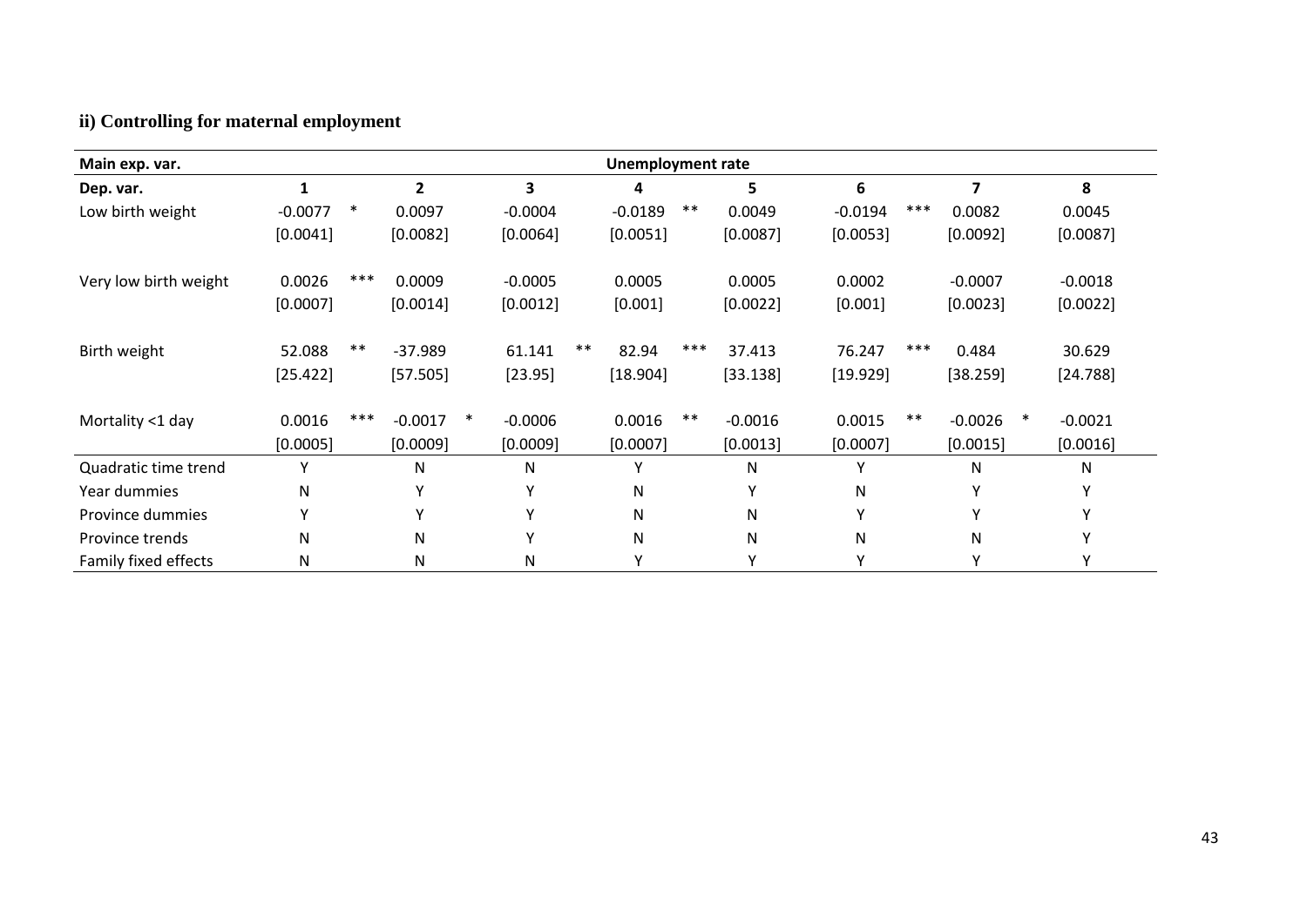### ii) Controlling for maternal employment

| Main exp. var. | Unemployment rate | | | | | | | |
|---|---|---|---|---|---|---|---|---|
| Dep. var. | 1 | 2 | 3 | 4 | 5 | 6 | 7 | 8 |
| Low birth weight | -0.0077 * | 0.0097 | -0.0004 | -0.0189 ** | 0.0049 | -0.0194 *** | 0.0082 | 0.0045 |
| | [0.0041] | [0.0082] | [0.0064] | [0.0051] | [0.0087] | [0.0053] | [0.0092] | [0.0087] |
| Very low birth weight | 0.0026 *** | 0.0009 | -0.0005 | 0.0005 | 0.0005 | 0.0002 | -0.0007 | -0.0018 |
| | [0.0007] | [0.0014] | [0.0012] | [0.001] | [0.0022] | [0.001] | [0.0023] | [0.0022] |
| Birth weight | 52.088 ** | -37.989 | 61.141 ** | 82.94 *** | 37.413 | 76.247 *** | 0.484 | 30.629 |
| | [25.422] | [57.505] | [23.95] | [18.904] | [33.138] | [19.929] | [38.259] | [24.788] |
| Mortality <1 day | 0.0016 *** | -0.0017 * | -0.0006 | 0.0016 ** | -0.0016 | 0.0015 ** | -0.0026 * | -0.0021 |
| | [0.0005] | [0.0009] | [0.0009] | [0.0007] | [0.0013] | [0.0007] | [0.0015] | [0.0016] |
| Quadratic time trend | Y | N | N | Y | N | Y | N | N |
| Year dummies | N | Y | Y | N | Y | N | Y | Y |
| Province dummies | Y | Y | Y | N | N | Y | Y | Y |
| Province trends | N | N | Y | N | N | N | N | Y |
| Family fixed effects | N | N | N | Y | Y | Y | Y | Y |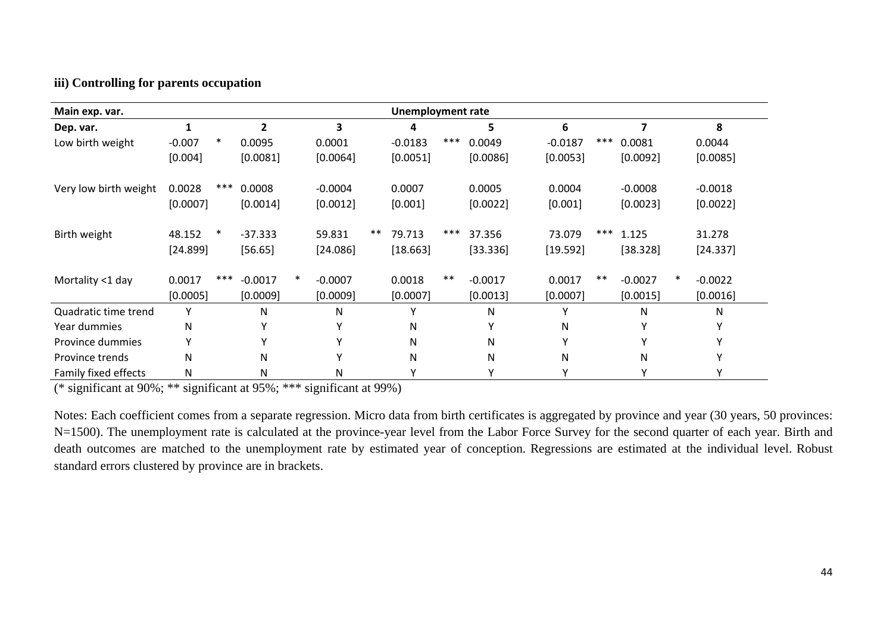**iii) Controlling for parents occupation**

| Main exp. var. | Unemployment rate | | | | | | | |
|---|---|---|---|---|---|---|---|---|
| Dep. var. | 1 | 2 | 3 | 4 | 5 | 6 | 7 | 8 |
| Low birth weight | -0.007 * | 0.0095 | 0.0001 | -0.0183 *** | 0.0049 | -0.0187 *** | 0.0081 | 0.0044 |
| | [0.004] | [0.0081] | [0.0064] | [0.0051] | [0.0086] | [0.0053] | [0.0092] | [0.0085] |
| Very low birth weight | 0.0028 *** | 0.0008 | -0.0004 | 0.0007 | 0.0005 | 0.0004 | -0.0008 | -0.0018 |
| | [0.0007] | [0.0014] | [0.0012] | [0.001] | [0.0022] | [0.001] | [0.0023] | [0.0022] |
| Birth weight | 48.152 * | -37.333 | 59.831 ** | 79.713 *** | 37.356 | 73.079 *** | 1.125 | 31.278 |
| | [24.899] | [56.65] | [24.086] | [18.663] | [33.336] | [19.592] | [38.328] | [24.337] |
| Mortality <1 day | 0.0017 *** | -0.0017 * | -0.0007 | 0.0018 ** | -0.0017 | 0.0017 ** | -0.0027 * | -0.0022 |
| | [0.0005] | [0.0009] | [0.0009] | [0.0007] | [0.0013] | [0.0007] | [0.0015] | [0.0016] |
| Quadratic time trend | Y | N | N | Y | N | Y | N | N |
| Year dummies | N | Y | Y | N | Y | N | Y | Y |
| Province dummies | Y | Y | Y | N | N | Y | Y | Y |
| Province trends | N | N | Y | N | N | N | N | Y |
| Family fixed effects | N | N | N | Y | Y | Y | Y | Y |

(* significant at 90%; ** significant at 95%; *** significant at 99%)

Notes: Each coefficient comes from a separate regression. Micro data from birth certificates is aggregated by province and year (30 years, 50 provinces: N=1500). The unemployment rate is calculated at the province-year level from the Labor Force Survey for the second quarter of each year. Birth and death outcomes are matched to the unemployment rate by estimated year of conception. Regressions are estimated at the individual level. Robust standard errors clustered by province are in brackets.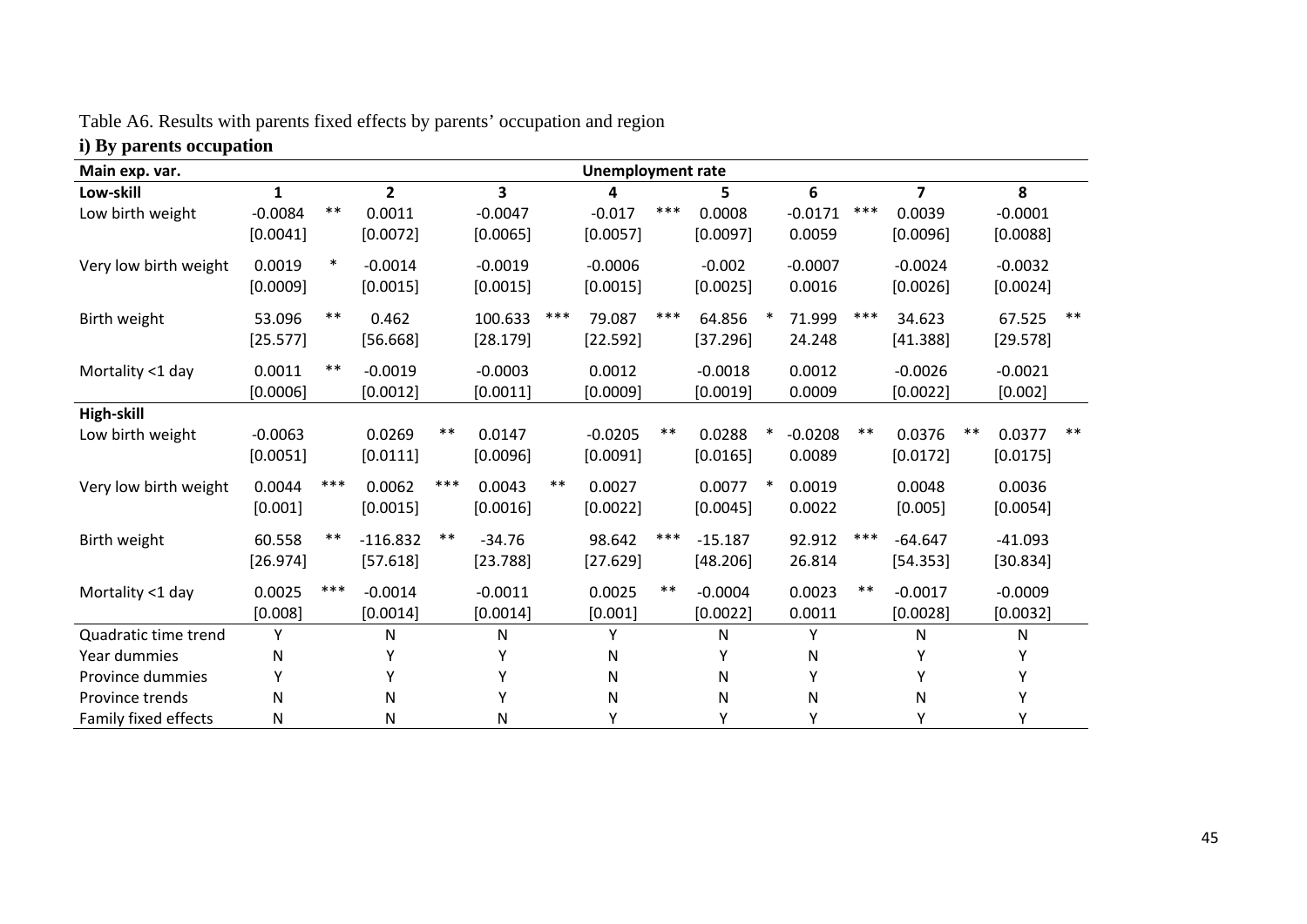Table A6. Results with parents fixed effects by parents' occupation and region

**i) By parents occupation**

| Main exp. var. | Unemployment rate | | | | | | | |
|---|---|---|---|---|---|---|---|---|
| **Low-skill** | **1** | **2** | **3** | **4** | **5** | **6** | **7** | **8** |
| Low birth weight | -0.0084 ** | 0.0011 | -0.0047 | -0.017 *** | 0.0008 | -0.0171 *** | 0.0039 | -0.0001 |
| | [0.0041] | [0.0072] | [0.0065] | [0.0057] | [0.0097] | 0.0059 | [0.0096] | [0.0088] |
| Very low birth weight | 0.0019 * | -0.0014 | -0.0019 | -0.0006 | -0.002 | -0.0007 | -0.0024 | -0.0032 |
| | [0.0009] | [0.0015] | [0.0015] | [0.0015] | [0.0025] | 0.0016 | [0.0026] | [0.0024] |
| Birth weight | 53.096 ** | 0.462 | 100.633 *** | 79.087 *** | 64.856 * | 71.999 *** | 34.623 | 67.525 ** |
| | [25.577] | [56.668] | [28.179] | [22.592] | [37.296] | 24.248 | [41.388] | [29.578] |
| Mortality <1 day | 0.0011 ** | -0.0019 | -0.0003 | 0.0012 | -0.0018 | 0.0012 | -0.0026 | -0.0021 |
| | [0.0006] | [0.0012] | [0.0011] | [0.0009] | [0.0019] | 0.0009 | [0.0022] | [0.002] |
| **High-skill** | | | | | | | | |
| Low birth weight | -0.0063 | 0.0269 ** | 0.0147 | -0.0205 ** | 0.0288 * | -0.0208 ** | 0.0376 ** | 0.0377 ** |
| | [0.0051] | [0.0111] | [0.0096] | [0.0091] | [0.0165] | 0.0089 | [0.0172] | [0.0175] |
| Very low birth weight | 0.0044 *** | 0.0062 *** | 0.0043 ** | 0.0027 | 0.0077 * | 0.0019 | 0.0048 | 0.0036 |
| | [0.001] | [0.0015] | [0.0016] | [0.0022] | [0.0045] | 0.0022 | [0.005] | [0.0054] |
| Birth weight | 60.558 ** | -116.832 ** | -34.76 | 98.642 *** | -15.187 | 92.912 *** | -64.647 | -41.093 |
| | [26.974] | [57.618] | [23.788] | [27.629] | [48.206] | 26.814 | [54.353] | [30.834] |
| Mortality <1 day | 0.0025 *** | -0.0014 | -0.0011 | 0.0025 ** | -0.0004 | 0.0023 ** | -0.0017 | -0.0009 |
| | [0.008] | [0.0014] | [0.0014] | [0.001] | [0.0022] | 0.0011 | [0.0028] | [0.0032] |
| Quadratic time trend | Y | N | N | Y | N | Y | N | N |
| Year dummies | N | Y | Y | N | Y | N | Y | Y |
| Province dummies | Y | Y | Y | N | N | Y | Y | Y |
| Province trends | N | N | Y | N | N | N | N | Y |
| Family fixed effects | N | N | N | Y | Y | Y | Y | Y |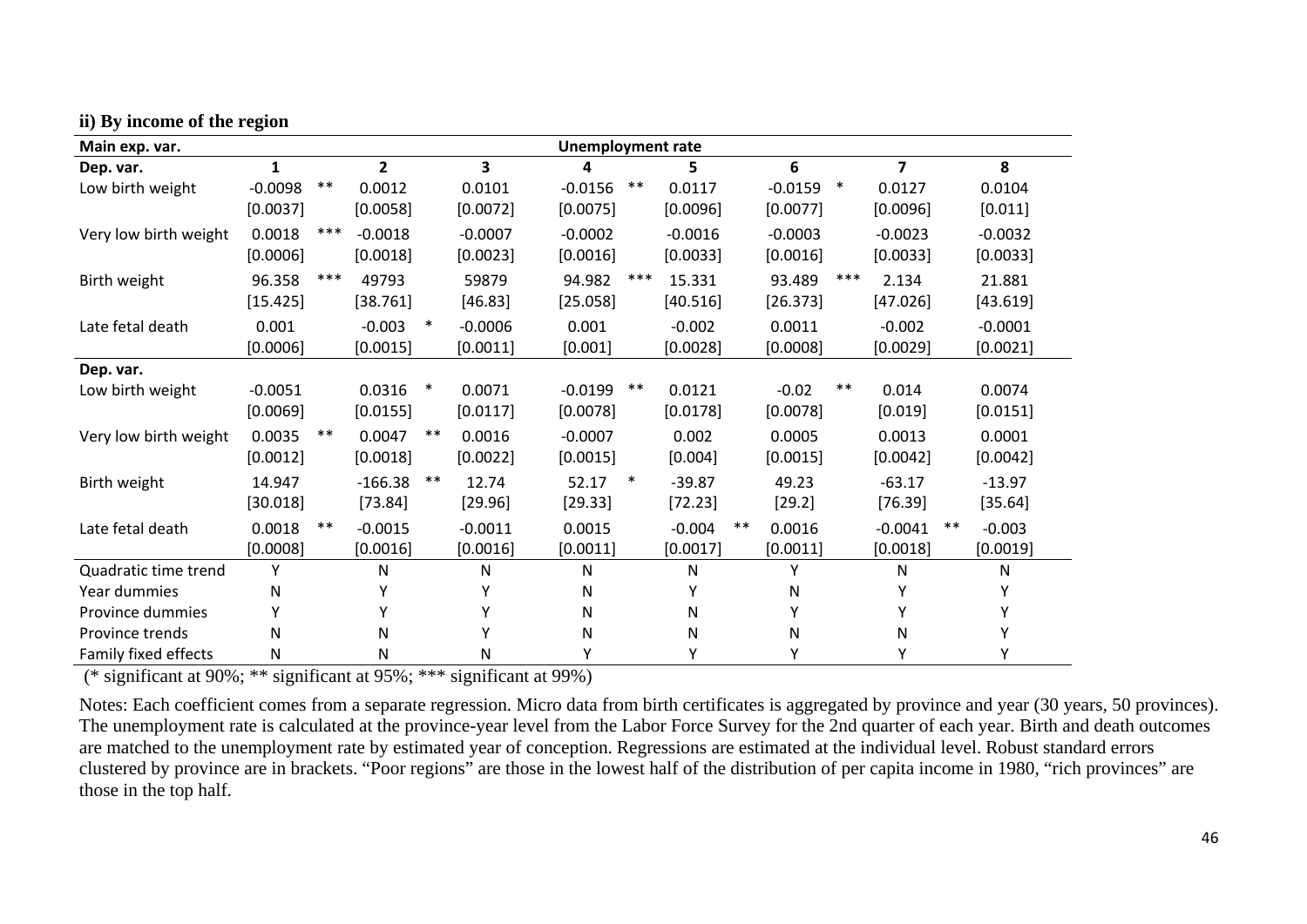**ii) By income of the region**

| Main exp. var. | Unemployment rate | | | | | | | |
|---|---|---|---|---|---|---|---|---|
| Dep. var. | 1 | 2 | 3 | 4 | 5 | 6 | 7 | 8 |
| Low birth weight | -0.0098 ** | 0.0012 | 0.0101 | -0.0156 ** | 0.0117 | -0.0159 * | 0.0127 | 0.0104 |
| | [0.0037] | [0.0058] | [0.0072] | [0.0075] | [0.0096] | [0.0077] | [0.0096] | [0.011] |
| Very low birth weight | 0.0018 *** | -0.0018 | -0.0007 | -0.0002 | -0.0016 | -0.0003 | -0.0023 | -0.0032 |
| | [0.0006] | [0.0018] | [0.0023] | [0.0016] | [0.0033] | [0.0016] | [0.0033] | [0.0033] |
| Birth weight | 96.358 *** | 49793 | 59879 | 94.982 *** | 15.331 | 93.489 *** | 2.134 | 21.881 |
| | [15.425] | [38.761] | [46.83] | [25.058] | [40.516] | [26.373] | [47.026] | [43.619] |
| Late fetal death | 0.001 | -0.003 * | -0.0006 | 0.001 | -0.002 | 0.0011 | -0.002 | -0.0001 |
| | [0.0006] | [0.0015] | [0.0011] | [0.001] | [0.0028] | [0.0008] | [0.0029] | [0.0021] |
| **Dep. var.** | | | | | | | | |
| Low birth weight | -0.0051 | 0.0316 * | 0.0071 | -0.0199 ** | 0.0121 | -0.02 ** | 0.014 | 0.0074 |
| | [0.0069] | [0.0155] | [0.0117] | [0.0078] | [0.0178] | [0.0078] | [0.019] | [0.0151] |
| Very low birth weight | 0.0035 ** | 0.0047 ** | 0.0016 | -0.0007 | 0.002 | 0.0005 | 0.0013 | 0.0001 |
| | [0.0012] | [0.0018] | [0.0022] | [0.0015] | [0.004] | [0.0015] | [0.0042] | [0.0042] |
| Birth weight | 14.947 | -166.38 ** | 12.74 | 52.17 * | -39.87 | 49.23 | -63.17 | -13.97 |
| | [30.018] | [73.84] | [29.96] | [29.33] | [72.23] | [29.2] | [76.39] | [35.64] |
| Late fetal death | 0.0018 ** | -0.0015 | -0.0011 | 0.0015 | -0.004 ** | 0.0016 | -0.0041 ** | -0.003 |
| | [0.0008] | [0.0016] | [0.0016] | [0.0011] | [0.0017] | [0.0011] | [0.0018] | [0.0019] |
| Quadratic time trend | Y | N | N | N | N | Y | N | N |
| Year dummies | N | Y | Y | N | Y | N | Y | Y |
| Province dummies | Y | Y | Y | N | N | Y | Y | Y |
| Province trends | N | N | Y | N | N | N | N | Y |
| Family fixed effects | N | N | N | Y | Y | Y | Y | Y |

(* significant at 90%; ** significant at 95%; *** significant at 99%)

Notes: Each coefficient comes from a separate regression. Micro data from birth certificates is aggregated by province and year (30 years, 50 provinces). The unemployment rate is calculated at the province-year level from the Labor Force Survey for the 2nd quarter of each year. Birth and death outcomes are matched to the unemployment rate by estimated year of conception. Regressions are estimated at the individual level. Robust standard errors clustered by province are in brackets. "Poor regions" are those in the lowest half of the distribution of per capita income in 1980, "rich provinces" are those in the top half.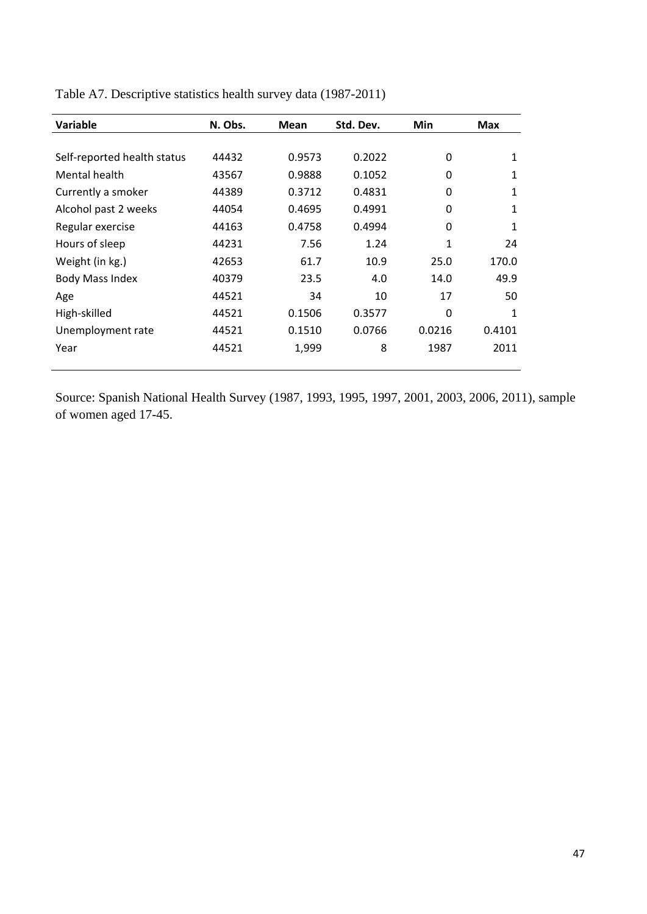Table A7. Descriptive statistics health survey data (1987-2011)

| Variable | N. Obs. | Mean | Std. Dev. | Min | Max |
|---|---|---|---|---|---|
| Self-reported health status | 44432 | 0.9573 | 0.2022 | 0 | 1 |
| Mental health | 43567 | 0.9888 | 0.1052 | 0 | 1 |
| Currently a smoker | 44389 | 0.3712 | 0.4831 | 0 | 1 |
| Alcohol past 2 weeks | 44054 | 0.4695 | 0.4991 | 0 | 1 |
| Regular exercise | 44163 | 0.4758 | 0.4994 | 0 | 1 |
| Hours of sleep | 44231 | 7.56 | 1.24 | 1 | 24 |
| Weight (in kg.) | 42653 | 61.7 | 10.9 | 25.0 | 170.0 |
| Body Mass Index | 40379 | 23.5 | 4.0 | 14.0 | 49.9 |
| Age | 44521 | 34 | 10 | 17 | 50 |
| High-skilled | 44521 | 0.1506 | 0.3577 | 0 | 1 |
| Unemployment rate | 44521 | 0.1510 | 0.0766 | 0.0216 | 0.4101 |
| Year | 44521 | 1,999 | 8 | 1987 | 2011 |

Source: Spanish National Health Survey (1987, 1993, 1995, 1997, 2001, 2003, 2006, 2011), sample of women aged 17-45.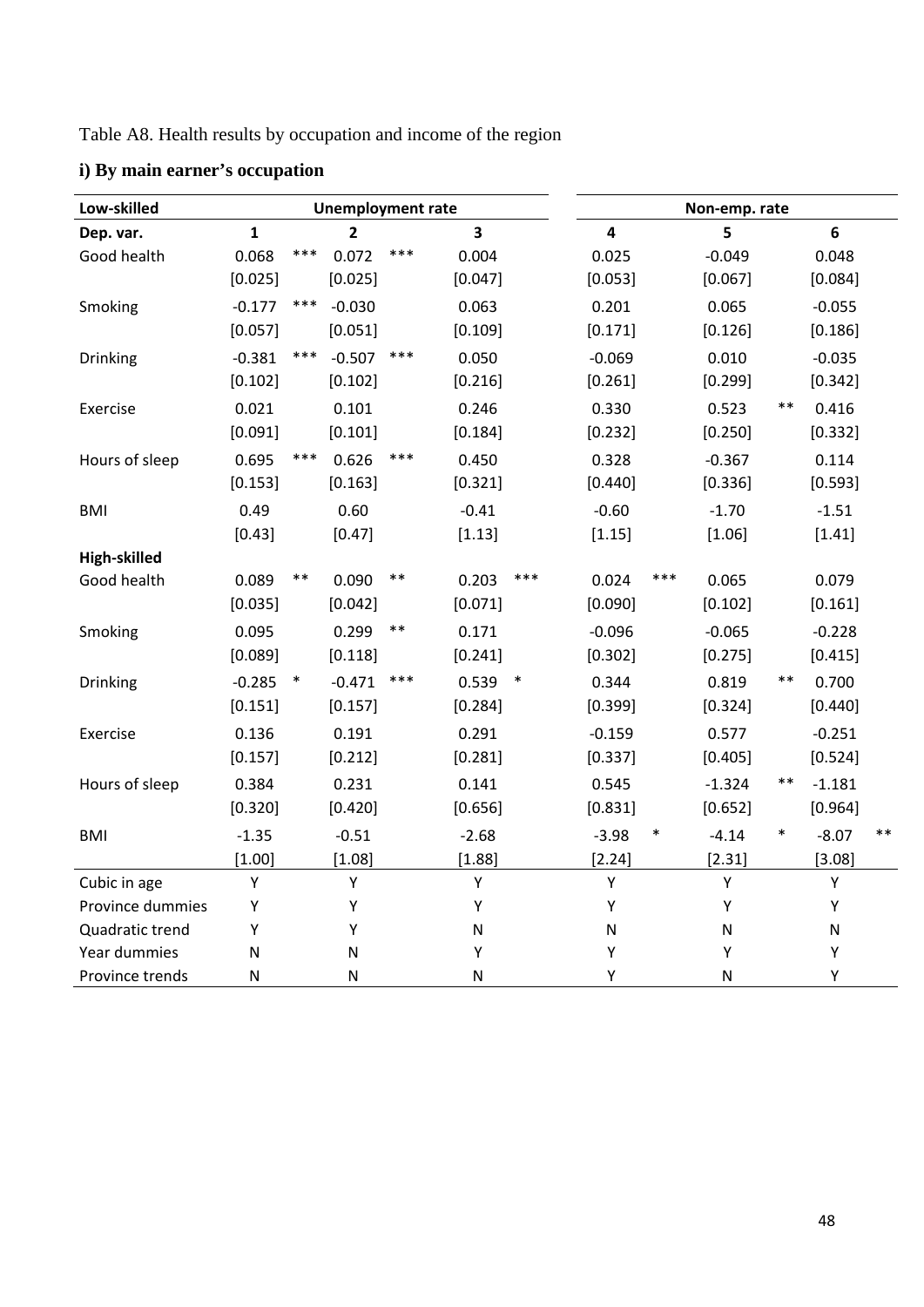Table A8. Health results by occupation and income of the region

### i) By main earner's occupation

| **Low-skilled** | Unemployment rate | | | Non-emp. rate | | |
|---|---|---|---|---|---|---|
| **Dep. var.** | **1** | **2** | **3** | **4** | **5** | **6** |
| Good health | 0.068 *** | 0.072 *** | 0.004 | 0.025 | -0.049 | 0.048 |
| | [0.025] | [0.025] | [0.047] | [0.053] | [0.067] | [0.084] |
| Smoking | -0.177 *** | -0.030 | 0.063 | 0.201 | 0.065 | -0.055 |
| | [0.057] | [0.051] | [0.109] | [0.171] | [0.126] | [0.186] |
| Drinking | -0.381 *** | -0.507 *** | 0.050 | -0.069 | 0.010 | -0.035 |
| | [0.102] | [0.102] | [0.216] | [0.261] | [0.299] | [0.342] |
| Exercise | 0.021 | 0.101 | 0.246 | 0.330 | 0.523 ** | 0.416 |
| | [0.091] | [0.101] | [0.184] | [0.232] | [0.250] | [0.332] |
| Hours of sleep | 0.695 *** | 0.626 *** | 0.450 | 0.328 | -0.367 | 0.114 |
| | [0.153] | [0.163] | [0.321] | [0.440] | [0.336] | [0.593] |
| BMI | 0.49 | 0.60 | -0.41 | -0.60 | -1.70 | -1.51 |
| | [0.43] | [0.47] | [1.13] | [1.15] | [1.06] | [1.41] |
| **High-skilled** | | | | | | |
| Good health | 0.089 ** | 0.090 ** | 0.203 *** | 0.024 *** | 0.065 | 0.079 |
| | [0.035] | [0.042] | [0.071] | [0.090] | [0.102] | [0.161] |
| Smoking | 0.095 | 0.299 ** | 0.171 | -0.096 | -0.065 | -0.228 |
| | [0.089] | [0.118] | [0.241] | [0.302] | [0.275] | [0.415] |
| Drinking | -0.285 * | -0.471 *** | 0.539 * | 0.344 | 0.819 ** | 0.700 |
| | [0.151] | [0.157] | [0.284] | [0.399] | [0.324] | [0.440] |
| Exercise | 0.136 | 0.191 | 0.291 | -0.159 | 0.577 | -0.251 |
| | [0.157] | [0.212] | [0.281] | [0.337] | [0.405] | [0.524] |
| Hours of sleep | 0.384 | 0.231 | 0.141 | 0.545 | -1.324 ** | -1.181 |
| | [0.320] | [0.420] | [0.656] | [0.831] | [0.652] | [0.964] |
| BMI | -1.35 | -0.51 | -2.68 | -3.98 * | -4.14 * | -8.07 ** |
| | [1.00] | [1.08] | [1.88] | [2.24] | [2.31] | [3.08] |
| Cubic in age | Y | Y | Y | Y | Y | Y |
| Province dummies | Y | Y | Y | Y | Y | Y |
| Quadratic trend | Y | Y | N | N | N | N |
| Year dummies | N | N | Y | Y | Y | Y |
| Province trends | N | N | N | Y | N | Y |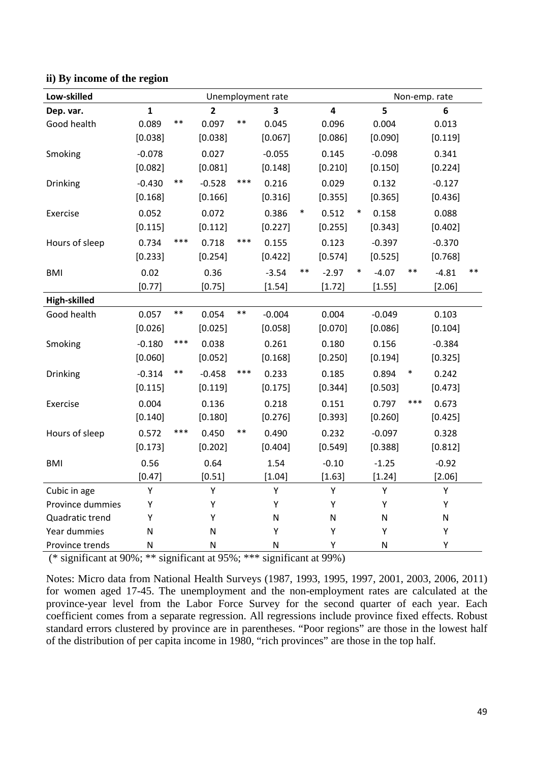### ii) By income of the region

| Low-skilled | Unemployment rate | | | | Non-emp. rate | |
|---|---|---|---|---|---|---|
| **Dep. var.** | **1** | **2** | **3** | **4** | **5** | **6** |
| Good health | 0.089 ** | 0.097 ** | 0.045 | 0.096 | 0.004 | 0.013 |
| | [0.038] | [0.038] | [0.067] | [0.086] | [0.090] | [0.119] |
| Smoking | -0.078 | 0.027 | -0.055 | 0.145 | -0.098 | 0.341 |
| | [0.082] | [0.081] | [0.148] | [0.210] | [0.150] | [0.224] |
| Drinking | -0.430 ** | -0.528 *** | 0.216 | 0.029 | 0.132 | -0.127 |
| | [0.168] | [0.166] | [0.316] | [0.355] | [0.365] | [0.436] |
| Exercise | 0.052 | 0.072 | 0.386 * | 0.512 * | 0.158 | 0.088 |
| | [0.115] | [0.112] | [0.227] | [0.255] | [0.343] | [0.402] |
| Hours of sleep | 0.734 *** | 0.718 *** | 0.155 | 0.123 | -0.397 | -0.370 |
| | [0.233] | [0.254] | [0.422] | [0.574] | [0.525] | [0.768] |
| BMI | 0.02 | 0.36 | -3.54 ** | -2.97 * | -4.07 ** | -4.81 ** |
| | [0.77] | [0.75] | [1.54] | [1.72] | [1.55] | [2.06] |
| **High-skilled** | | | | | | |
| Good health | 0.057 ** | 0.054 ** | -0.004 | 0.004 | -0.049 | 0.103 |
| | [0.026] | [0.025] | [0.058] | [0.070] | [0.086] | [0.104] |
| Smoking | -0.180 *** | 0.038 | 0.261 | 0.180 | 0.156 | -0.384 |
| | [0.060] | [0.052] | [0.168] | [0.250] | [0.194] | [0.325] |
| Drinking | -0.314 ** | -0.458 *** | 0.233 | 0.185 | 0.894 * | 0.242 |
| | [0.115] | [0.119] | [0.175] | [0.344] | [0.503] | [0.473] |
| Exercise | 0.004 | 0.136 | 0.218 | 0.151 | 0.797 *** | 0.673 |
| | [0.140] | [0.180] | [0.276] | [0.393] | [0.260] | [0.425] |
| Hours of sleep | 0.572 *** | 0.450 ** | 0.490 | 0.232 | -0.097 | 0.328 |
| | [0.173] | [0.202] | [0.404] | [0.549] | [0.388] | [0.812] |
| BMI | 0.56 | 0.64 | 1.54 | -0.10 | -1.25 | -0.92 |
| | [0.47] | [0.51] | [1.04] | [1.63] | [1.24] | [2.06] |
| Cubic in age | Y | Y | Y | Y | Y | Y |
| Province dummies | Y | Y | Y | Y | Y | Y |
| Quadratic trend | Y | Y | N | N | N | N |
| Year dummies | N | N | Y | Y | Y | Y |
| Province trends | N | N | N | Y | N | Y |

(* significant at 90%; ** significant at 95%; *** significant at 99%)

Notes: Micro data from National Health Surveys (1987, 1993, 1995, 1997, 2001, 2003, 2006, 2011) for women aged 17-45. The unemployment and the non-employment rates are calculated at the province-year level from the Labor Force Survey for the second quarter of each year. Each coefficient comes from a separate regression. All regressions include province fixed effects. Robust standard errors clustered by province are in parentheses. "Poor regions" are those in the lowest half of the distribution of per capita income in 1980, "rich provinces" are those in the top half.